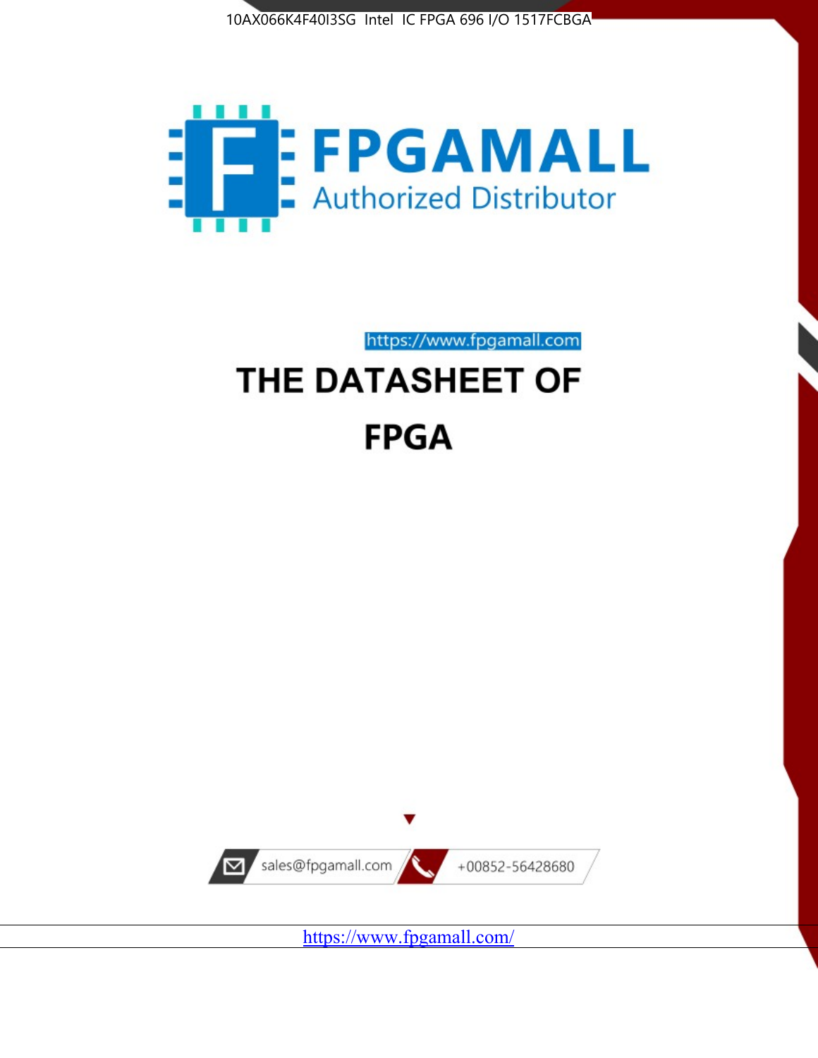10AX066K4F40I3SG Intel IC FPGA 696 I/O 1517FCBGA

FPGAMALL

Authorized Distributor

https://www.fpgamall.com

# THE DATASHEET OF

# FPGA

sales@fpgamall.com

+00852-56428680

https://www.fpgamall.com/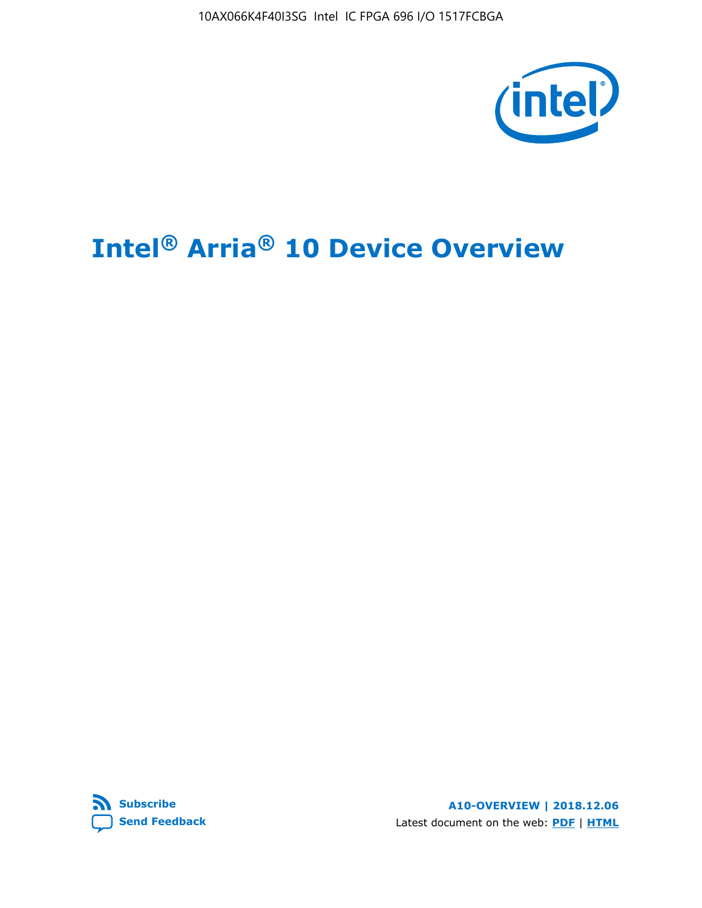# Intel® Arria® 10 Device Overview

Subscribe

Send Feedback

A10-OVERVIEW | 2018.12.06

Latest document on the web: PDF | HTML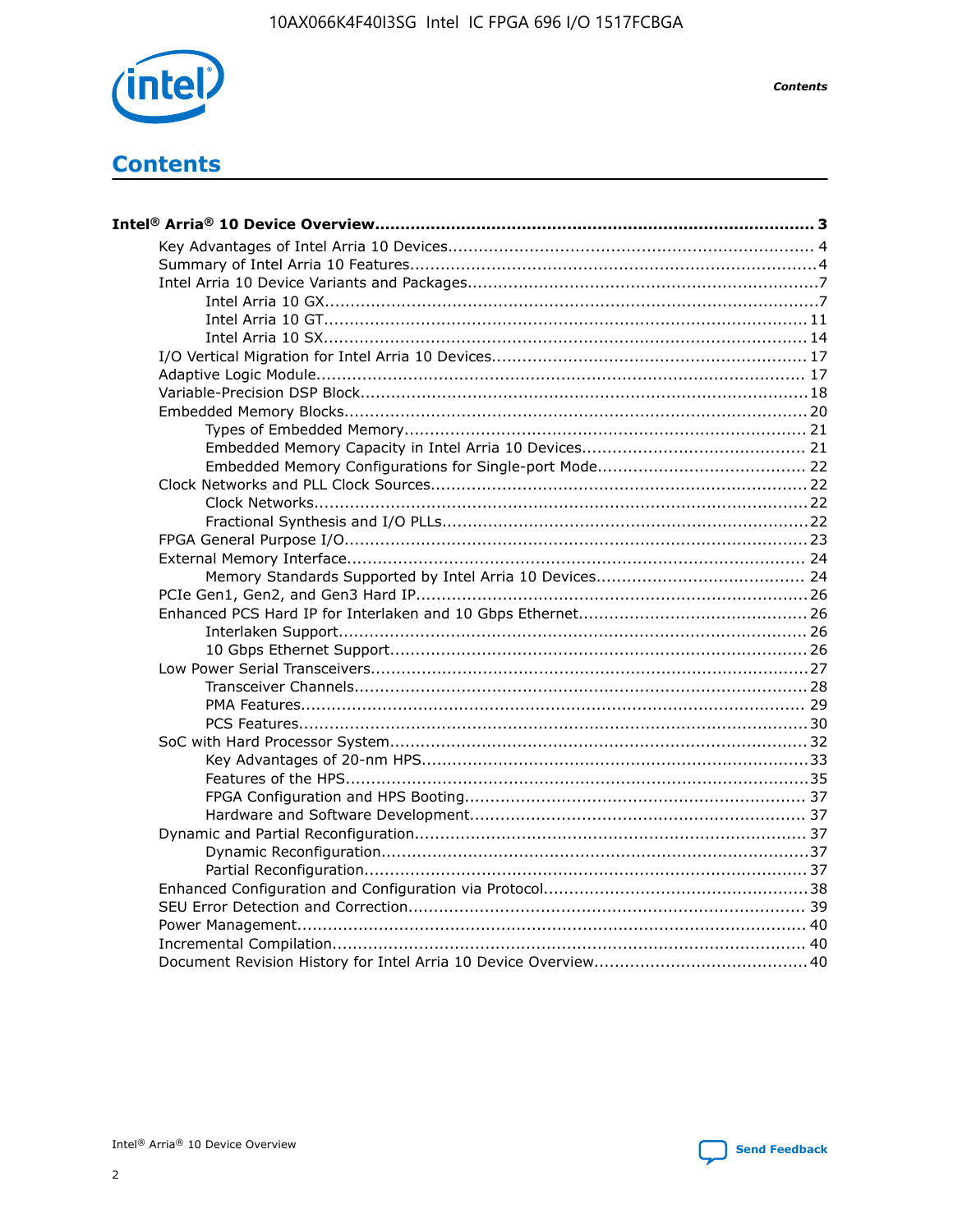# Contents

**Intel® Arria® 10 Device Overview.................................................................................... 3**

- Key Advantages of Intel Arria 10 Devices........................................................................ 4
- Summary of Intel Arria 10 Features................................................................................4
- Intel Arria 10 Device Variants and Packages.....................................................................7
  - Intel Arria 10 GX.................................................................................................7
  - Intel Arria 10 GT............................................................................................... 11
  - Intel Arria 10 SX............................................................................................... 14
- I/O Vertical Migration for Intel Arria 10 Devices.............................................................. 17
- Adaptive Logic Module................................................................................................ 17
- Variable-Precision DSP Block.........................................................................................18
- Embedded Memory Blocks........................................................................................... 20
  - Types of Embedded Memory............................................................................... 21
  - Embedded Memory Capacity in Intel Arria 10 Devices............................................ 21
  - Embedded Memory Configurations for Single-port Mode......................................... 22
- Clock Networks and PLL Clock Sources.......................................................................... 22
  - Clock Networks................................................................................................. 22
  - Fractional Synthesis and I/O PLLs........................................................................ 22
- FPGA General Purpose I/O........................................................................................... 23
- External Memory Interface.......................................................................................... 24
  - Memory Standards Supported by Intel Arria 10 Devices......................................... 24
- PCIe Gen1, Gen2, and Gen3 Hard IP............................................................................. 26
- Enhanced PCS Hard IP for Interlaken and 10 Gbps Ethernet............................................. 26
  - Interlaken Support............................................................................................ 26
  - 10 Gbps Ethernet Support.................................................................................. 26
- Low Power Serial Transceivers..................................................................................... 27
  - Transceiver Channels......................................................................................... 28
  - PMA Features................................................................................................... 29
  - PCS Features.................................................................................................... 30
- SoC with Hard Processor System.................................................................................. 32
  - Key Advantages of 20-nm HPS............................................................................ 33
  - Features of the HPS.......................................................................................... 35
  - FPGA Configuration and HPS Booting................................................................... 37
  - Hardware and Software Development.................................................................. 37
- Dynamic and Partial Reconfiguration............................................................................ 37
  - Dynamic Reconfiguration................................................................................... 37
  - Partial Reconfiguration...................................................................................... 37
- Enhanced Configuration and Configuration via Protocol................................................... 38
- SEU Error Detection and Correction.............................................................................. 39
- Power Management.................................................................................................... 40
- Incremental Compilation............................................................................................. 40
- Document Revision History for Intel Arria 10 Device Overview.......................................... 40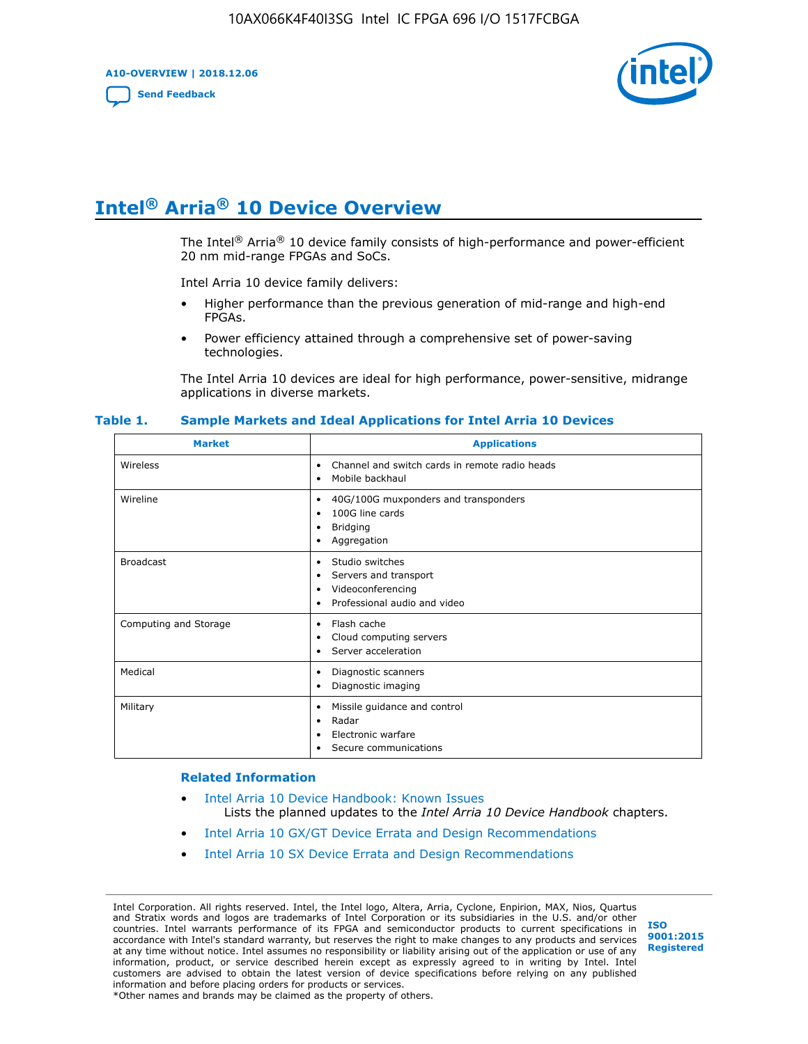# Intel® Arria® 10 Device Overview

The Intel® Arria® 10 device family consists of high-performance and power-efficient 20 nm mid-range FPGAs and SoCs.

Intel Arria 10 device family delivers:

- Higher performance than the previous generation of mid-range and high-end FPGAs.
- Power efficiency attained through a comprehensive set of power-saving technologies.

The Intel Arria 10 devices are ideal for high performance, power-sensitive, midrange applications in diverse markets.

**Table 1. Sample Markets and Ideal Applications for Intel Arria 10 Devices**

| Market | Applications |
|---|---|
| Wireless | • Channel and switch cards in remote radio heads<br>• Mobile backhaul |
| Wireline | • 40G/100G muxponders and transponders<br>• 100G line cards<br>• Bridging<br>• Aggregation |
| Broadcast | • Studio switches<br>• Servers and transport<br>• Videoconferencing<br>• Professional audio and video |
| Computing and Storage | • Flash cache<br>• Cloud computing servers<br>• Server acceleration |
| Medical | • Diagnostic scanners<br>• Diagnostic imaging |
| Military | • Missile guidance and control<br>• Radar<br>• Electronic warfare<br>• Secure communications |

### Related Information

- Intel Arria 10 Device Handbook: Known Issues
  Lists the planned updates to the *Intel Arria 10 Device Handbook* chapters.
- Intel Arria 10 GX/GT Device Errata and Design Recommendations
- Intel Arria 10 SX Device Errata and Design Recommendations

Intel Corporation. All rights reserved. Intel, the Intel logo, Altera, Arria, Cyclone, Enpirion, MAX, Nios, Quartus and Stratix words and logos are trademarks of Intel Corporation or its subsidiaries in the U.S. and/or other countries. Intel warrants performance of its FPGA and semiconductor products to current specifications in accordance with Intel's standard warranty, but reserves the right to make changes to any products and services at any time without notice. Intel assumes no responsibility or liability arising out of the application or use of any information, product, or service described herein except as expressly agreed to in writing by Intel. Intel customers are advised to obtain the latest version of device specifications before relying on any published information and before placing orders for products or services.
*Other names and brands may be claimed as the property of others.

ISO 9001:2015 Registered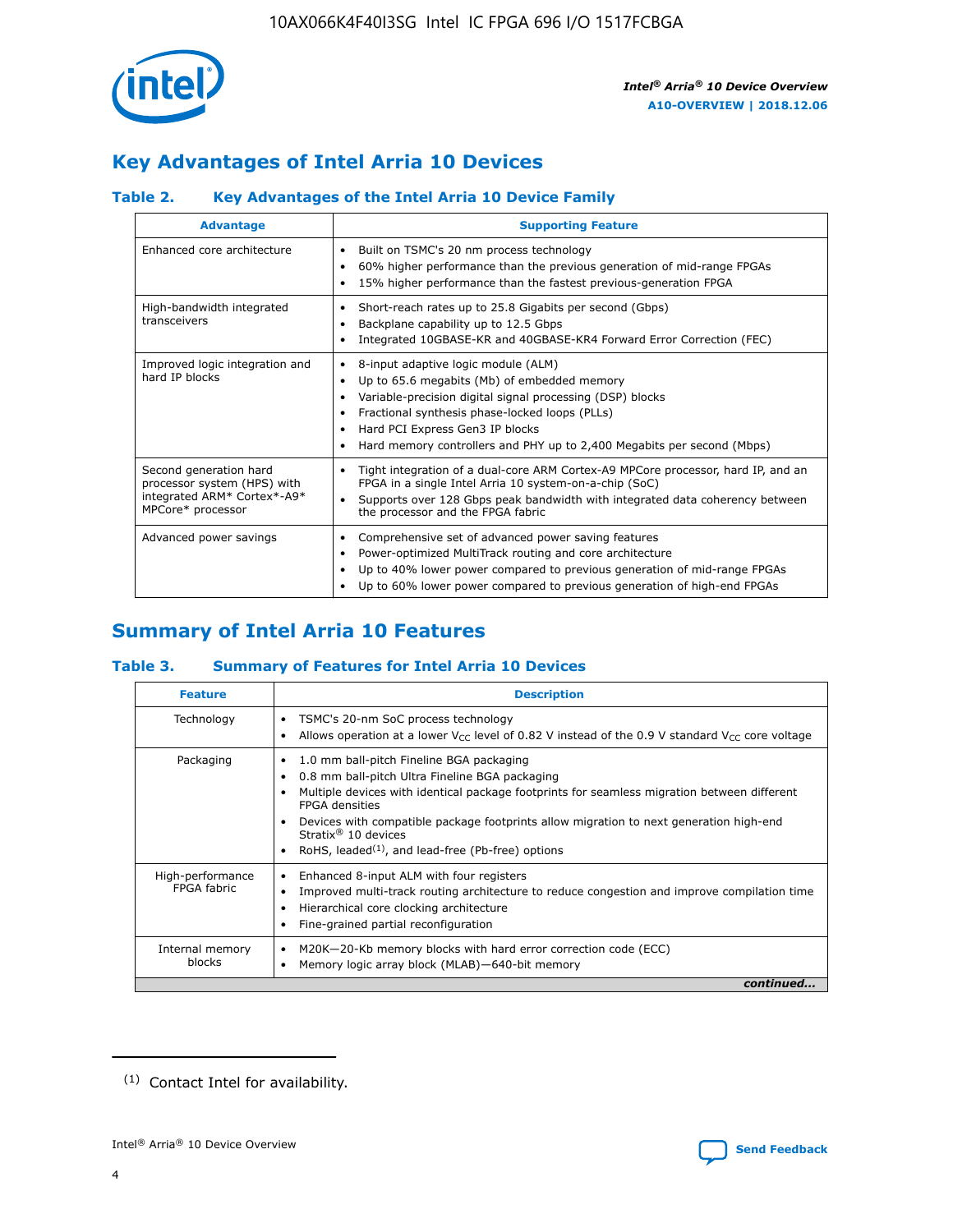## Key Advantages of Intel Arria 10 Devices

### Table 2. Key Advantages of the Intel Arria 10 Device Family

| Advantage | Supporting Feature |
|---|---|
| Enhanced core architecture | • Built on TSMC's 20 nm process technology<br>• 60% higher performance than the previous generation of mid-range FPGAs<br>• 15% higher performance than the fastest previous-generation FPGA |
| High-bandwidth integrated transceivers | • Short-reach rates up to 25.8 Gigabits per second (Gbps)<br>• Backplane capability up to 12.5 Gbps<br>• Integrated 10GBASE-KR and 40GBASE-KR4 Forward Error Correction (FEC) |
| Improved logic integration and hard IP blocks | • 8-input adaptive logic module (ALM)<br>• Up to 65.6 megabits (Mb) of embedded memory<br>• Variable-precision digital signal processing (DSP) blocks<br>• Fractional synthesis phase-locked loops (PLLs)<br>• Hard PCI Express Gen3 IP blocks<br>• Hard memory controllers and PHY up to 2,400 Megabits per second (Mbps) |
| Second generation hard processor system (HPS) with integrated ARM* Cortex*-A9* MPCore* processor | • Tight integration of a dual-core ARM Cortex-A9 MPCore processor, hard IP, and an FPGA in a single Intel Arria 10 system-on-a-chip (SoC)<br>• Supports over 128 Gbps peak bandwidth with integrated data coherency between the processor and the FPGA fabric |
| Advanced power savings | • Comprehensive set of advanced power saving features<br>• Power-optimized MultiTrack routing and core architecture<br>• Up to 40% lower power compared to previous generation of mid-range FPGAs<br>• Up to 60% lower power compared to previous generation of high-end FPGAs |

## Summary of Intel Arria 10 Features

### Table 3. Summary of Features for Intel Arria 10 Devices

| Feature | Description |
|---|---|
| Technology | • TSMC's 20-nm SoC process technology<br>• Allows operation at a lower $V_{CC}$ level of 0.82 V instead of the 0.9 V standard $V_{CC}$ core voltage |
| Packaging | • 1.0 mm ball-pitch Fineline BGA packaging<br>• 0.8 mm ball-pitch Ultra Fineline BGA packaging<br>• Multiple devices with identical package footprints for seamless migration between different FPGA densities<br>• Devices with compatible package footprints allow migration to next generation high-end Stratix® 10 devices<br>• RoHS, leaded[1], and lead-free (Pb-free) options |
| High-performance FPGA fabric | • Enhanced 8-input ALM with four registers<br>• Improved multi-track routing architecture to reduce congestion and improve compilation time<br>• Hierarchical core clocking architecture<br>• Fine-grained partial reconfiguration |
| Internal memory blocks | • M20K—20-Kb memory blocks with hard error correction code (ECC)<br>• Memory logic array block (MLAB)—640-bit memory |

*continued...*

(1) Contact Intel for availability.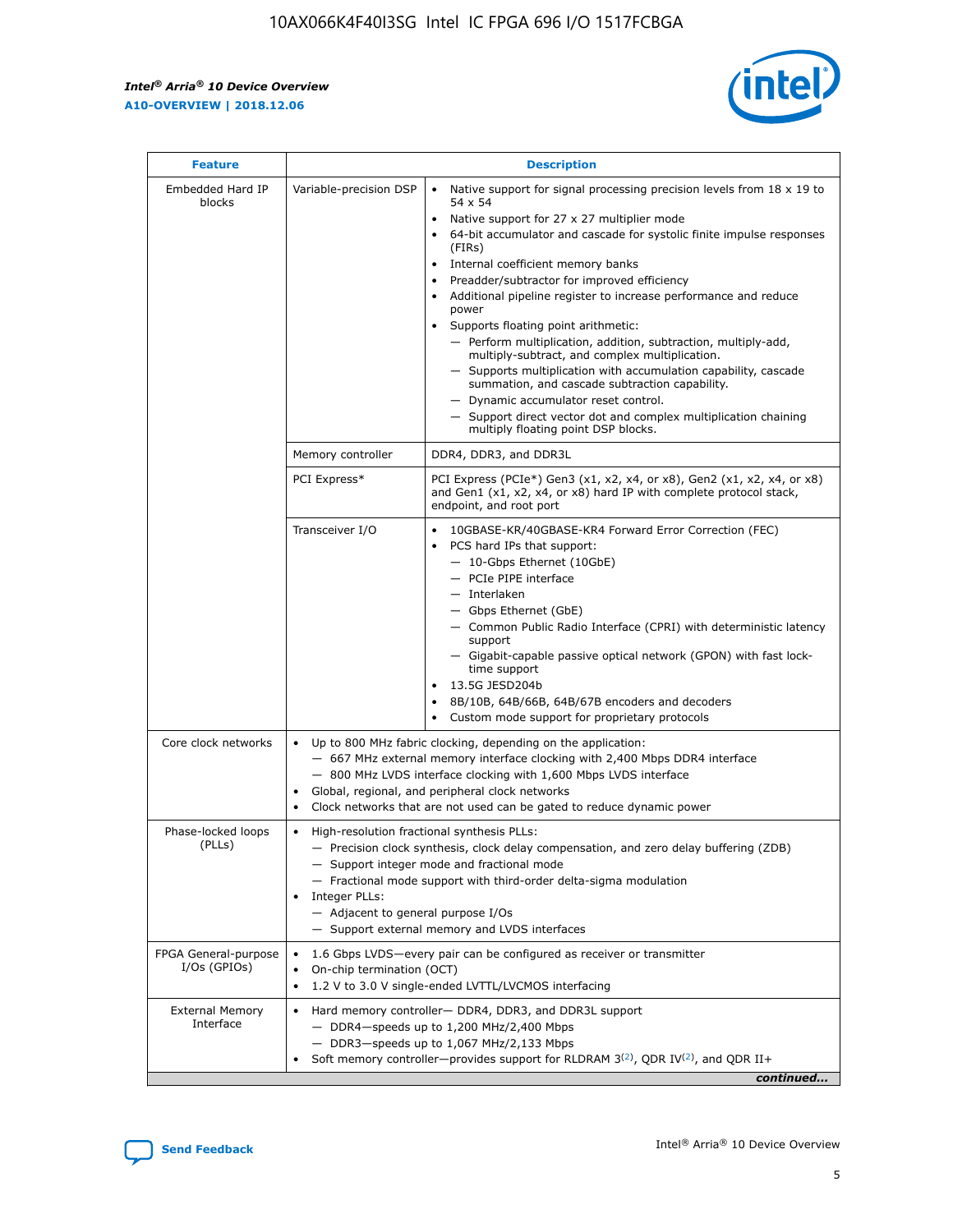| Feature | | Description |
|---|---|---|
| Embedded Hard IP blocks | Variable-precision DSP | • Native support for signal processing precision levels from 18 x 19 to 54 x 54<br>• Native support for 27 x 27 multiplier mode<br>• 64-bit accumulator and cascade for systolic finite impulse responses (FIRs)<br>• Internal coefficient memory banks<br>• Preadder/subtractor for improved efficiency<br>• Additional pipeline register to increase performance and reduce power<br>• Supports floating point arithmetic:<br>— Perform multiplication, addition, subtraction, multiply-add, multiply-subtract, and complex multiplication.<br>— Supports multiplication with accumulation capability, cascade summation, and cascade subtraction capability.<br>— Dynamic accumulator reset control.<br>— Support direct vector dot and complex multiplication chaining multiply floating point DSP blocks. |
| | Memory controller | DDR4, DDR3, and DDR3L |
| | PCI Express* | PCI Express (PCIe*) Gen3 (x1, x2, x4, or x8), Gen2 (x1, x2, x4, or x8) and Gen1 (x1, x2, x4, or x8) hard IP with complete protocol stack, endpoint, and root port |
| | Transceiver I/O | • 10GBASE-KR/40GBASE-KR4 Forward Error Correction (FEC)<br>• PCS hard IPs that support:<br>— 10-Gbps Ethernet (10GbE)<br>— PCIe PIPE interface<br>— Interlaken<br>— Gbps Ethernet (GbE)<br>— Common Public Radio Interface (CPRI) with deterministic latency support<br>— Gigabit-capable passive optical network (GPON) with fast lock-time support<br>• 13.5G JESD204b<br>• 8B/10B, 64B/66B, 64B/67B encoders and decoders<br>• Custom mode support for proprietary protocols |
| Core clock networks | | • Up to 800 MHz fabric clocking, depending on the application:<br>— 667 MHz external memory interface clocking with 2,400 Mbps DDR4 interface<br>— 800 MHz LVDS interface clocking with 1,600 Mbps LVDS interface<br>• Global, regional, and peripheral clock networks<br>• Clock networks that are not used can be gated to reduce dynamic power |
| Phase-locked loops (PLLs) | | • High-resolution fractional synthesis PLLs:<br>— Precision clock synthesis, clock delay compensation, and zero delay buffering (ZDB)<br>— Support integer mode and fractional mode<br>— Fractional mode support with third-order delta-sigma modulation<br>• Integer PLLs:<br>— Adjacent to general purpose I/Os<br>— Support external memory and LVDS interfaces |
| FPGA General-purpose I/Os (GPIOs) | | • 1.6 Gbps LVDS—every pair can be configured as receiver or transmitter<br>• On-chip termination (OCT)<br>• 1.2 V to 3.0 V single-ended LVTTL/LVCMOS interfacing |
| External Memory Interface | | • Hard memory controller— DDR4, DDR3, and DDR3L support<br>— DDR4—speeds up to 1,200 MHz/2,400 Mbps<br>— DDR3—speeds up to 1,067 MHz/2,133 Mbps<br>• Soft memory controller—provides support for RLDRAM 3[(2)], QDR IV[(2)], and QDR II+ |

*continued...*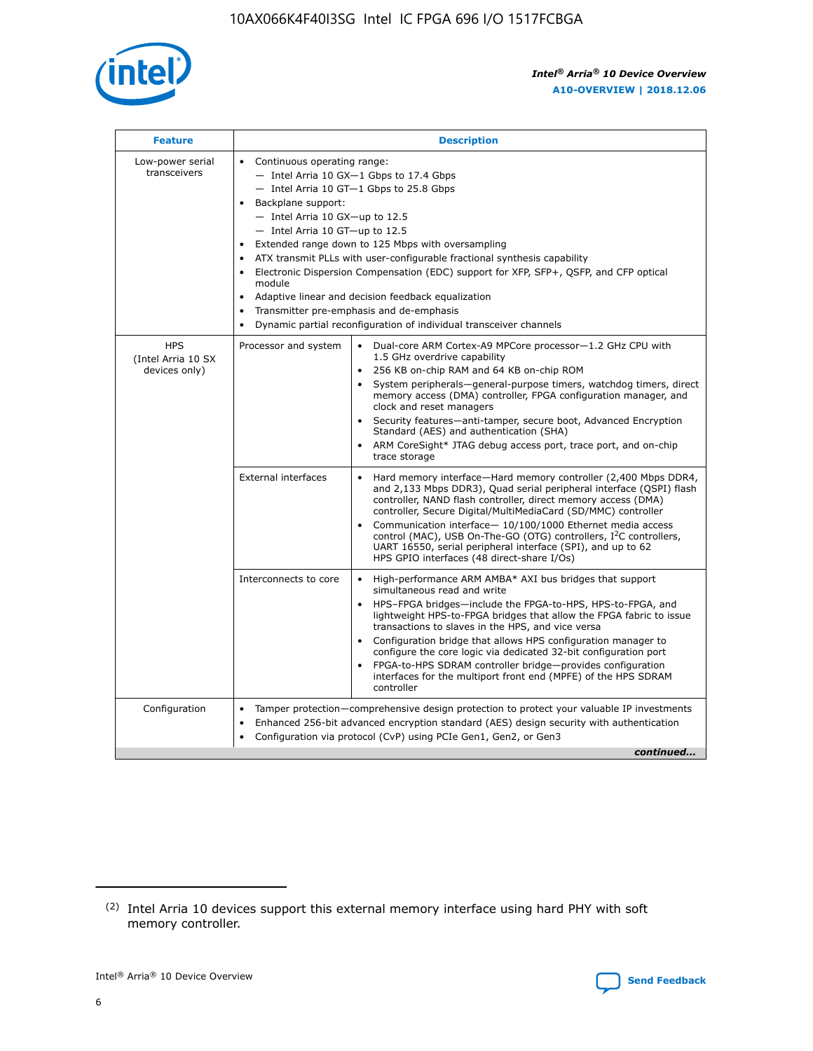| Feature | Description | |
| --- | --- | --- |
| Low-power serial transceivers | • Continuous operating range:<br>— Intel Arria 10 GX—1 Gbps to 17.4 Gbps<br>— Intel Arria 10 GT—1 Gbps to 25.8 Gbps<br>• Backplane support:<br>— Intel Arria 10 GX—up to 12.5<br>— Intel Arria 10 GT—up to 12.5<br>• Extended range down to 125 Mbps with oversampling<br>• ATX transmit PLLs with user-configurable fractional synthesis capability<br>• Electronic Dispersion Compensation (EDC) support for XFP, SFP+, QSFP, and CFP optical module<br>• Adaptive linear and decision feedback equalization<br>• Transmitter pre-emphasis and de-emphasis<br>• Dynamic partial reconfiguration of individual transceiver channels | |
| HPS (Intel Arria 10 SX devices only) | Processor and system | • Dual-core ARM Cortex-A9 MPCore processor—1.2 GHz CPU with 1.5 GHz overdrive capability<br>• 256 KB on-chip RAM and 64 KB on-chip ROM<br>• System peripherals—general-purpose timers, watchdog timers, direct memory access (DMA) controller, FPGA configuration manager, and clock and reset managers<br>• Security features—anti-tamper, secure boot, Advanced Encryption Standard (AES) and authentication (SHA)<br>• ARM CoreSight* JTAG debug access port, trace port, and on-chip trace storage |
| | External interfaces | • Hard memory interface—Hard memory controller (2,400 Mbps DDR4, and 2,133 Mbps DDR3), Quad serial peripheral interface (QSPI) flash controller, NAND flash controller, direct memory access (DMA) controller, Secure Digital/MultiMediaCard (SD/MMC) controller<br>• Communication interface— 10/100/1000 Ethernet media access control (MAC), USB On-The-GO (OTG) controllers, I²C controllers, UART 16550, serial peripheral interface (SPI), and up to 62 HPS GPIO interfaces (48 direct-share I/Os) |
| | Interconnects to core | • High-performance ARM AMBA* AXI bus bridges that support simultaneous read and write<br>• HPS–FPGA bridges—include the FPGA-to-HPS, HPS-to-FPGA, and lightweight HPS-to-FPGA bridges that allow the FPGA fabric to issue transactions to slaves in the HPS, and vice versa<br>• Configuration bridge that allows HPS configuration manager to configure the core logic via dedicated 32-bit configuration port<br>• FPGA-to-HPS SDRAM controller bridge—provides configuration interfaces for the multiport front end (MPFE) of the HPS SDRAM controller |
| Configuration | • Tamper protection—comprehensive design protection to protect your valuable IP investments<br>• Enhanced 256-bit advanced encryption standard (AES) design security with authentication<br>• Configuration via protocol (CvP) using PCIe Gen1, Gen2, or Gen3 | |

*continued...*

(2) Intel Arria 10 devices support this external memory interface using hard PHY with soft memory controller.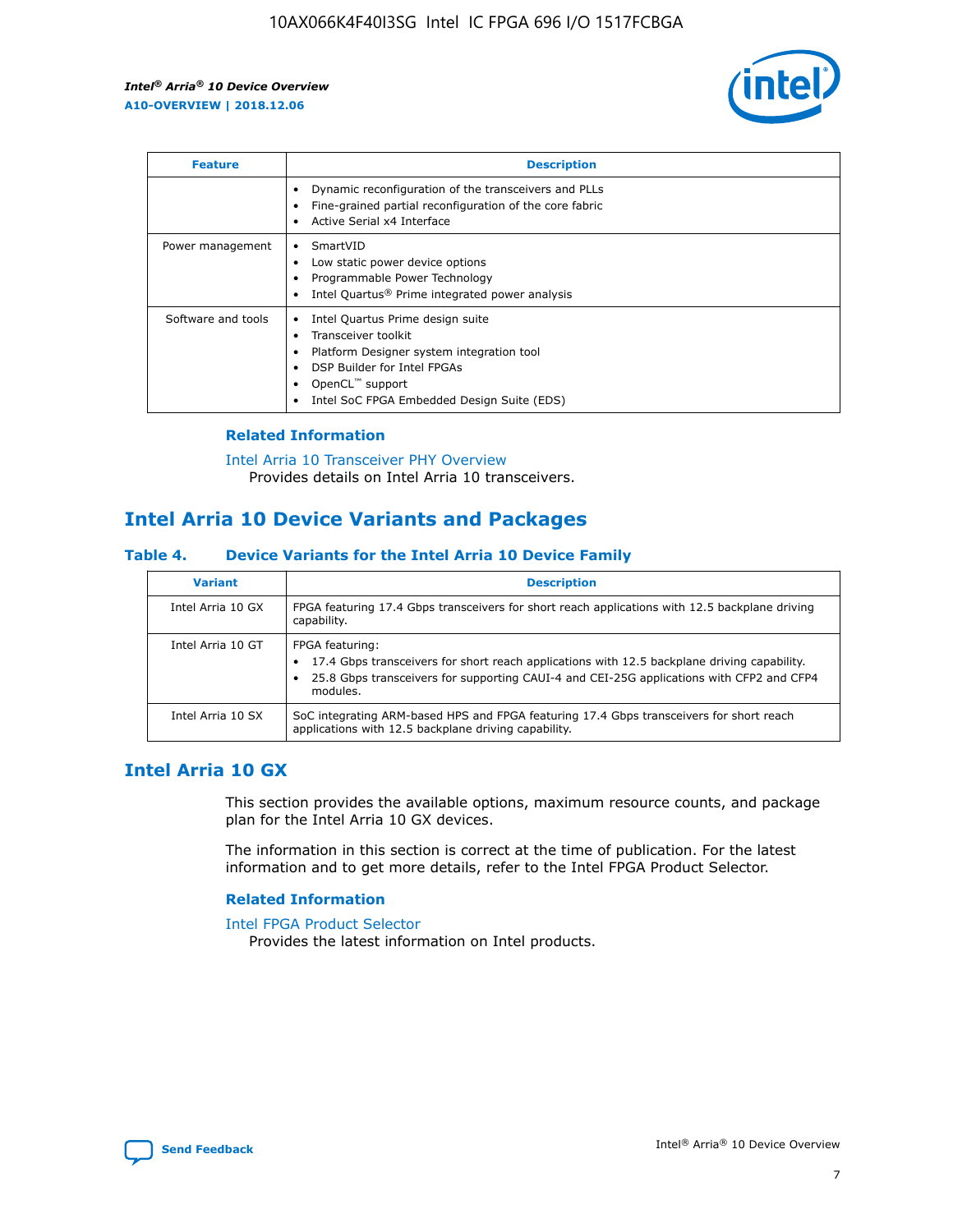| Feature | Description |
| --- | --- |
| | • Dynamic reconfiguration of the transceivers and PLLs<br>• Fine-grained partial reconfiguration of the core fabric<br>• Active Serial x4 Interface |
| Power management | • SmartVID<br>• Low static power device options<br>• Programmable Power Technology<br>• Intel Quartus® Prime integrated power analysis |
| Software and tools | • Intel Quartus Prime design suite<br>• Transceiver toolkit<br>• Platform Designer system integration tool<br>• DSP Builder for Intel FPGAs<br>• OpenCL™ support<br>• Intel SoC FPGA Embedded Design Suite (EDS) |

### Related Information

Intel Arria 10 Transceiver PHY Overview
Provides details on Intel Arria 10 transceivers.

## Intel Arria 10 Device Variants and Packages

### Table 4. Device Variants for the Intel Arria 10 Device Family

| Variant | Description |
| --- | --- |
| Intel Arria 10 GX | FPGA featuring 17.4 Gbps transceivers for short reach applications with 12.5 backplane driving capability. |
| Intel Arria 10 GT | FPGA featuring:<br>• 17.4 Gbps transceivers for short reach applications with 12.5 backplane driving capability.<br>• 25.8 Gbps transceivers for supporting CAUI-4 and CEI-25G applications with CFP2 and CFP4 modules. |
| Intel Arria 10 SX | SoC integrating ARM-based HPS and FPGA featuring 17.4 Gbps transceivers for short reach applications with 12.5 backplane driving capability. |

## Intel Arria 10 GX

This section provides the available options, maximum resource counts, and package plan for the Intel Arria 10 GX devices.

The information in this section is correct at the time of publication. For the latest information and to get more details, refer to the Intel FPGA Product Selector.

### Related Information

Intel FPGA Product Selector
Provides the latest information on Intel products.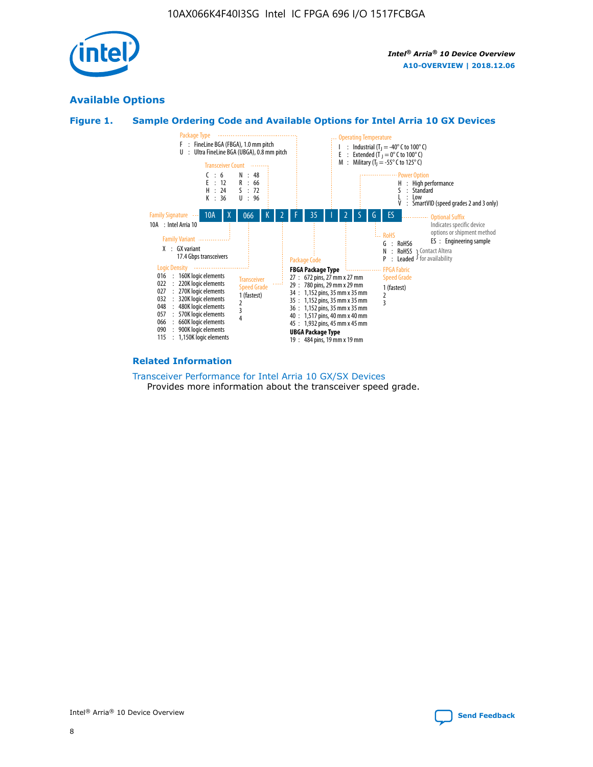## Available Options

### Figure 1. Sample Ordering Code and Available Options for Intel Arria 10 GX Devices

| 10A | X | 066 | K | 2 | F | 35 | I | 2 | S | G | ES |
|---|---|---|---|---|---|---|---|---|---|---|---|

**Family Signature**
- 10A : Intel Arria 10

**Family Variant**
- X : GX variant 17.4 Gbps transceivers

**Logic Density**
- 016 : 160K logic elements
- 022 : 220K logic elements
- 027 : 270K logic elements
- 032 : 320K logic elements
- 048 : 480K logic elements
- 057 : 570K logic elements
- 066 : 660K logic elements
- 090 : 900K logic elements
- 115 : 1,150K logic elements

**Transceiver Count**
- C : 6
- E : 12
- H : 24
- K : 36
- N : 48
- R : 66
- S : 72
- U : 96

**Transceiver Speed Grade**
- 1 (fastest)
- 2
- 3
- 4

**Package Type**
- F : FineLine BGA (FBGA), 1.0 mm pitch
- U : Ultra FineLine BGA (UBGA), 0.8 mm pitch

**Package Code**

**FBGA Package Type**
- 27 : 672 pins, 27 mm x 27 mm
- 29 : 780 pins, 29 mm x 29 mm
- 34 : 1,152 pins, 35 mm x 35 mm
- 35 : 1,152 pins, 35 mm x 35 mm
- 36 : 1,152 pins, 35 mm x 35 mm
- 40 : 1,517 pins, 40 mm x 40 mm
- 45 : 1,932 pins, 45 mm x 45 mm

**UBGA Package Type**
- 19 : 484 pins, 19 mm x 19 mm

**Operating Temperature**
- I : Industrial ($T_J$ = -40° C to 100° C)
- E : Extended ($T_J$ = 0° C to 100° C)
- M : Military ($T_J$ = -55° C to 125° C)

**FPGA Fabric Speed Grade**
- 1 (fastest)
- 2
- 3

**Power Option**
- H : High performance
- S : Standard
- L : Low
- V : SmartVID (speed grades 2 and 3 only)

**RoHS**
- G : RoHS6
- N : RoHS5 (Contact Altera for availability)
- P : Leaded (Contact Altera for availability)

**Optional Suffix**

Indicates specific device options or shipment method
- ES : Engineering sample

### Related Information

Transceiver Performance for Intel Arria 10 GX/SX Devices

Provides more information about the transceiver speed grade.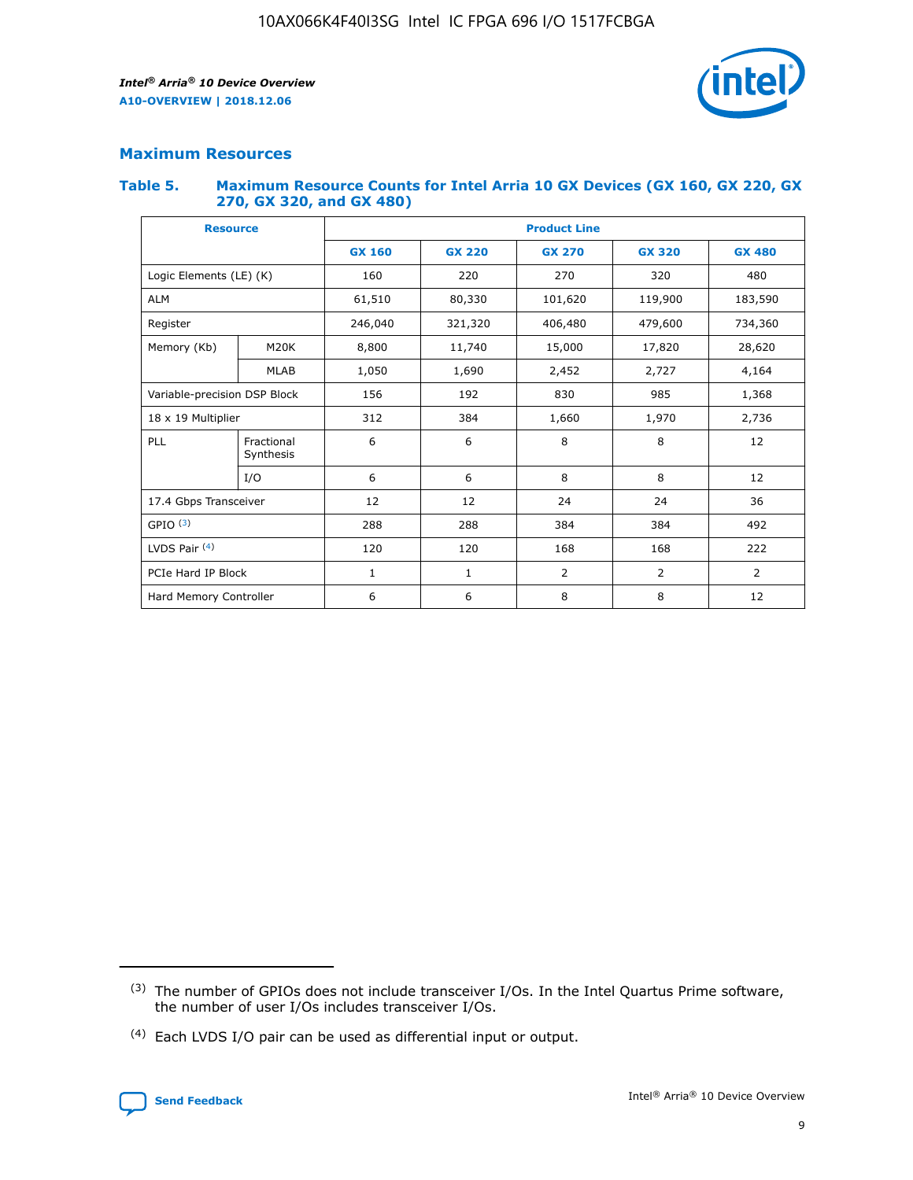## Maximum Resources

### Table 5. Maximum Resource Counts for Intel Arria 10 GX Devices (GX 160, GX 220, GX 270, GX 320, and GX 480)

| Resource | | Product Line | | | | |
|---|---|---|---|---|---|---|
| | | GX 160 | GX 220 | GX 270 | GX 320 | GX 480 |
| Logic Elements (LE) (K) | | 160 | 220 | 270 | 320 | 480 |
| ALM | | 61,510 | 80,330 | 101,620 | 119,900 | 183,590 |
| Register | | 246,040 | 321,320 | 406,480 | 479,600 | 734,360 |
| Memory (Kb) | M20K | 8,800 | 11,740 | 15,000 | 17,820 | 28,620 |
| | MLAB | 1,050 | 1,690 | 2,452 | 2,727 | 4,164 |
| Variable-precision DSP Block | | 156 | 192 | 830 | 985 | 1,368 |
| 18 x 19 Multiplier | | 312 | 384 | 1,660 | 1,970 | 2,736 |
| PLL | Fractional Synthesis | 6 | 6 | 8 | 8 | 12 |
| | I/O | 6 | 6 | 8 | 8 | 12 |
| 17.4 Gbps Transceiver | | 12 | 12 | 24 | 24 | 36 |
| GPIO [(3)] | | 288 | 288 | 384 | 384 | 492 |
| LVDS Pair [(4)] | | 120 | 120 | 168 | 168 | 222 |
| PCIe Hard IP Block | | 1 | 1 | 2 | 2 | 2 |
| Hard Memory Controller | | 6 | 6 | 8 | 8 | 12 |

(3) The number of GPIOs does not include transceiver I/Os. In the Intel Quartus Prime software, the number of user I/Os includes transceiver I/Os.

(4) Each LVDS I/O pair can be used as differential input or output.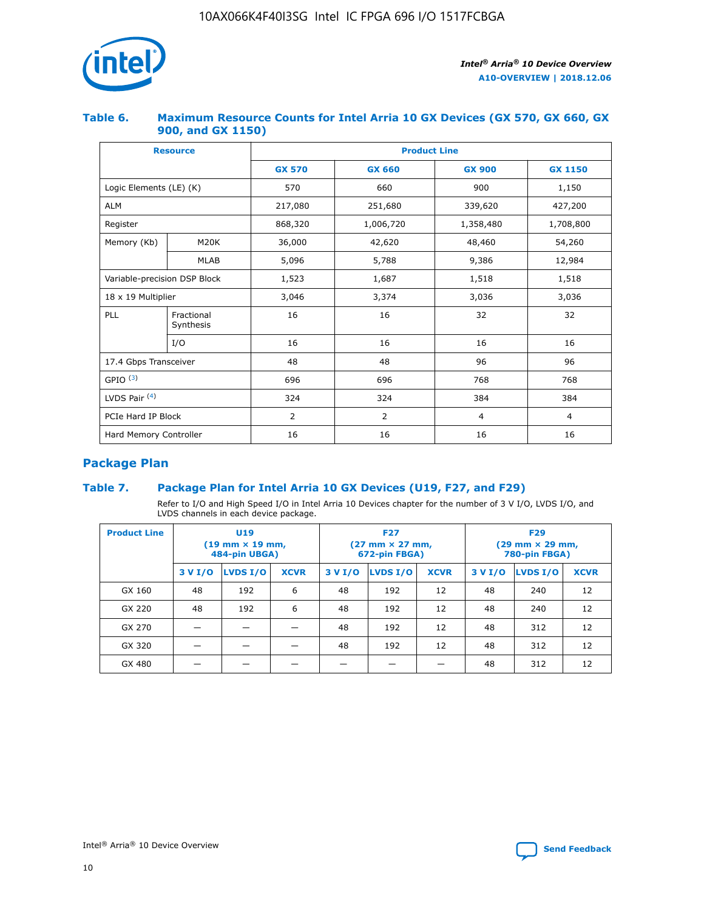### Table 6. Maximum Resource Counts for Intel Arria 10 GX Devices (GX 570, GX 660, GX 900, and GX 1150)

| Resource | | Product Line | | | |
|---|---|---|---|---|---|
| | | GX 570 | GX 660 | GX 900 | GX 1150 |
| Logic Elements (LE) (K) | | 570 | 660 | 900 | 1,150 |
| ALM | | 217,080 | 251,680 | 339,620 | 427,200 |
| Register | | 868,320 | 1,006,720 | 1,358,480 | 1,708,800 |
| Memory (Kb) | M20K | 36,000 | 42,620 | 48,460 | 54,260 |
| | MLAB | 5,096 | 5,788 | 9,386 | 12,984 |
| Variable-precision DSP Block | | 1,523 | 1,687 | 1,518 | 1,518 |
| 18 x 19 Multiplier | | 3,046 | 3,374 | 3,036 | 3,036 |
| PLL | Fractional Synthesis | 16 | 16 | 32 | 32 |
| | I/O | 16 | 16 | 16 | 16 |
| 17.4 Gbps Transceiver | | 48 | 48 | 96 | 96 |
| GPIO [3] | | 696 | 696 | 768 | 768 |
| LVDS Pair [4] | | 324 | 324 | 384 | 384 |
| PCIe Hard IP Block | | 2 | 2 | 4 | 4 |
| Hard Memory Controller | | 16 | 16 | 16 | 16 |

## Package Plan

### Table 7. Package Plan for Intel Arria 10 GX Devices (U19, F27, and F29)

Refer to I/O and High Speed I/O in Intel Arria 10 Devices chapter for the number of 3 V I/O, LVDS I/O, and LVDS channels in each device package.

| Product Line | U19 (19 mm × 19 mm, 484-pin UBGA) | | | F27 (27 mm × 27 mm, 672-pin FBGA) | | | F29 (29 mm × 29 mm, 780-pin FBGA) | | |
|---|---|---|---|---|---|---|---|---|---|
| | 3 V I/O | LVDS I/O | XCVR | 3 V I/O | LVDS I/O | XCVR | 3 V I/O | LVDS I/O | XCVR |
| GX 160 | 48 | 192 | 6 | 48 | 192 | 12 | 48 | 240 | 12 |
| GX 220 | 48 | 192 | 6 | 48 | 192 | 12 | 48 | 240 | 12 |
| GX 270 | — | — | — | 48 | 192 | 12 | 48 | 312 | 12 |
| GX 320 | — | — | — | 48 | 192 | 12 | 48 | 312 | 12 |
| GX 480 | — | — | — | — | — | — | 48 | 312 | 12 |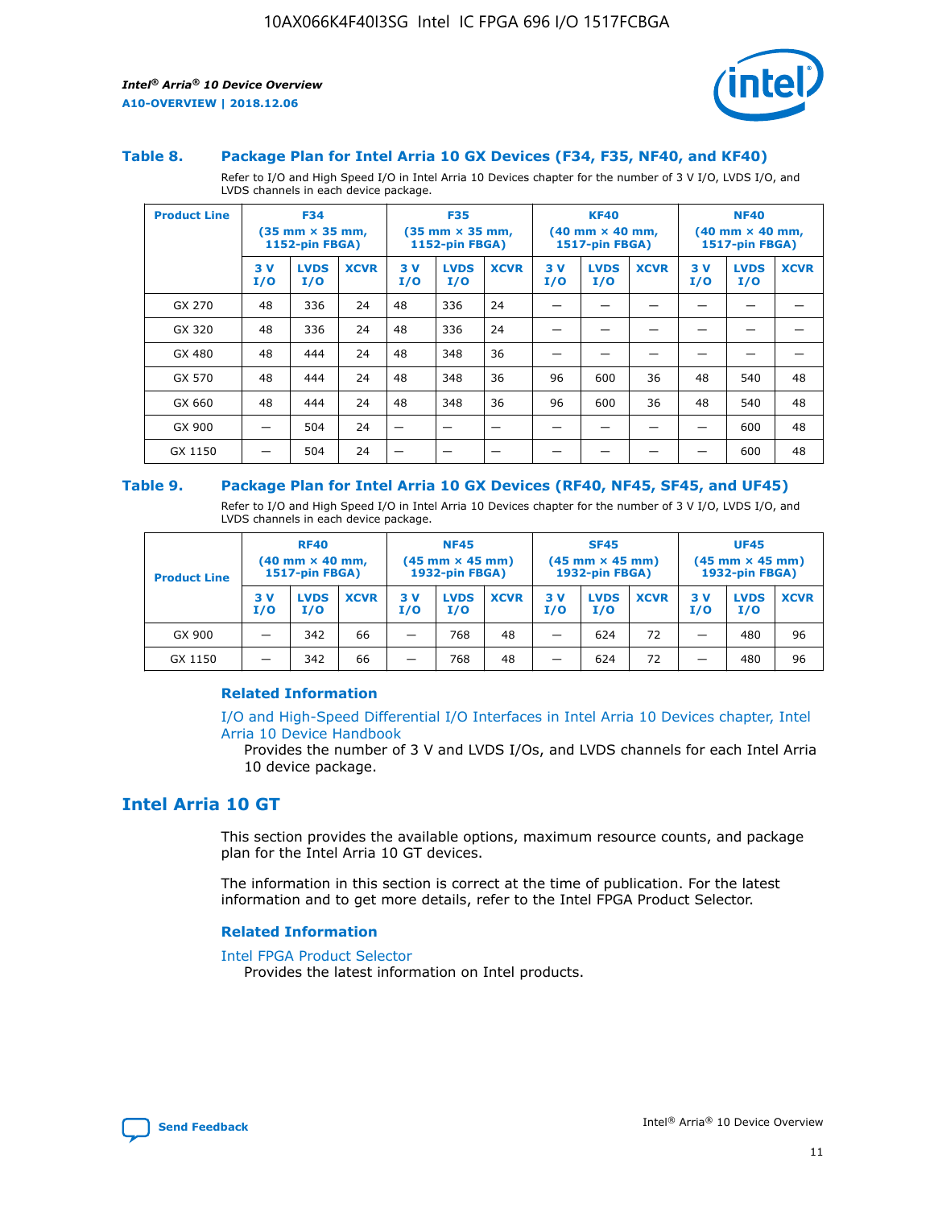### Table 8. Package Plan for Intel Arria 10 GX Devices (F34, F35, NF40, and KF40)

Refer to I/O and High Speed I/O in Intel Arria 10 Devices chapter for the number of 3 V I/O, LVDS I/O, and LVDS channels in each device package.

| Product Line | F34 (35 mm × 35 mm, 1152-pin FBGA) | | | F35 (35 mm × 35 mm, 1152-pin FBGA) | | | KF40 (40 mm × 40 mm, 1517-pin FBGA) | | | NF40 (40 mm × 40 mm, 1517-pin FBGA) | | |
|---|---|---|---|---|---|---|---|---|---|---|---|---|
| | 3 V I/O | LVDS I/O | XCVR | 3 V I/O | LVDS I/O | XCVR | 3 V I/O | LVDS I/O | XCVR | 3 V I/O | LVDS I/O | XCVR |
| GX 270 | 48 | 336 | 24 | 48 | 336 | 24 | — | — | — | — | — | — |
| GX 320 | 48 | 336 | 24 | 48 | 336 | 24 | — | — | — | — | — | — |
| GX 480 | 48 | 444 | 24 | 48 | 348 | 36 | — | — | — | — | — | — |
| GX 570 | 48 | 444 | 24 | 48 | 348 | 36 | 96 | 600 | 36 | 48 | 540 | 48 |
| GX 660 | 48 | 444 | 24 | 48 | 348 | 36 | 96 | 600 | 36 | 48 | 540 | 48 |
| GX 900 | — | 504 | 24 | — | — | — | — | — | — | — | 600 | 48 |
| GX 1150 | — | 504 | 24 | — | — | — | — | — | — | — | 600 | 48 |

### Table 9. Package Plan for Intel Arria 10 GX Devices (RF40, NF45, SF45, and UF45)

Refer to I/O and High Speed I/O in Intel Arria 10 Devices chapter for the number of 3 V I/O, LVDS I/O, and LVDS channels in each device package.

| Product Line | RF40 (40 mm × 40 mm, 1517-pin FBGA) | | | NF45 (45 mm × 45 mm) 1932-pin FBGA) | | | SF45 (45 mm × 45 mm) 1932-pin FBGA) | | | UF45 (45 mm × 45 mm) 1932-pin FBGA) | | |
|---|---|---|---|---|---|---|---|---|---|---|---|---|
| | 3 V I/O | LVDS I/O | XCVR | 3 V I/O | LVDS I/O | XCVR | 3 V I/O | LVDS I/O | XCVR | 3 V I/O | LVDS I/O | XCVR |
| GX 900 | — | 342 | 66 | — | 768 | 48 | — | 624 | 72 | — | 480 | 96 |
| GX 1150 | — | 342 | 66 | — | 768 | 48 | — | 624 | 72 | — | 480 | 96 |

#### Related Information

I/O and High-Speed Differential I/O Interfaces in Intel Arria 10 Devices chapter, Intel Arria 10 Device Handbook

Provides the number of 3 V and LVDS I/Os, and LVDS channels for each Intel Arria 10 device package.

## Intel Arria 10 GT

This section provides the available options, maximum resource counts, and package plan for the Intel Arria 10 GT devices.

The information in this section is correct at the time of publication. For the latest information and to get more details, refer to the Intel FPGA Product Selector.

#### Related Information

Intel FPGA Product Selector

Provides the latest information on Intel products.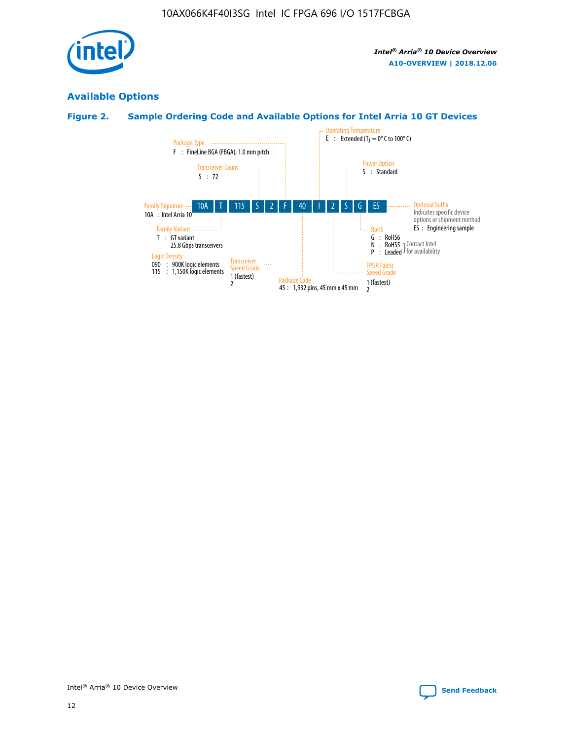## Available Options

### Figure 2. Sample Ordering Code and Available Options for Intel Arria 10 GT Devices

Ordering code: 10A T 115 S 2 F 40 I 2 S G ES

- **Family Signature**
  - 10A : Intel Arria 10
- **Family Variant**
  - T : GT variant, 25.8 Gbps transceivers
- **Logic Density**
  - 090 : 900K logic elements
  - 115 : 1,150K logic elements
- **Transceiver Count**
  - S : 72
- **Transceiver Speed Grade**
  - 1 (fastest)
  - 2
- **Package Type**
  - F : FineLine BGA (FBGA), 1.0 mm pitch
- **Package Code**
  - 45 : 1,932 pins, 45 mm x 45 mm
- **Operating Temperature**
  - E : Extended ($T_J$ = 0° C to 100° C)
- **FPGA Fabric Speed Grade**
  - 1 (fastest)
  - 2
- **Power Option**
  - S : Standard
- **RoHS**
  - G : RoHS6
  - N : RoHS5 } Contact Intel for availability
  - P : Leaded } Contact Intel for availability
- **Optional Suffix**
  - Indicates specific device options or shipment method
  - ES : Engineering sample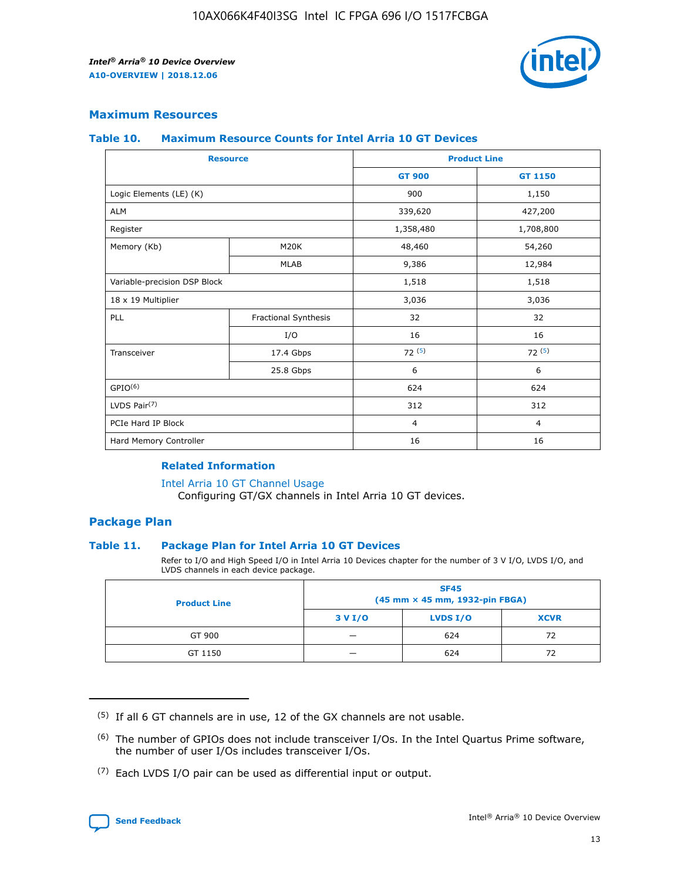## Maximum Resources

### Table 10. Maximum Resource Counts for Intel Arria 10 GT Devices

| Resource | | Product Line | |
|---|---|---|---|
| | | GT 900 | GT 1150 |
| Logic Elements (LE) (K) | | 900 | 1,150 |
| ALM | | 339,620 | 427,200 |
| Register | | 1,358,480 | 1,708,800 |
| Memory (Kb) | M20K | 48,460 | 54,260 |
| | MLAB | 9,386 | 12,984 |
| Variable-precision DSP Block | | 1,518 | 1,518 |
| 18 x 19 Multiplier | | 3,036 | 3,036 |
| PLL | Fractional Synthesis | 32 | 32 |
| | I/O | 16 | 16 |
| Transceiver | 17.4 Gbps | 72 (5) | 72 (5) |
| | 25.8 Gbps | 6 | 6 |
| GPIO(6) | | 624 | 624 |
| LVDS Pair(7) | | 312 | 312 |
| PCIe Hard IP Block | | 4 | 4 |
| Hard Memory Controller | | 16 | 16 |

#### Related Information

Intel Arria 10 GT Channel Usage
Configuring GT/GX channels in Intel Arria 10 GT devices.

## Package Plan

### Table 11. Package Plan for Intel Arria 10 GT Devices

Refer to I/O and High Speed I/O in Intel Arria 10 Devices chapter for the number of 3 V I/O, LVDS I/O, and LVDS channels in each device package.

| Product Line | SF45 (45 mm × 45 mm, 1932-pin FBGA) | | |
|---|---|---|---|
| | 3 V I/O | LVDS I/O | XCVR |
| GT 900 | — | 624 | 72 |
| GT 1150 | — | 624 | 72 |

(5) If all 6 GT channels are in use, 12 of the GX channels are not usable.

(6) The number of GPIOs does not include transceiver I/Os. In the Intel Quartus Prime software, the number of user I/Os includes transceiver I/Os.

(7) Each LVDS I/O pair can be used as differential input or output.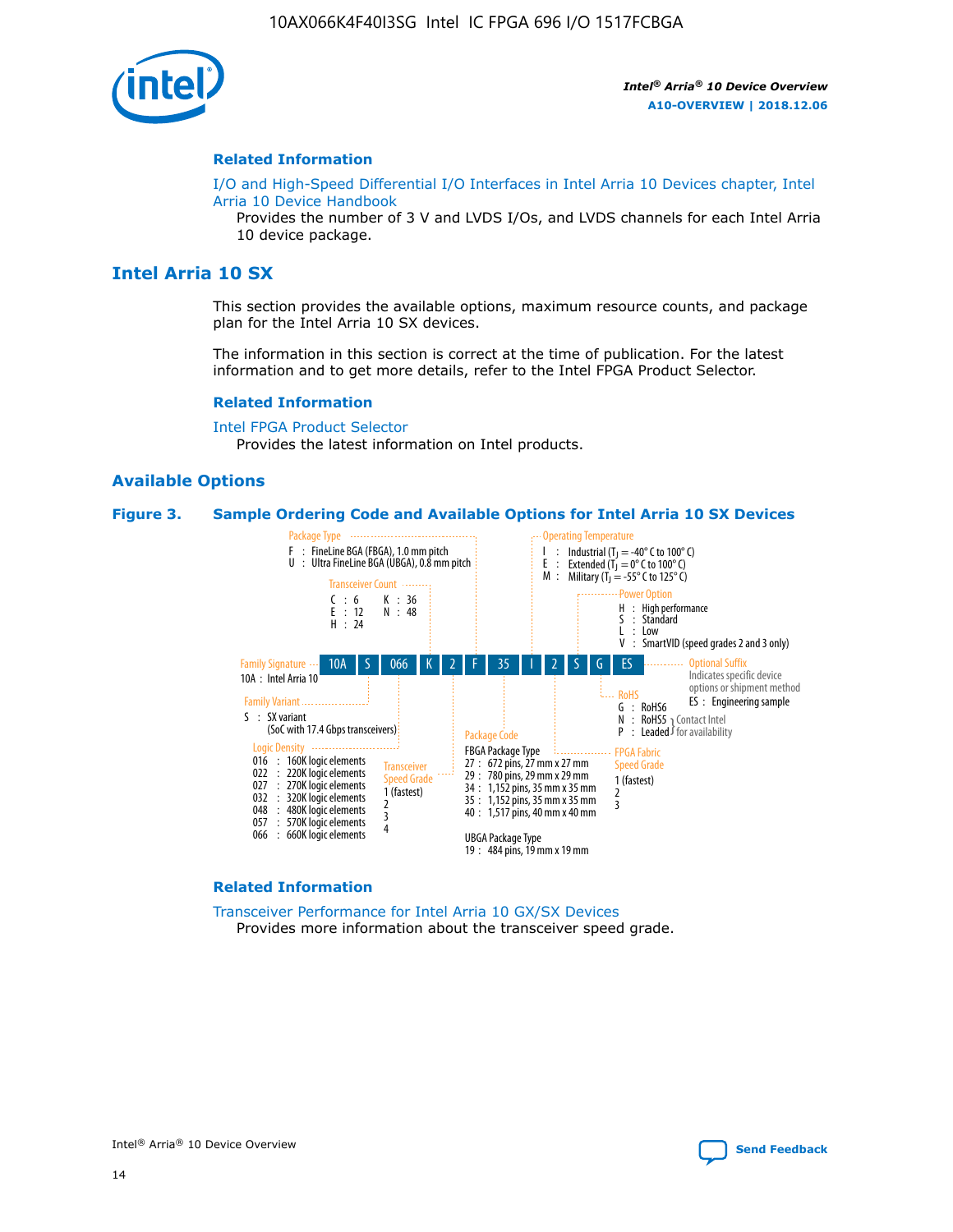## Related Information

I/O and High-Speed Differential I/O Interfaces in Intel Arria 10 Devices chapter, Intel Arria 10 Device Handbook

Provides the number of 3 V and LVDS I/Os, and LVDS channels for each Intel Arria 10 device package.

# Intel Arria 10 SX

This section provides the available options, maximum resource counts, and package plan for the Intel Arria 10 SX devices.

The information in this section is correct at the time of publication. For the latest information and to get more details, refer to the Intel FPGA Product Selector.

## Related Information

Intel FPGA Product Selector

Provides the latest information on Intel products.

## Available Options

**Figure 3. Sample Ordering Code and Available Options for Intel Arria 10 SX Devices**

Sample ordering code: 10A S 066 K 2 F 35 I 2 S G ES

- **Family Signature**
  - 10A : Intel Arria 10
- **Family Variant**
  - S : SX variant (SoC with 17.4 Gbps transceivers)
- **Logic Density**
  - 016 : 160K logic elements
  - 022 : 220K logic elements
  - 027 : 270K logic elements
  - 032 : 320K logic elements
  - 048 : 480K logic elements
  - 057 : 570K logic elements
  - 066 : 660K logic elements
- **Transceiver Count**
  - C : 6
  - E : 12
  - H : 24
  - K : 36
  - N : 48
- **Transceiver Speed Grade**
  - 1 (fastest)
  - 2
  - 3
  - 4
- **Package Type**
  - F : FineLine BGA (FBGA), 1.0 mm pitch
  - U : Ultra FineLine BGA (UBGA), 0.8 mm pitch
- **Package Code**
  - FBGA Package Type
    - 27 : 672 pins, 27 mm x 27 mm
    - 29 : 780 pins, 29 mm x 29 mm
    - 34 : 1,152 pins, 35 mm x 35 mm
    - 35 : 1,152 pins, 35 mm x 35 mm
    - 40 : 1,517 pins, 40 mm x 40 mm
  - UBGA Package Type
    - 19 : 484 pins, 19 mm x 19 mm
- **Operating Temperature**
  - I : Industrial ($T_J$ = -40° C to 100° C)
  - E : Extended ($T_J$ = 0° C to 100° C)
  - M : Military ($T_J$ = -55° C to 125° C)
- **FPGA Fabric Speed Grade**
  - 1 (fastest)
  - 2
  - 3
- **Power Option**
  - H : High performance
  - S : Standard
  - L : Low
  - V : SmartVID (speed grades 2 and 3 only)
- **RoHS**
  - G : RoHS6
  - N : RoHS5 (Contact Intel for availability)
  - P : Leaded (Contact Intel for availability)
- **Optional Suffix**
  - Indicates specific device options or shipment method
  - ES : Engineering sample

## Related Information

Transceiver Performance for Intel Arria 10 GX/SX Devices

Provides more information about the transceiver speed grade.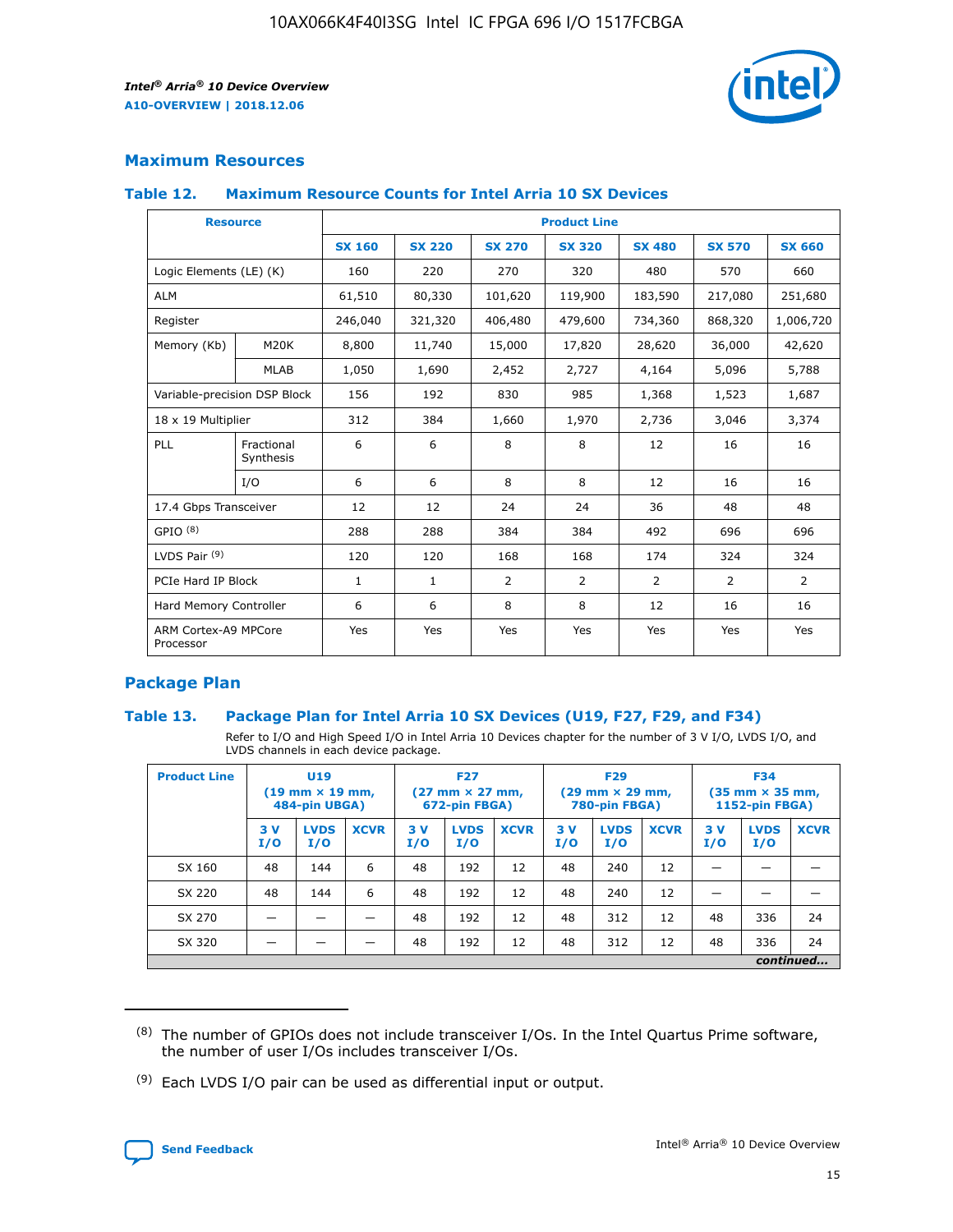## Maximum Resources

### Table 12. Maximum Resource Counts for Intel Arria 10 SX Devices

| Resource | | Product Line | | | | | | |
|---|---|---|---|---|---|---|---|---|
| | | SX 160 | SX 220 | SX 270 | SX 320 | SX 480 | SX 570 | SX 660 |
| Logic Elements (LE) (K) | | 160 | 220 | 270 | 320 | 480 | 570 | 660 |
| ALM | | 61,510 | 80,330 | 101,620 | 119,900 | 183,590 | 217,080 | 251,680 |
| Register | | 246,040 | 321,320 | 406,480 | 479,600 | 734,360 | 868,320 | 1,006,720 |
| Memory (Kb) | M20K | 8,800 | 11,740 | 15,000 | 17,820 | 28,620 | 36,000 | 42,620 |
| | MLAB | 1,050 | 1,690 | 2,452 | 2,727 | 4,164 | 5,096 | 5,788 |
| Variable-precision DSP Block | | 156 | 192 | 830 | 985 | 1,368 | 1,523 | 1,687 |
| 18 x 19 Multiplier | | 312 | 384 | 1,660 | 1,970 | 2,736 | 3,046 | 3,374 |
| PLL | Fractional Synthesis | 6 | 6 | 8 | 8 | 12 | 16 | 16 |
| | I/O | 6 | 6 | 8 | 8 | 12 | 16 | 16 |
| 17.4 Gbps Transceiver | | 12 | 12 | 24 | 24 | 36 | 48 | 48 |
| GPIO [8] | | 288 | 288 | 384 | 384 | 492 | 696 | 696 |
| LVDS Pair [9] | | 120 | 120 | 168 | 168 | 174 | 324 | 324 |
| PCIe Hard IP Block | | 1 | 1 | 2 | 2 | 2 | 2 | 2 |
| Hard Memory Controller | | 6 | 6 | 8 | 8 | 12 | 16 | 16 |
| ARM Cortex-A9 MPCore Processor | | Yes | Yes | Yes | Yes | Yes | Yes | Yes |

## Package Plan

### Table 13. Package Plan for Intel Arria 10 SX Devices (U19, F27, F29, and F34)

Refer to I/O and High Speed I/O in Intel Arria 10 Devices chapter for the number of 3 V I/O, LVDS I/O, and LVDS channels in each device package.

| Product Line | U19 (19 mm × 19 mm, 484-pin UBGA) | | | F27 (27 mm × 27 mm, 672-pin FBGA) | | | F29 (29 mm × 29 mm, 780-pin FBGA) | | | F34 (35 mm × 35 mm, 1152-pin FBGA) | | |
|---|---|---|---|---|---|---|---|---|---|---|---|---|
| | 3 V I/O | LVDS I/O | XCVR | 3 V I/O | LVDS I/O | XCVR | 3 V I/O | LVDS I/O | XCVR | 3 V I/O | LVDS I/O | XCVR |
| SX 160 | 48 | 144 | 6 | 48 | 192 | 12 | 48 | 240 | 12 | — | — | — |
| SX 220 | 48 | 144 | 6 | 48 | 192 | 12 | 48 | 240 | 12 | — | — | — |
| SX 270 | — | — | — | 48 | 192 | 12 | 48 | 312 | 12 | 48 | 336 | 24 |
| SX 320 | — | — | — | 48 | 192 | 12 | 48 | 312 | 12 | 48 | 336 | 24 |

*continued...*

(8) The number of GPIOs does not include transceiver I/Os. In the Intel Quartus Prime software, the number of user I/Os includes transceiver I/Os.

(9) Each LVDS I/O pair can be used as differential input or output.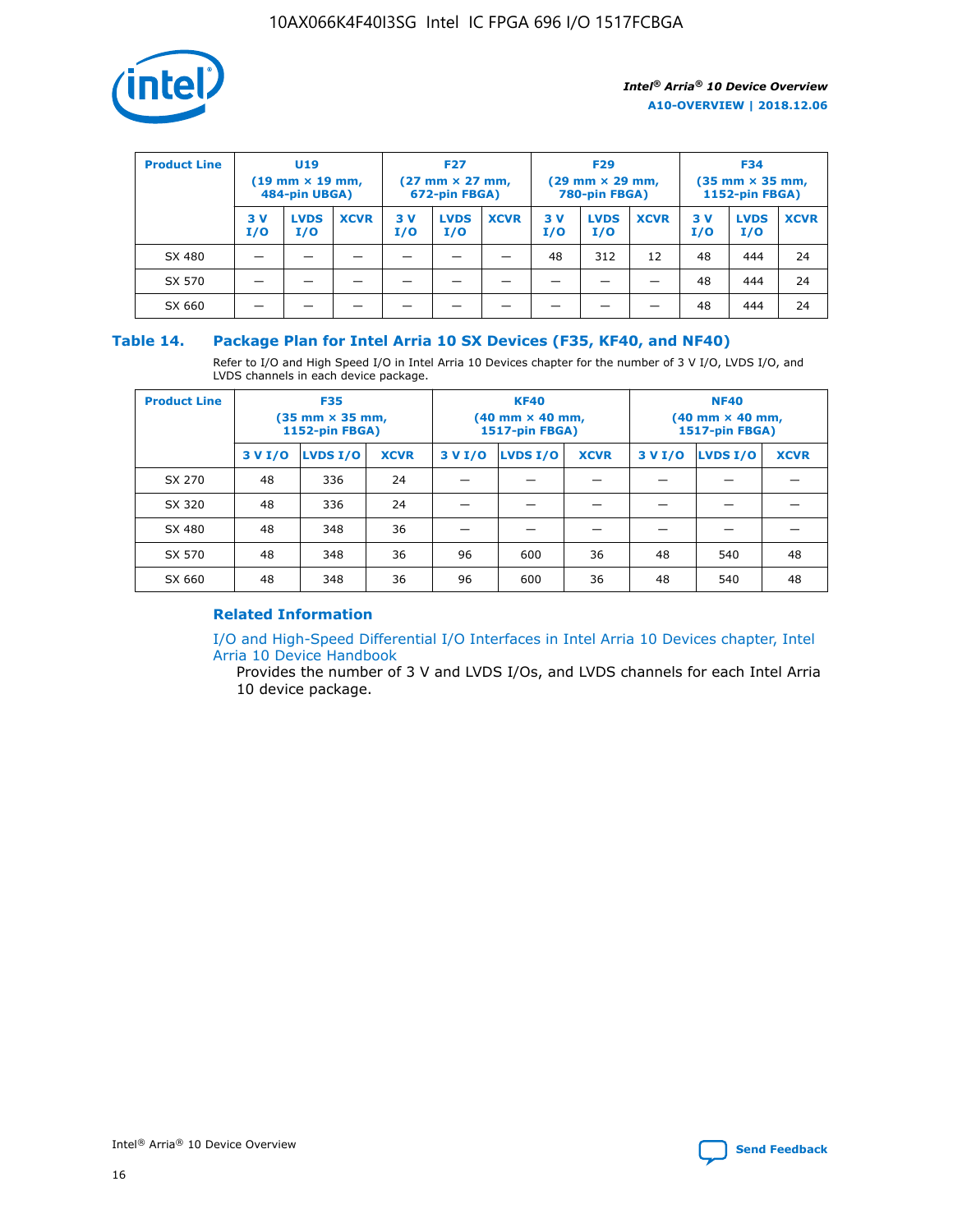| Product Line | U19 (19 mm × 19 mm, 484-pin UBGA) | | | F27 (27 mm × 27 mm, 672-pin FBGA) | | | F29 (29 mm × 29 mm, 780-pin FBGA) | | | F34 (35 mm × 35 mm, 1152-pin FBGA) | | |
|---|---|---|---|---|---|---|---|---|---|---|---|---|
| | 3 V I/O | LVDS I/O | XCVR | 3 V I/O | LVDS I/O | XCVR | 3 V I/O | LVDS I/O | XCVR | 3 V I/O | LVDS I/O | XCVR |
| SX 480 | — | — | — | — | — | — | 48 | 312 | 12 | 48 | 444 | 24 |
| SX 570 | — | — | — | — | — | — | — | — | — | 48 | 444 | 24 |
| SX 660 | — | — | — | — | — | — | — | — | — | 48 | 444 | 24 |

## Table 14. Package Plan for Intel Arria 10 SX Devices (F35, KF40, and NF40)

Refer to I/O and High Speed I/O in Intel Arria 10 Devices chapter for the number of 3 V I/O, LVDS I/O, and LVDS channels in each device package.

| Product Line | F35 (35 mm × 35 mm, 1152-pin FBGA) | | | KF40 (40 mm × 40 mm, 1517-pin FBGA) | | | NF40 (40 mm × 40 mm, 1517-pin FBGA) | | |
|---|---|---|---|---|---|---|---|---|---|
| | 3 V I/O | LVDS I/O | XCVR | 3 V I/O | LVDS I/O | XCVR | 3 V I/O | LVDS I/O | XCVR |
| SX 270 | 48 | 336 | 24 | — | — | — | — | — | — |
| SX 320 | 48 | 336 | 24 | — | — | — | — | — | — |
| SX 480 | 48 | 348 | 36 | — | — | — | — | — | — |
| SX 570 | 48 | 348 | 36 | 96 | 600 | 36 | 48 | 540 | 48 |
| SX 660 | 48 | 348 | 36 | 96 | 600 | 36 | 48 | 540 | 48 |

### Related Information

I/O and High-Speed Differential I/O Interfaces in Intel Arria 10 Devices chapter, Intel Arria 10 Device Handbook

Provides the number of 3 V and LVDS I/Os, and LVDS channels for each Intel Arria 10 device package.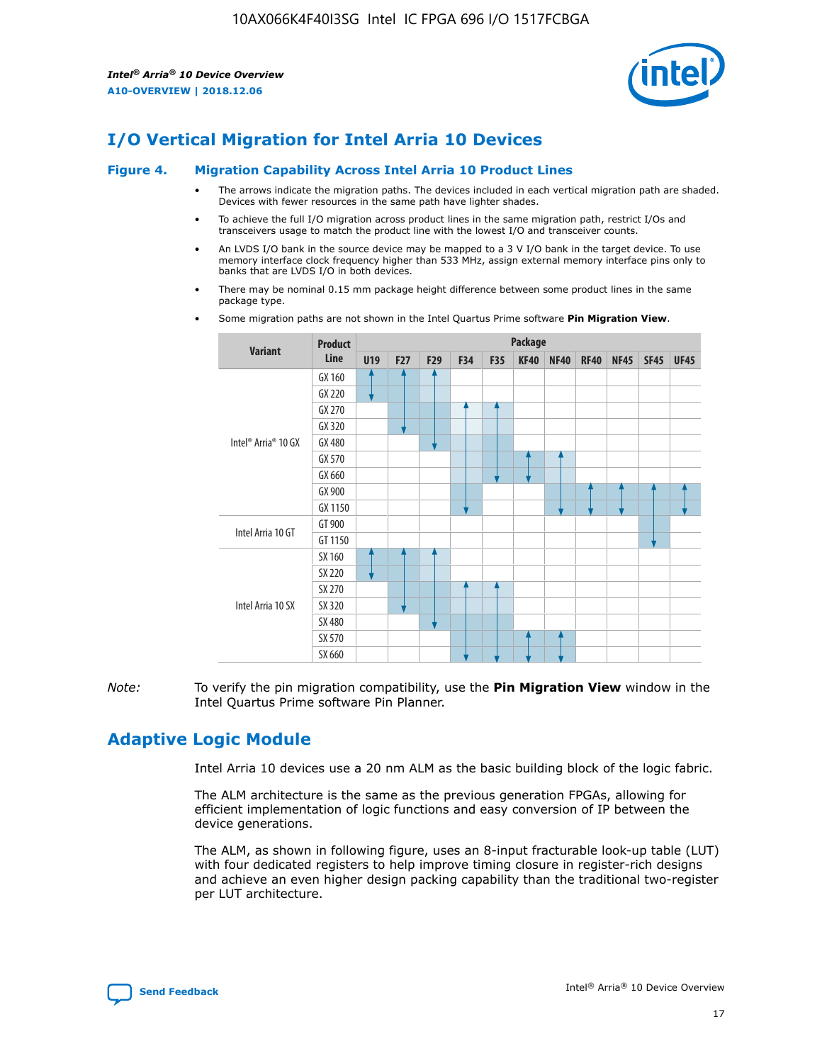## I/O Vertical Migration for Intel Arria 10 Devices

**Figure 4. Migration Capability Across Intel Arria 10 Product Lines**

- The arrows indicate the migration paths. The devices included in each vertical migration path are shaded. Devices with fewer resources in the same path have lighter shades.
- To achieve the full I/O migration across product lines in the same migration path, restrict I/Os and transceivers usage to match the product line with the lowest I/O and transceiver counts.
- An LVDS I/O bank in the source device may be mapped to a 3 V I/O bank in the target device. To use memory interface clock frequency higher than 533 MHz, assign external memory interface pins only to banks that are LVDS I/O in both devices.
- There may be nominal 0.15 mm package height difference between some product lines in the same package type.
- Some migration paths are not shown in the Intel Quartus Prime software **Pin Migration View**.

| Variant | Product Line | Package | | | | | | | | | | |
|---|---|---|---|---|---|---|---|---|---|---|---|---|
| | | U19 | F27 | F29 | F34 | F35 | KF40 | NF40 | RF40 | NF45 | SF45 | UF45 |
| Intel® Arria® 10 GX | GX 160 | | | | | | | | | | | |
| | GX 220 | | | | | | | | | | | |
| | GX 270 | | | | | | | | | | | |
| | GX 320 | | | | | | | | | | | |
| | GX 480 | | | | | | | | | | | |
| | GX 570 | | | | | | | | | | | |
| | GX 660 | | | | | | | | | | | |
| | GX 900 | | | | | | | | | | | |
| | GX 1150 | | | | | | | | | | | |
| Intel Arria 10 GT | GT 900 | | | | | | | | | | | |
| | GT 1150 | | | | | | | | | | | |
| Intel Arria 10 SX | SX 160 | | | | | | | | | | | |
| | SX 220 | | | | | | | | | | | |
| | SX 270 | | | | | | | | | | | |
| | SX 320 | | | | | | | | | | | |
| | SX 480 | | | | | | | | | | | |
| | SX 570 | | | | | | | | | | | |
| | SX 660 | | | | | | | | | | | |

*Note:* To verify the pin migration compatibility, use the **Pin Migration View** window in the Intel Quartus Prime software Pin Planner.

## Adaptive Logic Module

Intel Arria 10 devices use a 20 nm ALM as the basic building block of the logic fabric.

The ALM architecture is the same as the previous generation FPGAs, allowing for efficient implementation of logic functions and easy conversion of IP between the device generations.

The ALM, as shown in following figure, uses an 8-input fracturable look-up table (LUT) with four dedicated registers to help improve timing closure in register-rich designs and achieve an even higher design packing capability than the traditional two-register per LUT architecture.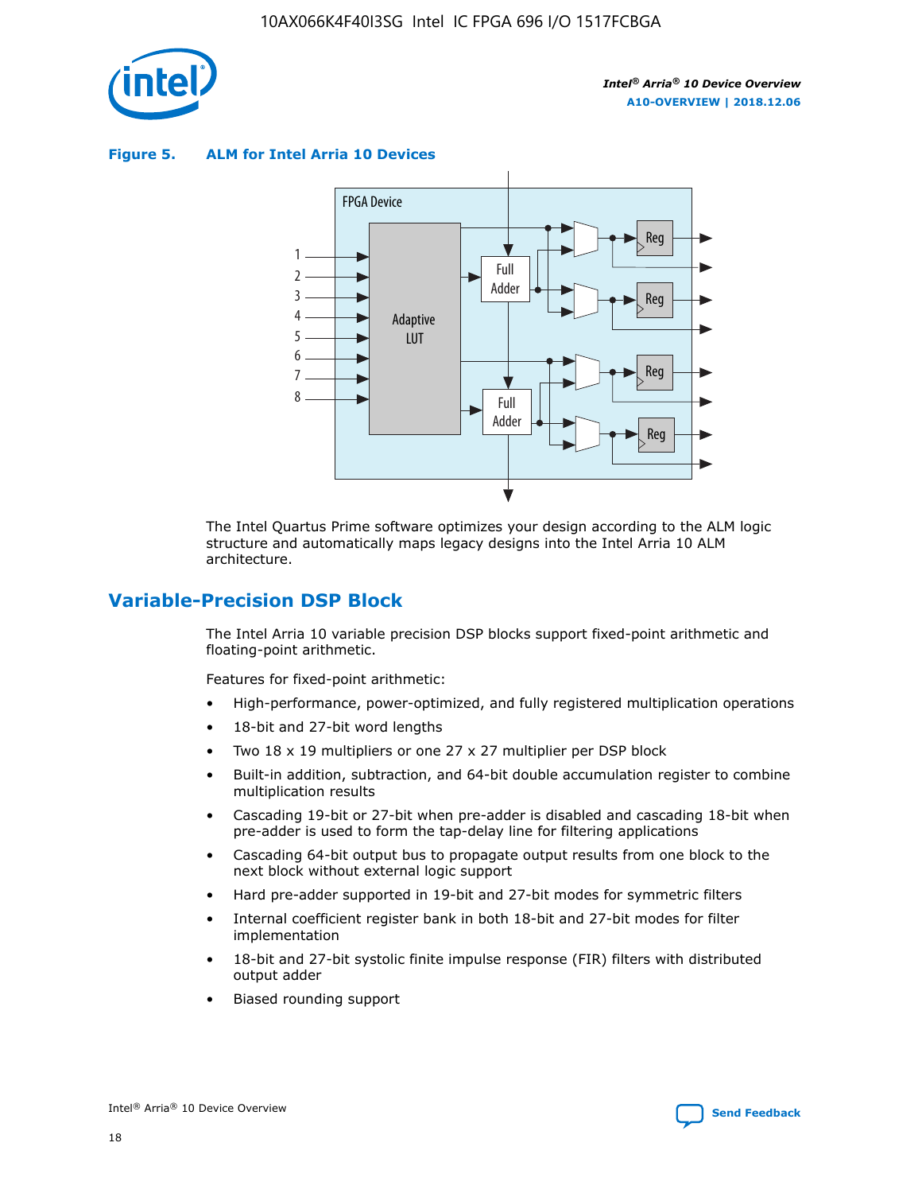**Figure 5. ALM for Intel Arria 10 Devices**

The Intel Quartus Prime software optimizes your design according to the ALM logic structure and automatically maps legacy designs into the Intel Arria 10 ALM architecture.

## Variable-Precision DSP Block

The Intel Arria 10 variable precision DSP blocks support fixed-point arithmetic and floating-point arithmetic.

Features for fixed-point arithmetic:

- High-performance, power-optimized, and fully registered multiplication operations
- 18-bit and 27-bit word lengths
- Two 18 x 19 multipliers or one 27 x 27 multiplier per DSP block
- Built-in addition, subtraction, and 64-bit double accumulation register to combine multiplication results
- Cascading 19-bit or 27-bit when pre-adder is disabled and cascading 18-bit when pre-adder is used to form the tap-delay line for filtering applications
- Cascading 64-bit output bus to propagate output results from one block to the next block without external logic support
- Hard pre-adder supported in 19-bit and 27-bit modes for symmetric filters
- Internal coefficient register bank in both 18-bit and 27-bit modes for filter implementation
- 18-bit and 27-bit systolic finite impulse response (FIR) filters with distributed output adder
- Biased rounding support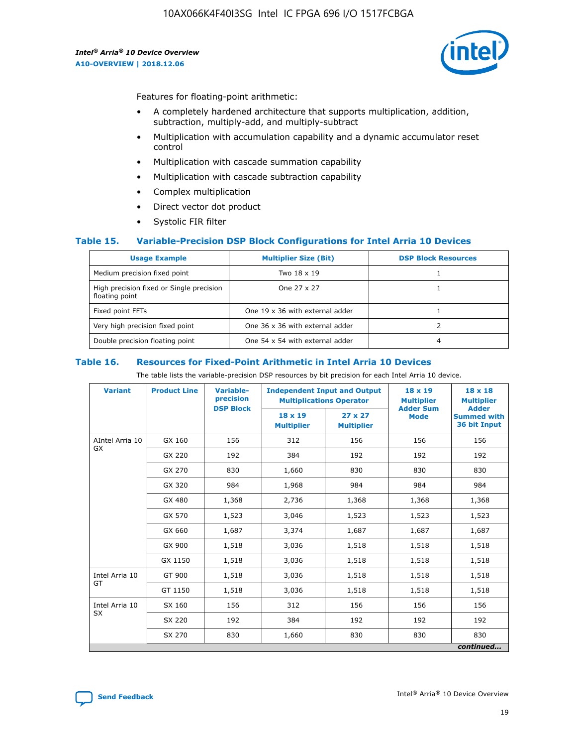Features for floating-point arithmetic:

- A completely hardened architecture that supports multiplication, addition, subtraction, multiply-add, and multiply-subtract
- Multiplication with accumulation capability and a dynamic accumulator reset control
- Multiplication with cascade summation capability
- Multiplication with cascade subtraction capability
- Complex multiplication
- Direct vector dot product
- Systolic FIR filter

### Table 15. Variable-Precision DSP Block Configurations for Intel Arria 10 Devices

| Usage Example | Multiplier Size (Bit) | DSP Block Resources |
|---|---|---|
| Medium precision fixed point | Two 18 x 19 | 1 |
| High precision fixed or Single precision floating point | One 27 x 27 | 1 |
| Fixed point FFTs | One 19 x 36 with external adder | 1 |
| Very high precision fixed point | One 36 x 36 with external adder | 2 |
| Double precision floating point | One 54 x 54 with external adder | 4 |

### Table 16. Resources for Fixed-Point Arithmetic in Intel Arria 10 Devices

The table lists the variable-precision DSP resources by bit precision for each Intel Arria 10 device.

| Variant | Product Line | Variable-precision DSP Block | Independent Input and Output Multiplications Operator | | 18 x 19 Multiplier Adder Sum Mode | 18 x 18 Multiplier Adder Summed with 36 bit Input |
|---|---|---|---|---|---|---|
| | | | 18 x 19 Multiplier | 27 x 27 Multiplier | | |
| AIntel Arria 10 GX | GX 160 | 156 | 312 | 156 | 156 | 156 |
| | GX 220 | 192 | 384 | 192 | 192 | 192 |
| | GX 270 | 830 | 1,660 | 830 | 830 | 830 |
| | GX 320 | 984 | 1,968 | 984 | 984 | 984 |
| | GX 480 | 1,368 | 2,736 | 1,368 | 1,368 | 1,368 |
| | GX 570 | 1,523 | 3,046 | 1,523 | 1,523 | 1,523 |
| | GX 660 | 1,687 | 3,374 | 1,687 | 1,687 | 1,687 |
| | GX 900 | 1,518 | 3,036 | 1,518 | 1,518 | 1,518 |
| | GX 1150 | 1,518 | 3,036 | 1,518 | 1,518 | 1,518 |
| Intel Arria 10 GT | GT 900 | 1,518 | 3,036 | 1,518 | 1,518 | 1,518 |
| | GT 1150 | 1,518 | 3,036 | 1,518 | 1,518 | 1,518 |
| Intel Arria 10 SX | SX 160 | 156 | 312 | 156 | 156 | 156 |
| | SX 220 | 192 | 384 | 192 | 192 | 192 |
| | SX 270 | 830 | 1,660 | 830 | 830 | 830 |

*continued...*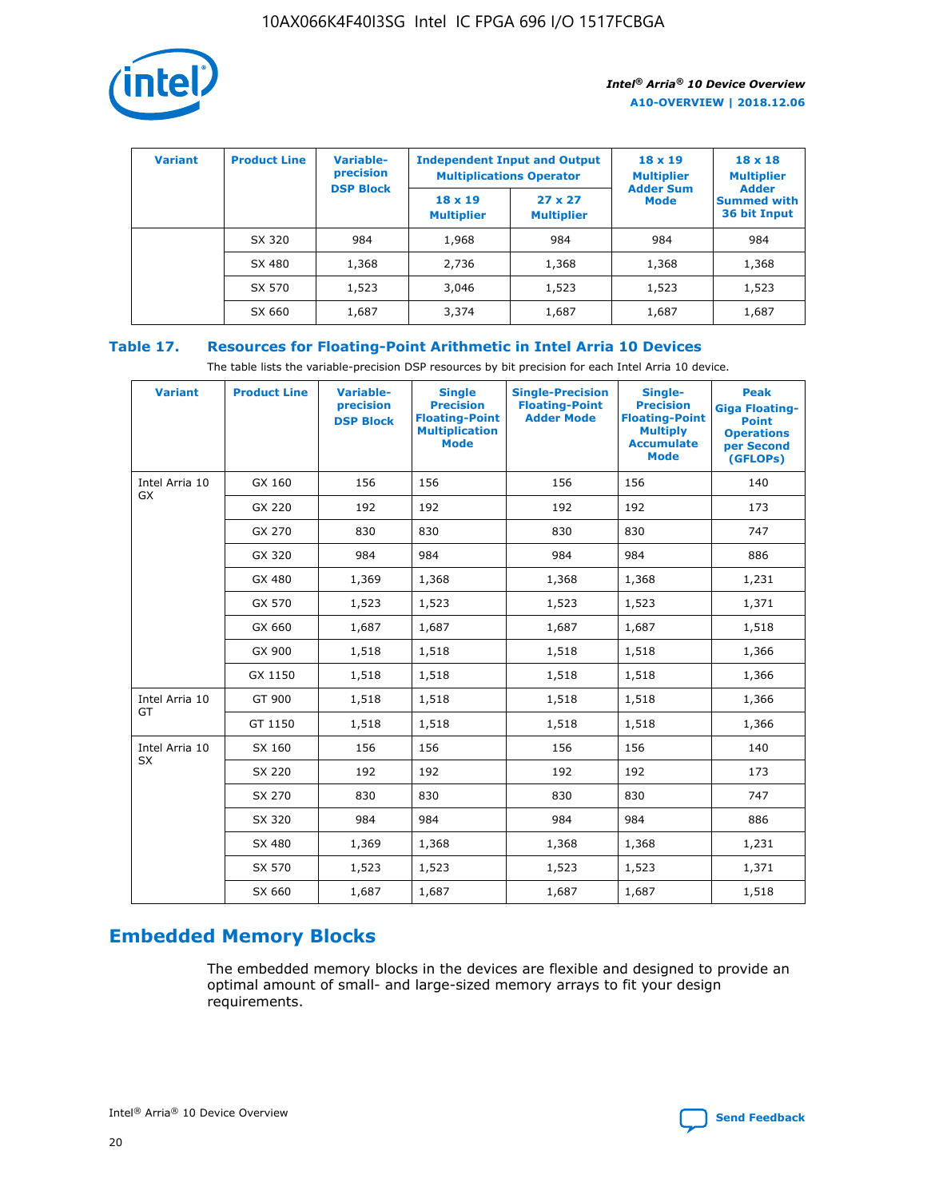| Variant | Product Line | Variable-precision DSP Block | Independent Input and Output Multiplications Operator | | 18 x 19 Multiplier Adder Sum Mode | 18 x 18 Multiplier Adder Summed with 36 bit Input |
|---|---|---|---|---|---|---|
| | | | 18 x 19 Multiplier | 27 x 27 Multiplier | | |
| | SX 320 | 984 | 1,968 | 984 | 984 | 984 |
| | SX 480 | 1,368 | 2,736 | 1,368 | 1,368 | 1,368 |
| | SX 570 | 1,523 | 3,046 | 1,523 | 1,523 | 1,523 |
| | SX 660 | 1,687 | 3,374 | 1,687 | 1,687 | 1,687 |

## Table 17. Resources for Floating-Point Arithmetic in Intel Arria 10 Devices

The table lists the variable-precision DSP resources by bit precision for each Intel Arria 10 device.

| Variant | Product Line | Variable-precision DSP Block | Single Precision Floating-Point Multiplication Mode | Single-Precision Floating-Point Adder Mode | Single-Precision Floating-Point Multiply Accumulate Mode | Peak Giga Floating-Point Operations per Second (GFLOPs) |
|---|---|---|---|---|---|---|
| Intel Arria 10 GX | GX 160 | 156 | 156 | 156 | 156 | 140 |
| | GX 220 | 192 | 192 | 192 | 192 | 173 |
| | GX 270 | 830 | 830 | 830 | 830 | 747 |
| | GX 320 | 984 | 984 | 984 | 984 | 886 |
| | GX 480 | 1,369 | 1,368 | 1,368 | 1,368 | 1,231 |
| | GX 570 | 1,523 | 1,523 | 1,523 | 1,523 | 1,371 |
| | GX 660 | 1,687 | 1,687 | 1,687 | 1,687 | 1,518 |
| | GX 900 | 1,518 | 1,518 | 1,518 | 1,518 | 1,366 |
| | GX 1150 | 1,518 | 1,518 | 1,518 | 1,518 | 1,366 |
| Intel Arria 10 GT | GT 900 | 1,518 | 1,518 | 1,518 | 1,518 | 1,366 |
| | GT 1150 | 1,518 | 1,518 | 1,518 | 1,518 | 1,366 |
| Intel Arria 10 SX | SX 160 | 156 | 156 | 156 | 156 | 140 |
| | SX 220 | 192 | 192 | 192 | 192 | 173 |
| | SX 270 | 830 | 830 | 830 | 830 | 747 |
| | SX 320 | 984 | 984 | 984 | 984 | 886 |
| | SX 480 | 1,369 | 1,368 | 1,368 | 1,368 | 1,231 |
| | SX 570 | 1,523 | 1,523 | 1,523 | 1,523 | 1,371 |
| | SX 660 | 1,687 | 1,687 | 1,687 | 1,687 | 1,518 |

## Embedded Memory Blocks

The embedded memory blocks in the devices are flexible and designed to provide an optimal amount of small- and large-sized memory arrays to fit your design requirements.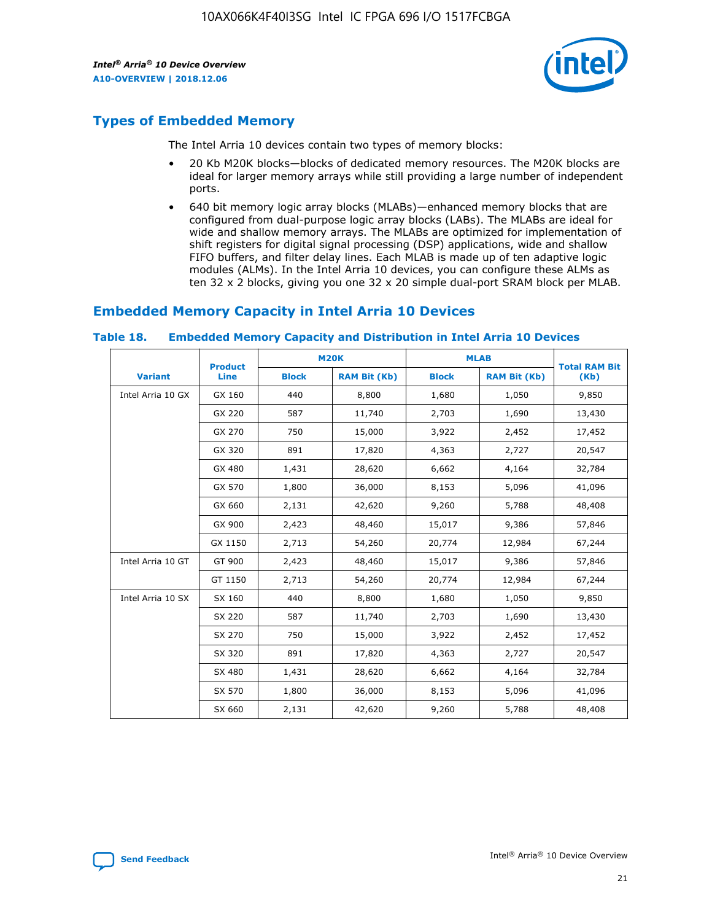## Types of Embedded Memory

The Intel Arria 10 devices contain two types of memory blocks:

- 20 Kb M20K blocks—blocks of dedicated memory resources. The M20K blocks are ideal for larger memory arrays while still providing a large number of independent ports.
- 640 bit memory logic array blocks (MLABs)—enhanced memory blocks that are configured from dual-purpose logic array blocks (LABs). The MLABs are ideal for wide and shallow memory arrays. The MLABs are optimized for implementation of shift registers for digital signal processing (DSP) applications, wide and shallow FIFO buffers, and filter delay lines. Each MLAB is made up of ten adaptive logic modules (ALMs). In the Intel Arria 10 devices, you can configure these ALMs as ten 32 x 2 blocks, giving you one 32 x 20 simple dual-port SRAM block per MLAB.

## Embedded Memory Capacity in Intel Arria 10 Devices

**Table 18. Embedded Memory Capacity and Distribution in Intel Arria 10 Devices**

| Variant | Product Line | M20K | | MLAB | | Total RAM Bit (Kb) |
|---|---|---|---|---|---|---|
| | | Block | RAM Bit (Kb) | Block | RAM Bit (Kb) | |
| Intel Arria 10 GX | GX 160 | 440 | 8,800 | 1,680 | 1,050 | 9,850 |
| | GX 220 | 587 | 11,740 | 2,703 | 1,690 | 13,430 |
| | GX 270 | 750 | 15,000 | 3,922 | 2,452 | 17,452 |
| | GX 320 | 891 | 17,820 | 4,363 | 2,727 | 20,547 |
| | GX 480 | 1,431 | 28,620 | 6,662 | 4,164 | 32,784 |
| | GX 570 | 1,800 | 36,000 | 8,153 | 5,096 | 41,096 |
| | GX 660 | 2,131 | 42,620 | 9,260 | 5,788 | 48,408 |
| | GX 900 | 2,423 | 48,460 | 15,017 | 9,386 | 57,846 |
| | GX 1150 | 2,713 | 54,260 | 20,774 | 12,984 | 67,244 |
| Intel Arria 10 GT | GT 900 | 2,423 | 48,460 | 15,017 | 9,386 | 57,846 |
| | GT 1150 | 2,713 | 54,260 | 20,774 | 12,984 | 67,244 |
| Intel Arria 10 SX | SX 160 | 440 | 8,800 | 1,680 | 1,050 | 9,850 |
| | SX 220 | 587 | 11,740 | 2,703 | 1,690 | 13,430 |
| | SX 270 | 750 | 15,000 | 3,922 | 2,452 | 17,452 |
| | SX 320 | 891 | 17,820 | 4,363 | 2,727 | 20,547 |
| | SX 480 | 1,431 | 28,620 | 6,662 | 4,164 | 32,784 |
| | SX 570 | 1,800 | 36,000 | 8,153 | 5,096 | 41,096 |
| | SX 660 | 2,131 | 42,620 | 9,260 | 5,788 | 48,408 |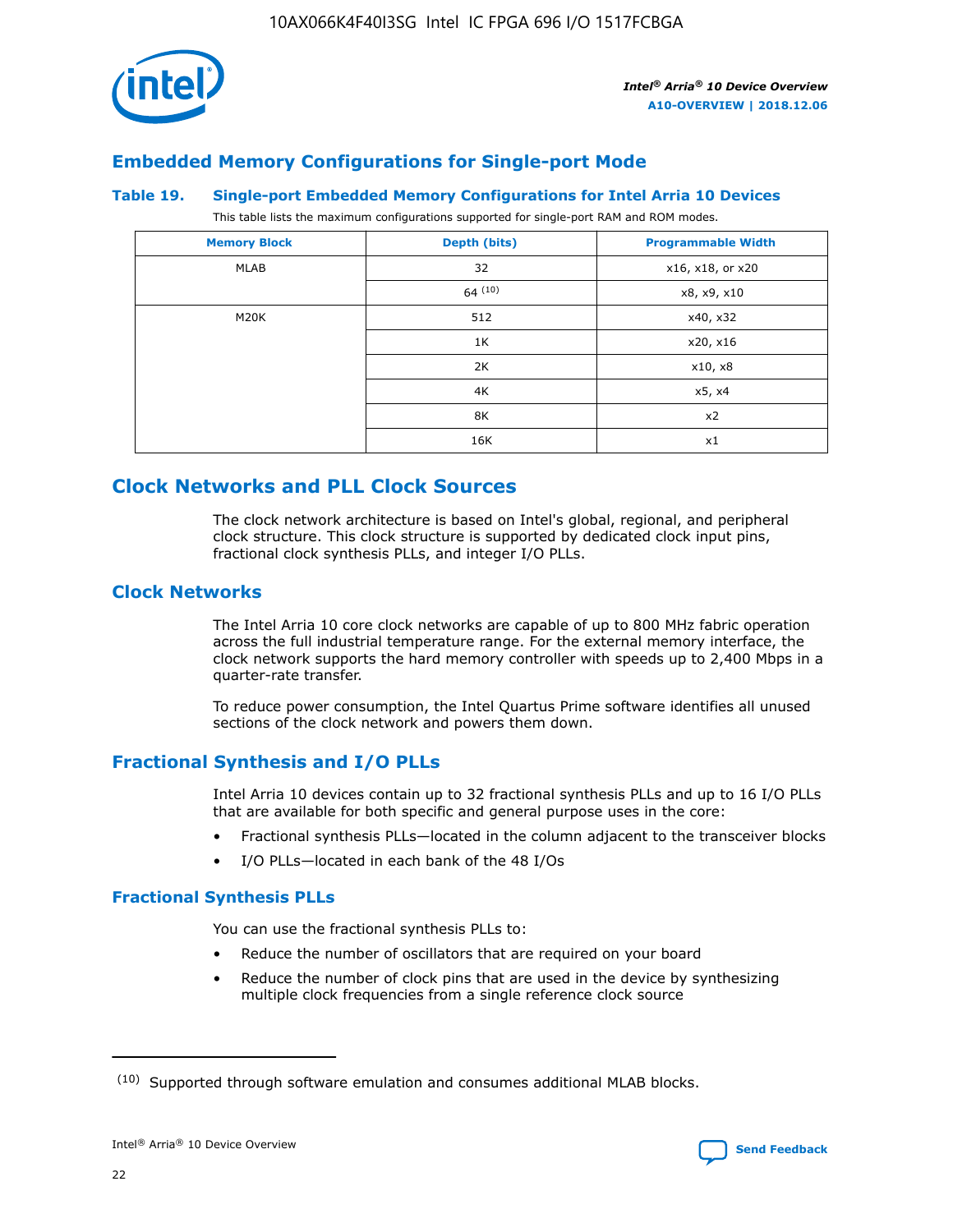## Embedded Memory Configurations for Single-port Mode

**Table 19. Single-port Embedded Memory Configurations for Intel Arria 10 Devices**

This table lists the maximum configurations supported for single-port RAM and ROM modes.

| Memory Block | Depth (bits) | Programmable Width |
|---|---|---|
| MLAB | 32 | x16, x18, or x20 |
| | 64 [10] | x8, x9, x10 |
| M20K | 512 | x40, x32 |
| | 1K | x20, x16 |
| | 2K | x10, x8 |
| | 4K | x5, x4 |
| | 8K | x2 |
| | 16K | x1 |

# Clock Networks and PLL Clock Sources

The clock network architecture is based on Intel's global, regional, and peripheral clock structure. This clock structure is supported by dedicated clock input pins, fractional clock synthesis PLLs, and integer I/O PLLs.

## Clock Networks

The Intel Arria 10 core clock networks are capable of up to 800 MHz fabric operation across the full industrial temperature range. For the external memory interface, the clock network supports the hard memory controller with speeds up to 2,400 Mbps in a quarter-rate transfer.

To reduce power consumption, the Intel Quartus Prime software identifies all unused sections of the clock network and powers them down.

## Fractional Synthesis and I/O PLLs

Intel Arria 10 devices contain up to 32 fractional synthesis PLLs and up to 16 I/O PLLs that are available for both specific and general purpose uses in the core:

- Fractional synthesis PLLs—located in the column adjacent to the transceiver blocks
- I/O PLLs—located in each bank of the 48 I/Os

### Fractional Synthesis PLLs

You can use the fractional synthesis PLLs to:

- Reduce the number of oscillators that are required on your board
- Reduce the number of clock pins that are used in the device by synthesizing multiple clock frequencies from a single reference clock source

(10) Supported through software emulation and consumes additional MLAB blocks.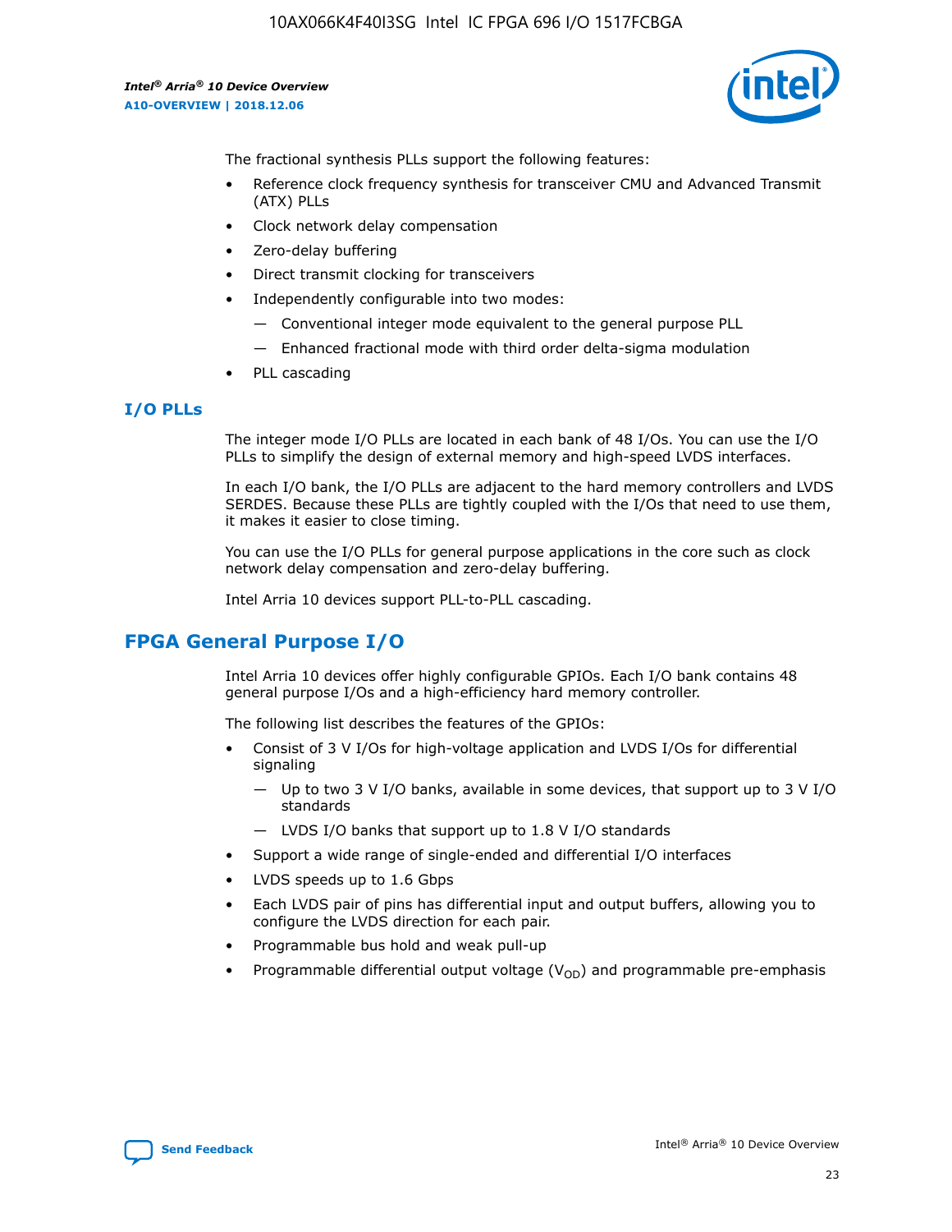The fractional synthesis PLLs support the following features:

- Reference clock frequency synthesis for transceiver CMU and Advanced Transmit (ATX) PLLs
- Clock network delay compensation
- Zero-delay buffering
- Direct transmit clocking for transceivers
- Independently configurable into two modes:
  - Conventional integer mode equivalent to the general purpose PLL
  - Enhanced fractional mode with third order delta-sigma modulation
- PLL cascading

## I/O PLLs

The integer mode I/O PLLs are located in each bank of 48 I/Os. You can use the I/O PLLs to simplify the design of external memory and high-speed LVDS interfaces.

In each I/O bank, the I/O PLLs are adjacent to the hard memory controllers and LVDS SERDES. Because these PLLs are tightly coupled with the I/Os that need to use them, it makes it easier to close timing.

You can use the I/O PLLs for general purpose applications in the core such as clock network delay compensation and zero-delay buffering.

Intel Arria 10 devices support PLL-to-PLL cascading.

# FPGA General Purpose I/O

Intel Arria 10 devices offer highly configurable GPIOs. Each I/O bank contains 48 general purpose I/Os and a high-efficiency hard memory controller.

The following list describes the features of the GPIOs:

- Consist of 3 V I/Os for high-voltage application and LVDS I/Os for differential signaling
  - Up to two 3 V I/O banks, available in some devices, that support up to 3 V I/O standards
  - LVDS I/O banks that support up to 1.8 V I/O standards
- Support a wide range of single-ended and differential I/O interfaces
- LVDS speeds up to 1.6 Gbps
- Each LVDS pair of pins has differential input and output buffers, allowing you to configure the LVDS direction for each pair.
- Programmable bus hold and weak pull-up
- Programmable differential output voltage ($V_{OD}$) and programmable pre-emphasis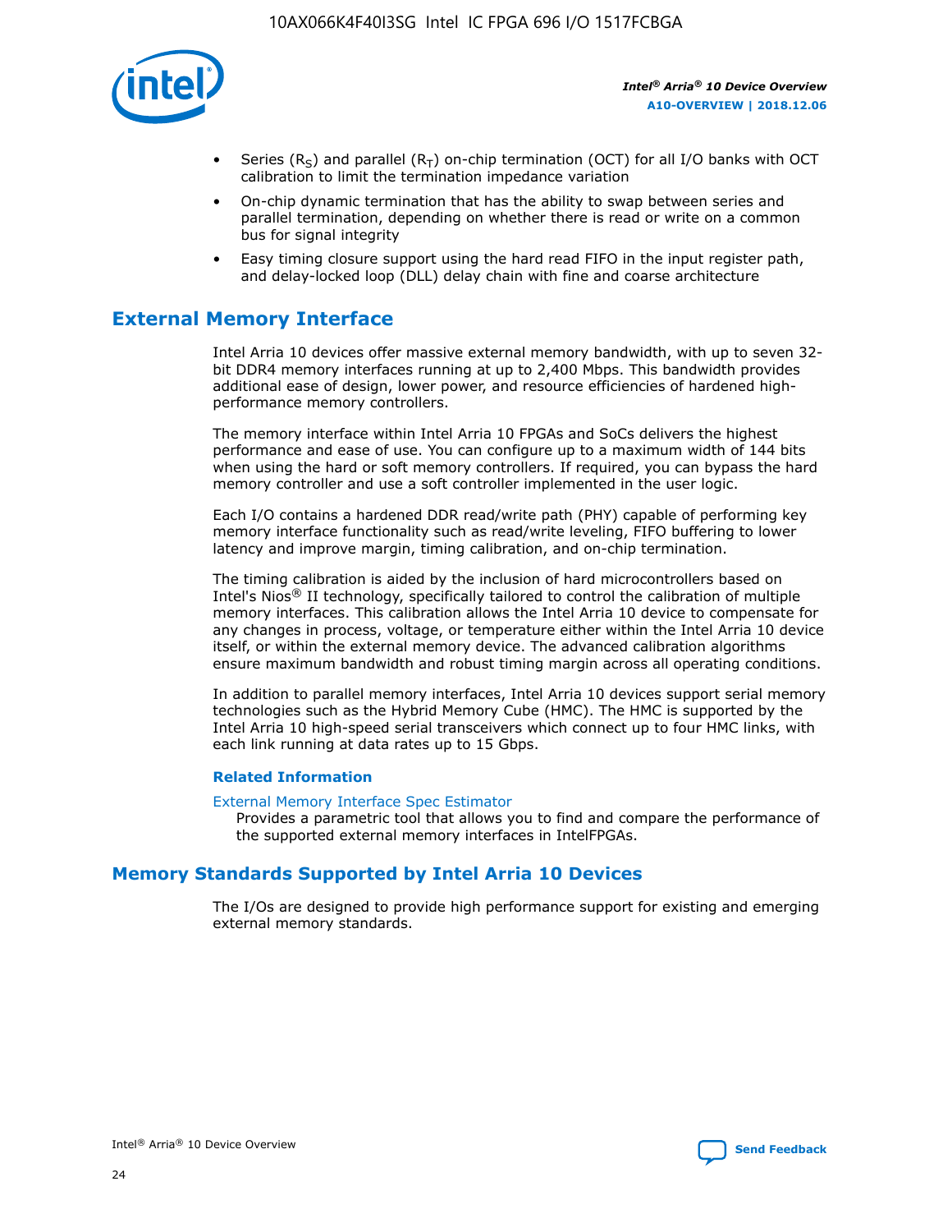- Series ($R_S$) and parallel ($R_T$) on-chip termination (OCT) for all I/O banks with OCT calibration to limit the termination impedance variation
- On-chip dynamic termination that has the ability to swap between series and parallel termination, depending on whether there is read or write on a common bus for signal integrity
- Easy timing closure support using the hard read FIFO in the input register path, and delay-locked loop (DLL) delay chain with fine and coarse architecture

## External Memory Interface

Intel Arria 10 devices offer massive external memory bandwidth, with up to seven 32-bit DDR4 memory interfaces running at up to 2,400 Mbps. This bandwidth provides additional ease of design, lower power, and resource efficiencies of hardened high-performance memory controllers.

The memory interface within Intel Arria 10 FPGAs and SoCs delivers the highest performance and ease of use. You can configure up to a maximum width of 144 bits when using the hard or soft memory controllers. If required, you can bypass the hard memory controller and use a soft controller implemented in the user logic.

Each I/O contains a hardened DDR read/write path (PHY) capable of performing key memory interface functionality such as read/write leveling, FIFO buffering to lower latency and improve margin, timing calibration, and on-chip termination.

The timing calibration is aided by the inclusion of hard microcontrollers based on Intel's Nios® II technology, specifically tailored to control the calibration of multiple memory interfaces. This calibration allows the Intel Arria 10 device to compensate for any changes in process, voltage, or temperature either within the Intel Arria 10 device itself, or within the external memory device. The advanced calibration algorithms ensure maximum bandwidth and robust timing margin across all operating conditions.

In addition to parallel memory interfaces, Intel Arria 10 devices support serial memory technologies such as the Hybrid Memory Cube (HMC). The HMC is supported by the Intel Arria 10 high-speed serial transceivers which connect up to four HMC links, with each link running at data rates up to 15 Gbps.

### Related Information

External Memory Interface Spec Estimator
Provides a parametric tool that allows you to find and compare the performance of the supported external memory interfaces in IntelFPGAs.

## Memory Standards Supported by Intel Arria 10 Devices

The I/Os are designed to provide high performance support for existing and emerging external memory standards.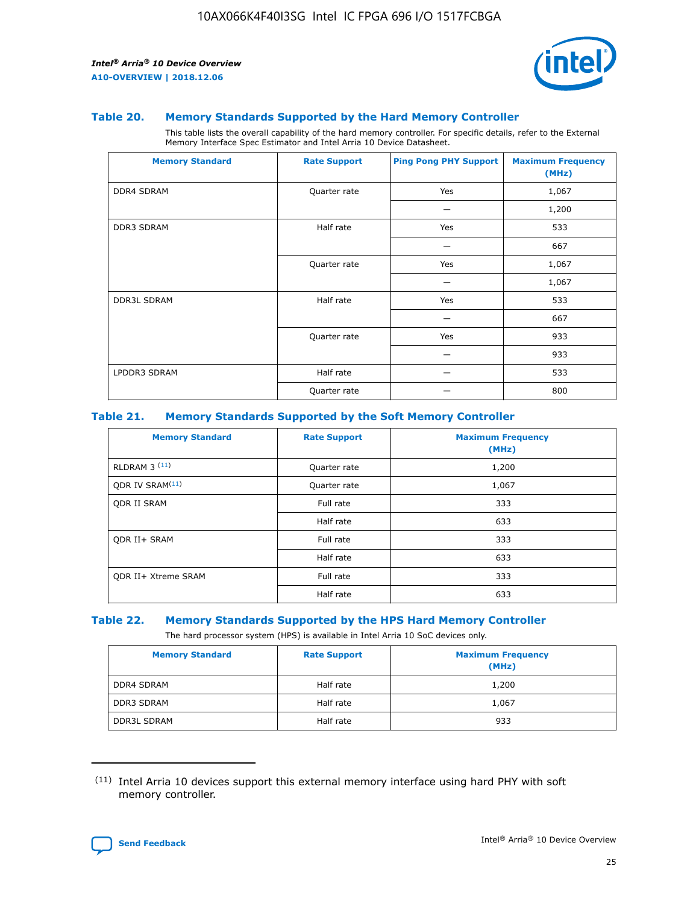### Table 20. Memory Standards Supported by the Hard Memory Controller

This table lists the overall capability of the hard memory controller. For specific details, refer to the External Memory Interface Spec Estimator and Intel Arria 10 Device Datasheet.

| Memory Standard | Rate Support | Ping Pong PHY Support | Maximum Frequency (MHz) |
|---|---|---|---|
| DDR4 SDRAM | Quarter rate | Yes | 1,067 |
| | | — | 1,200 |
| DDR3 SDRAM | Half rate | Yes | 533 |
| | | — | 667 |
| | Quarter rate | Yes | 1,067 |
| | | — | 1,067 |
| DDR3L SDRAM | Half rate | Yes | 533 |
| | | — | 667 |
| | Quarter rate | Yes | 933 |
| | | — | 933 |
| LPDDR3 SDRAM | Half rate | — | 533 |
| | Quarter rate | — | 800 |

### Table 21. Memory Standards Supported by the Soft Memory Controller

| Memory Standard | Rate Support | Maximum Frequency (MHz) |
|---|---|---|
| RLDRAM 3 [11] | Quarter rate | 1,200 |
| QDR IV SRAM[11] | Quarter rate | 1,067 |
| QDR II SRAM | Full rate | 333 |
| | Half rate | 633 |
| QDR II+ SRAM | Full rate | 333 |
| | Half rate | 633 |
| QDR II+ Xtreme SRAM | Full rate | 333 |
| | Half rate | 633 |

### Table 22. Memory Standards Supported by the HPS Hard Memory Controller

The hard processor system (HPS) is available in Intel Arria 10 SoC devices only.

| Memory Standard | Rate Support | Maximum Frequency (MHz) |
|---|---|---|
| DDR4 SDRAM | Half rate | 1,200 |
| DDR3 SDRAM | Half rate | 1,067 |
| DDR3L SDRAM | Half rate | 933 |

(11) Intel Arria 10 devices support this external memory interface using hard PHY with soft memory controller.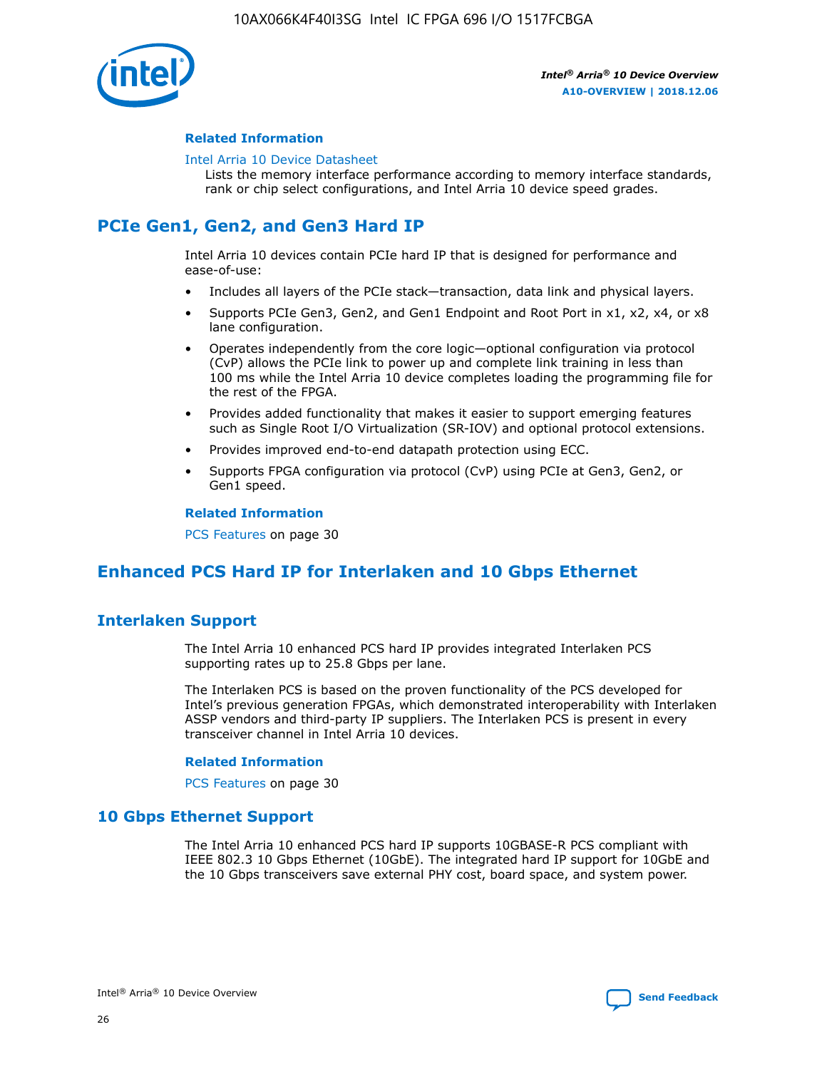#### Related Information

Intel Arria 10 Device Datasheet
Lists the memory interface performance according to memory interface standards, rank or chip select configurations, and Intel Arria 10 device speed grades.

## PCIe Gen1, Gen2, and Gen3 Hard IP

Intel Arria 10 devices contain PCIe hard IP that is designed for performance and ease-of-use:

- Includes all layers of the PCIe stack—transaction, data link and physical layers.
- Supports PCIe Gen3, Gen2, and Gen1 Endpoint and Root Port in x1, x2, x4, or x8 lane configuration.
- Operates independently from the core logic—optional configuration via protocol (CvP) allows the PCIe link to power up and complete link training in less than 100 ms while the Intel Arria 10 device completes loading the programming file for the rest of the FPGA.
- Provides added functionality that makes it easier to support emerging features such as Single Root I/O Virtualization (SR-IOV) and optional protocol extensions.
- Provides improved end-to-end datapath protection using ECC.
- Supports FPGA configuration via protocol (CvP) using PCIe at Gen3, Gen2, or Gen1 speed.

#### Related Information

PCS Features on page 30

## Enhanced PCS Hard IP for Interlaken and 10 Gbps Ethernet

### Interlaken Support

The Intel Arria 10 enhanced PCS hard IP provides integrated Interlaken PCS supporting rates up to 25.8 Gbps per lane.

The Interlaken PCS is based on the proven functionality of the PCS developed for Intel's previous generation FPGAs, which demonstrated interoperability with Interlaken ASSP vendors and third-party IP suppliers. The Interlaken PCS is present in every transceiver channel in Intel Arria 10 devices.

#### Related Information

PCS Features on page 30

### 10 Gbps Ethernet Support

The Intel Arria 10 enhanced PCS hard IP supports 10GBASE-R PCS compliant with IEEE 802.3 10 Gbps Ethernet (10GbE). The integrated hard IP support for 10GbE and the 10 Gbps transceivers save external PHY cost, board space, and system power.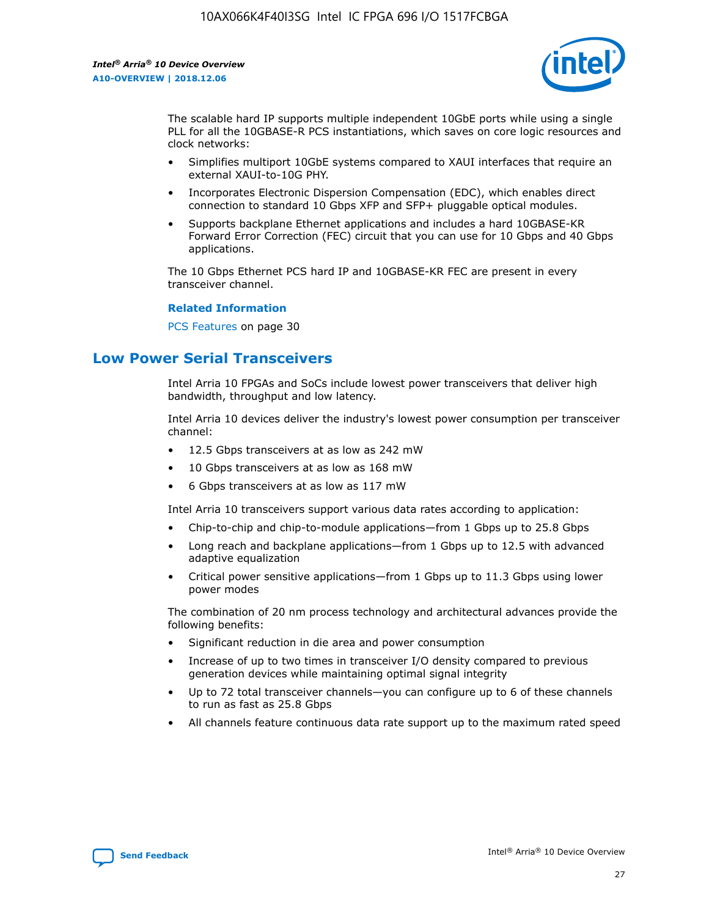The scalable hard IP supports multiple independent 10GbE ports while using a single PLL for all the 10GBASE-R PCS instantiations, which saves on core logic resources and clock networks:

- Simplifies multiport 10GbE systems compared to XAUI interfaces that require an external XAUI-to-10G PHY.
- Incorporates Electronic Dispersion Compensation (EDC), which enables direct connection to standard 10 Gbps XFP and SFP+ pluggable optical modules.
- Supports backplane Ethernet applications and includes a hard 10GBASE-KR Forward Error Correction (FEC) circuit that you can use for 10 Gbps and 40 Gbps applications.

The 10 Gbps Ethernet PCS hard IP and 10GBASE-KR FEC are present in every transceiver channel.

**Related Information**

PCS Features on page 30

## Low Power Serial Transceivers

Intel Arria 10 FPGAs and SoCs include lowest power transceivers that deliver high bandwidth, throughput and low latency.

Intel Arria 10 devices deliver the industry's lowest power consumption per transceiver channel:

- 12.5 Gbps transceivers at as low as 242 mW
- 10 Gbps transceivers at as low as 168 mW
- 6 Gbps transceivers at as low as 117 mW

Intel Arria 10 transceivers support various data rates according to application:

- Chip-to-chip and chip-to-module applications—from 1 Gbps up to 25.8 Gbps
- Long reach and backplane applications—from 1 Gbps up to 12.5 with advanced adaptive equalization
- Critical power sensitive applications—from 1 Gbps up to 11.3 Gbps using lower power modes

The combination of 20 nm process technology and architectural advances provide the following benefits:

- Significant reduction in die area and power consumption
- Increase of up to two times in transceiver I/O density compared to previous generation devices while maintaining optimal signal integrity
- Up to 72 total transceiver channels—you can configure up to 6 of these channels to run as fast as 25.8 Gbps
- All channels feature continuous data rate support up to the maximum rated speed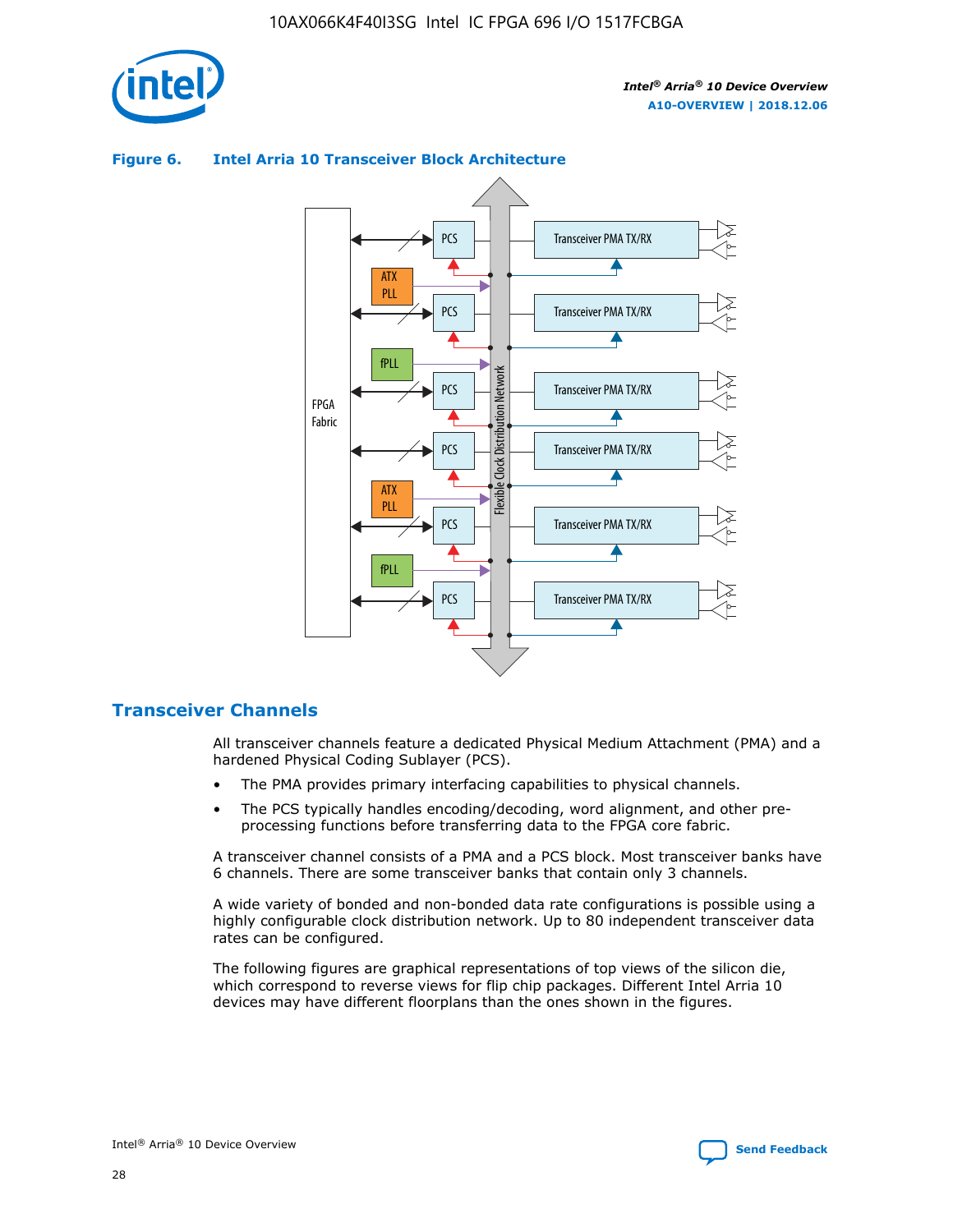**Figure 6. Intel Arria 10 Transceiver Block Architecture**

## Transceiver Channels

All transceiver channels feature a dedicated Physical Medium Attachment (PMA) and a hardened Physical Coding Sublayer (PCS).

- The PMA provides primary interfacing capabilities to physical channels.
- The PCS typically handles encoding/decoding, word alignment, and other pre-processing functions before transferring data to the FPGA core fabric.

A transceiver channel consists of a PMA and a PCS block. Most transceiver banks have 6 channels. There are some transceiver banks that contain only 3 channels.

A wide variety of bonded and non-bonded data rate configurations is possible using a highly configurable clock distribution network. Up to 80 independent transceiver data rates can be configured.

The following figures are graphical representations of top views of the silicon die, which correspond to reverse views for flip chip packages. Different Intel Arria 10 devices may have different floorplans than the ones shown in the figures.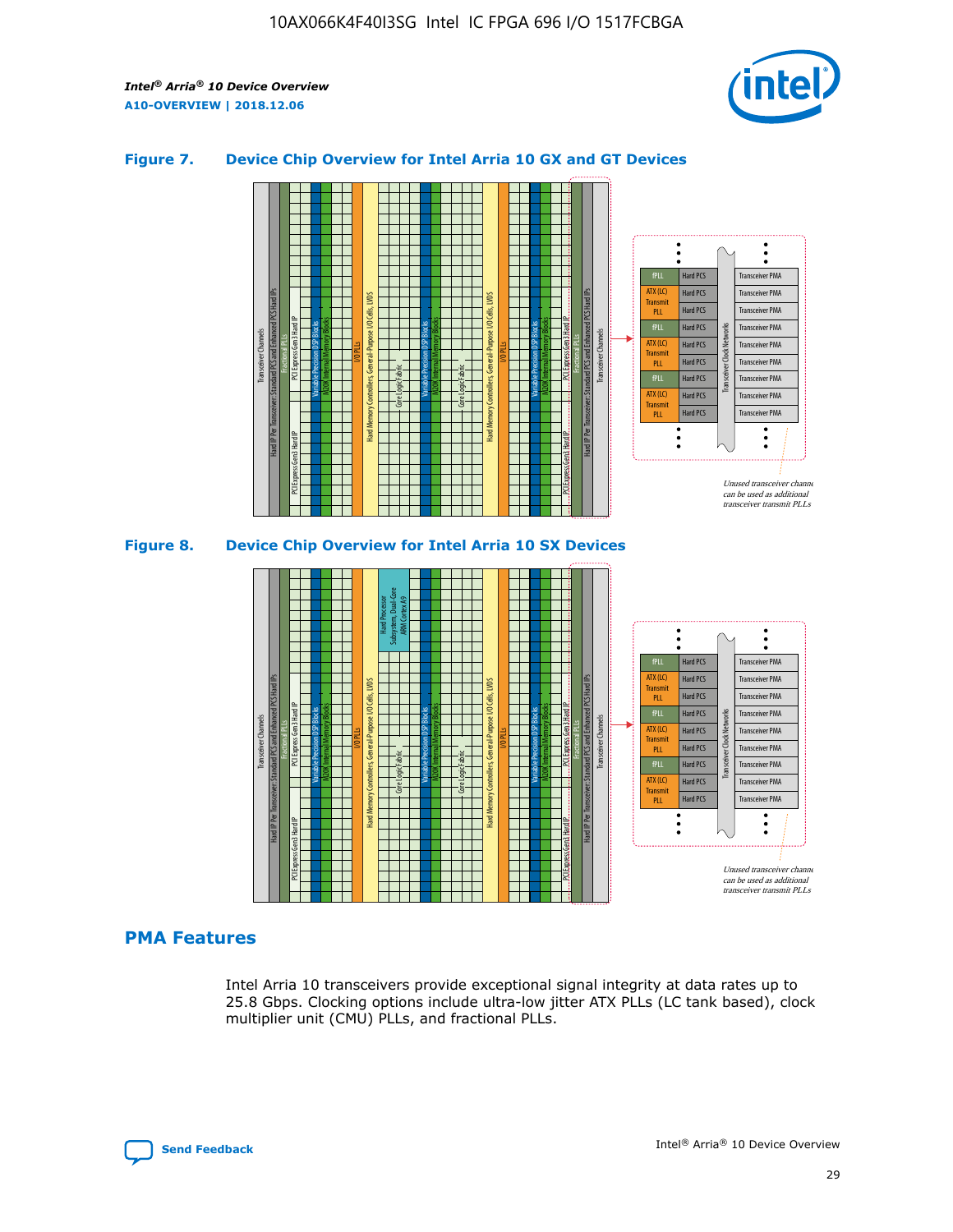### Figure 7. Device Chip Overview for Intel Arria 10 GX and GT Devices

### Figure 8. Device Chip Overview for Intel Arria 10 SX Devices

## PMA Features

Intel Arria 10 transceivers provide exceptional signal integrity at data rates up to 25.8 Gbps. Clocking options include ultra-low jitter ATX PLLs (LC tank based), clock multiplier unit (CMU) PLLs, and fractional PLLs.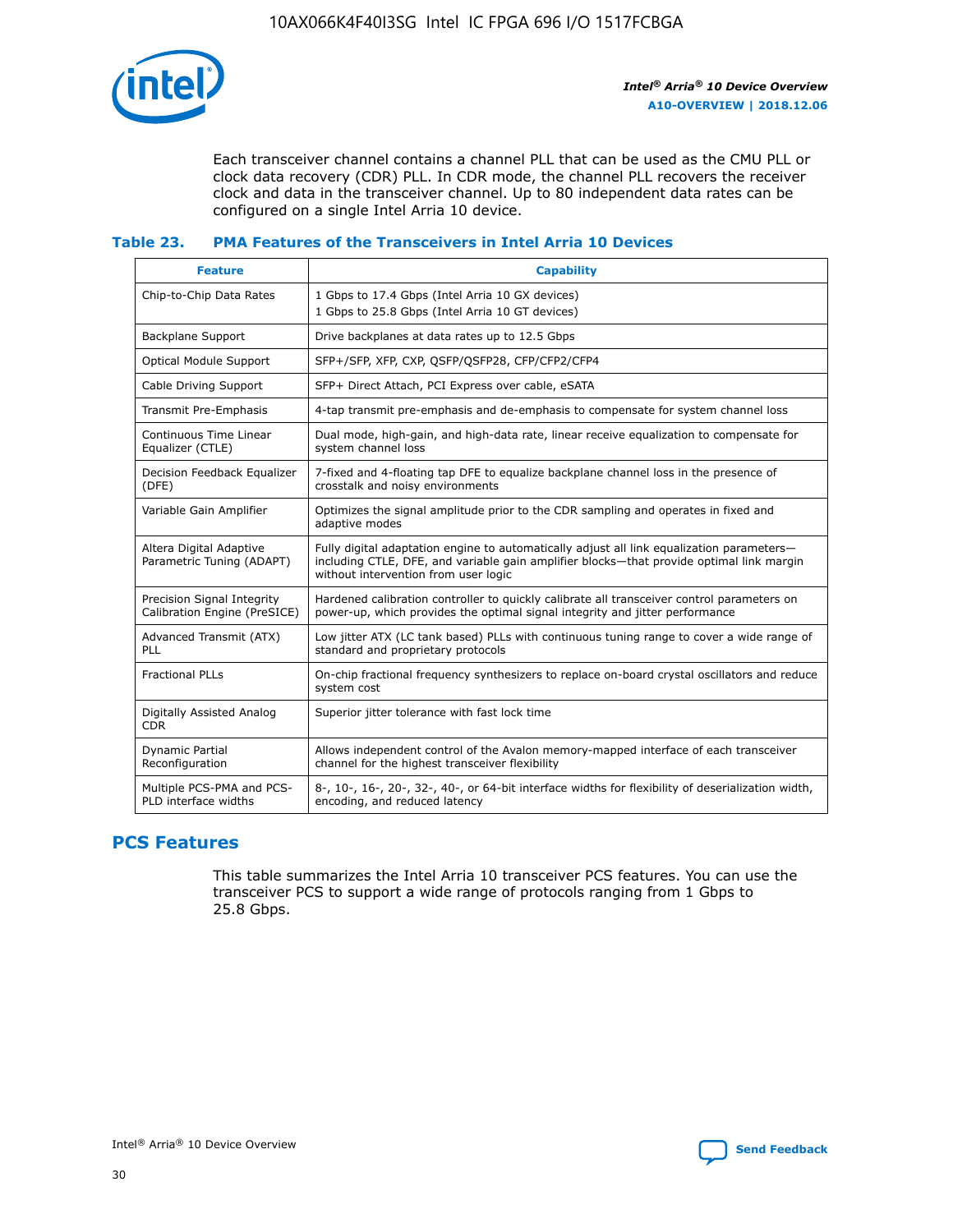Each transceiver channel contains a channel PLL that can be used as the CMU PLL or clock data recovery (CDR) PLL. In CDR mode, the channel PLL recovers the receiver clock and data in the transceiver channel. Up to 80 independent data rates can be configured on a single Intel Arria 10 device.

### Table 23. PMA Features of the Transceivers in Intel Arria 10 Devices

| Feature | Capability |
| --- | --- |
| Chip-to-Chip Data Rates | 1 Gbps to 17.4 Gbps (Intel Arria 10 GX devices)<br>1 Gbps to 25.8 Gbps (Intel Arria 10 GT devices) |
| Backplane Support | Drive backplanes at data rates up to 12.5 Gbps |
| Optical Module Support | SFP+/SFP, XFP, CXP, QSFP/QSFP28, CFP/CFP2/CFP4 |
| Cable Driving Support | SFP+ Direct Attach, PCI Express over cable, eSATA |
| Transmit Pre-Emphasis | 4-tap transmit pre-emphasis and de-emphasis to compensate for system channel loss |
| Continuous Time Linear Equalizer (CTLE) | Dual mode, high-gain, and high-data rate, linear receive equalization to compensate for system channel loss |
| Decision Feedback Equalizer (DFE) | 7-fixed and 4-floating tap DFE to equalize backplane channel loss in the presence of crosstalk and noisy environments |
| Variable Gain Amplifier | Optimizes the signal amplitude prior to the CDR sampling and operates in fixed and adaptive modes |
| Altera Digital Adaptive Parametric Tuning (ADAPT) | Fully digital adaptation engine to automatically adjust all link equalization parameters—including CTLE, DFE, and variable gain amplifier blocks—that provide optimal link margin without intervention from user logic |
| Precision Signal Integrity Calibration Engine (PreSICE) | Hardened calibration controller to quickly calibrate all transceiver control parameters on power-up, which provides the optimal signal integrity and jitter performance |
| Advanced Transmit (ATX) PLL | Low jitter ATX (LC tank based) PLLs with continuous tuning range to cover a wide range of standard and proprietary protocols |
| Fractional PLLs | On-chip fractional frequency synthesizers to replace on-board crystal oscillators and reduce system cost |
| Digitally Assisted Analog CDR | Superior jitter tolerance with fast lock time |
| Dynamic Partial Reconfiguration | Allows independent control of the Avalon memory-mapped interface of each transceiver channel for the highest transceiver flexibility |
| Multiple PCS-PMA and PCS-PLD interface widths | 8-, 10-, 16-, 20-, 32-, 40-, or 64-bit interface widths for flexibility of deserialization width, encoding, and reduced latency |

## PCS Features

This table summarizes the Intel Arria 10 transceiver PCS features. You can use the transceiver PCS to support a wide range of protocols ranging from 1 Gbps to 25.8 Gbps.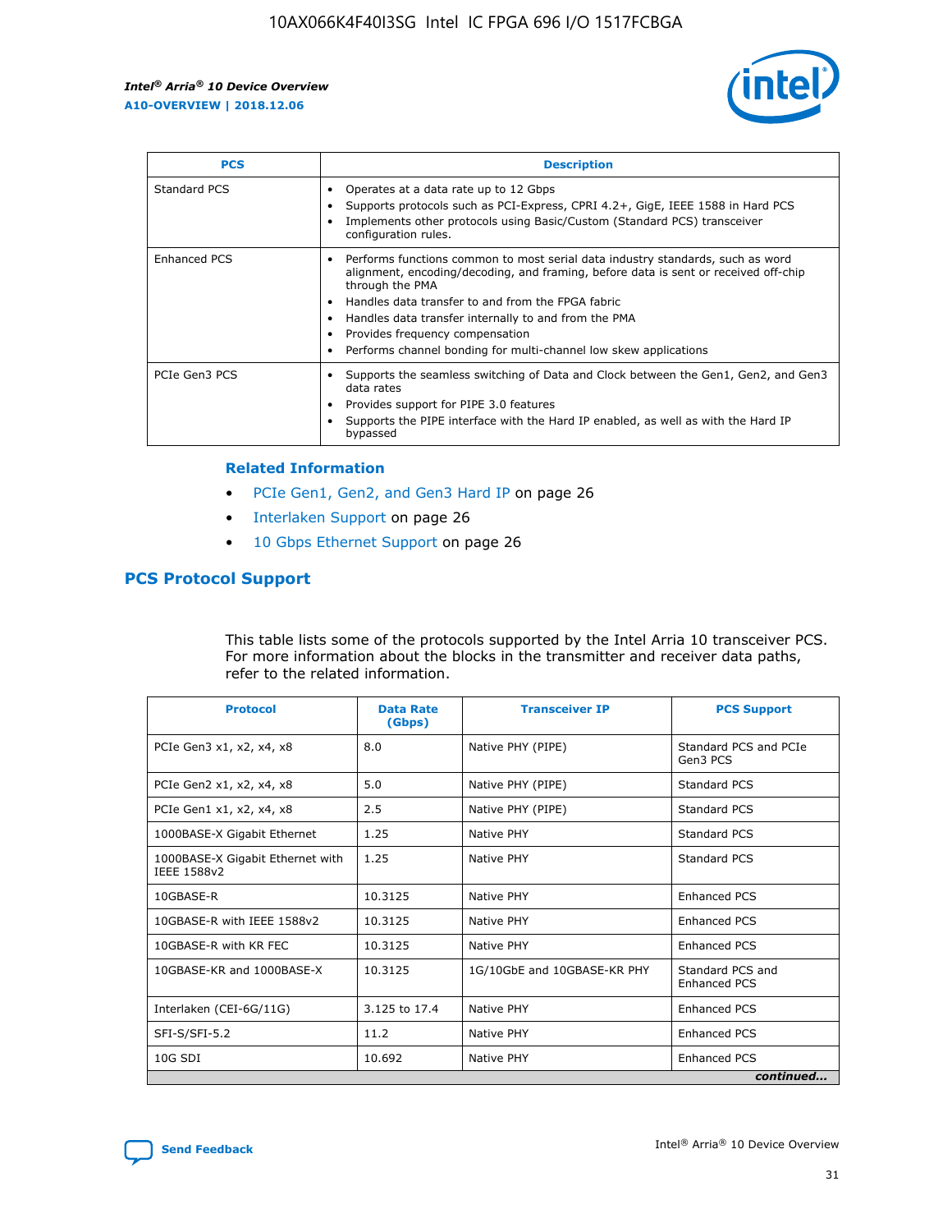| PCS | Description |
| --- | --- |
| Standard PCS | • Operates at a data rate up to 12 Gbps<br>• Supports protocols such as PCI-Express, CPRI 4.2+, GigE, IEEE 1588 in Hard PCS<br>• Implements other protocols using Basic/Custom (Standard PCS) transceiver configuration rules. |
| Enhanced PCS | • Performs functions common to most serial data industry standards, such as word alignment, encoding/decoding, and framing, before data is sent or received off-chip through the PMA<br>• Handles data transfer to and from the FPGA fabric<br>• Handles data transfer internally to and from the PMA<br>• Provides frequency compensation<br>• Performs channel bonding for multi-channel low skew applications |
| PCIe Gen3 PCS | • Supports the seamless switching of Data and Clock between the Gen1, Gen2, and Gen3 data rates<br>• Provides support for PIPE 3.0 features<br>• Supports the PIPE interface with the Hard IP enabled, as well as with the Hard IP bypassed |

### Related Information

- PCIe Gen1, Gen2, and Gen3 Hard IP on page 26
- Interlaken Support on page 26
- 10 Gbps Ethernet Support on page 26

## PCS Protocol Support

This table lists some of the protocols supported by the Intel Arria 10 transceiver PCS. For more information about the blocks in the transmitter and receiver data paths, refer to the related information.

| Protocol | Data Rate (Gbps) | Transceiver IP | PCS Support |
| --- | --- | --- | --- |
| PCIe Gen3 x1, x2, x4, x8 | 8.0 | Native PHY (PIPE) | Standard PCS and PCIe Gen3 PCS |
| PCIe Gen2 x1, x2, x4, x8 | 5.0 | Native PHY (PIPE) | Standard PCS |
| PCIe Gen1 x1, x2, x4, x8 | 2.5 | Native PHY (PIPE) | Standard PCS |
| 1000BASE-X Gigabit Ethernet | 1.25 | Native PHY | Standard PCS |
| 1000BASE-X Gigabit Ethernet with IEEE 1588v2 | 1.25 | Native PHY | Standard PCS |
| 10GBASE-R | 10.3125 | Native PHY | Enhanced PCS |
| 10GBASE-R with IEEE 1588v2 | 10.3125 | Native PHY | Enhanced PCS |
| 10GBASE-R with KR FEC | 10.3125 | Native PHY | Enhanced PCS |
| 10GBASE-KR and 1000BASE-X | 10.3125 | 1G/10GbE and 10GBASE-KR PHY | Standard PCS and Enhanced PCS |
| Interlaken (CEI-6G/11G) | 3.125 to 17.4 | Native PHY | Enhanced PCS |
| SFI-S/SFI-5.2 | 11.2 | Native PHY | Enhanced PCS |
| 10G SDI | 10.692 | Native PHY | Enhanced PCS |

*continued...*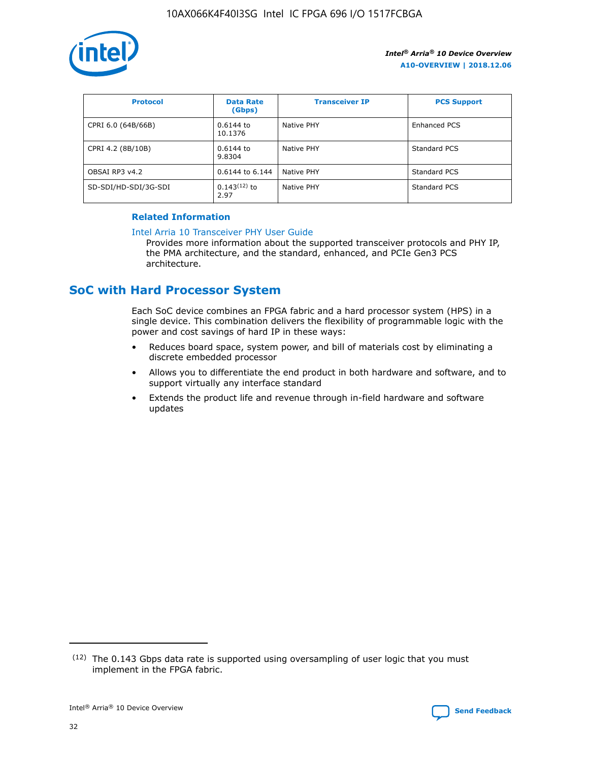| Protocol | Data Rate (Gbps) | Transceiver IP | PCS Support |
| --- | --- | --- | --- |
| CPRI 6.0 (64B/66B) | 0.6144 to 10.1376 | Native PHY | Enhanced PCS |
| CPRI 4.2 (8B/10B) | 0.6144 to 9.8304 | Native PHY | Standard PCS |
| OBSAI RP3 v4.2 | 0.6144 to 6.144 | Native PHY | Standard PCS |
| SD-SDI/HD-SDI/3G-SDI | 0.143[12] to 2.97 | Native PHY | Standard PCS |

**Related Information**

Intel Arria 10 Transceiver PHY User Guide

Provides more information about the supported transceiver protocols and PHY IP, the PMA architecture, and the standard, enhanced, and PCIe Gen3 PCS architecture.

## SoC with Hard Processor System

Each SoC device combines an FPGA fabric and a hard processor system (HPS) in a single device. This combination delivers the flexibility of programmable logic with the power and cost savings of hard IP in these ways:

- Reduces board space, system power, and bill of materials cost by eliminating a discrete embedded processor
- Allows you to differentiate the end product in both hardware and software, and to support virtually any interface standard
- Extends the product life and revenue through in-field hardware and software updates

(12) The 0.143 Gbps data rate is supported using oversampling of user logic that you must implement in the FPGA fabric.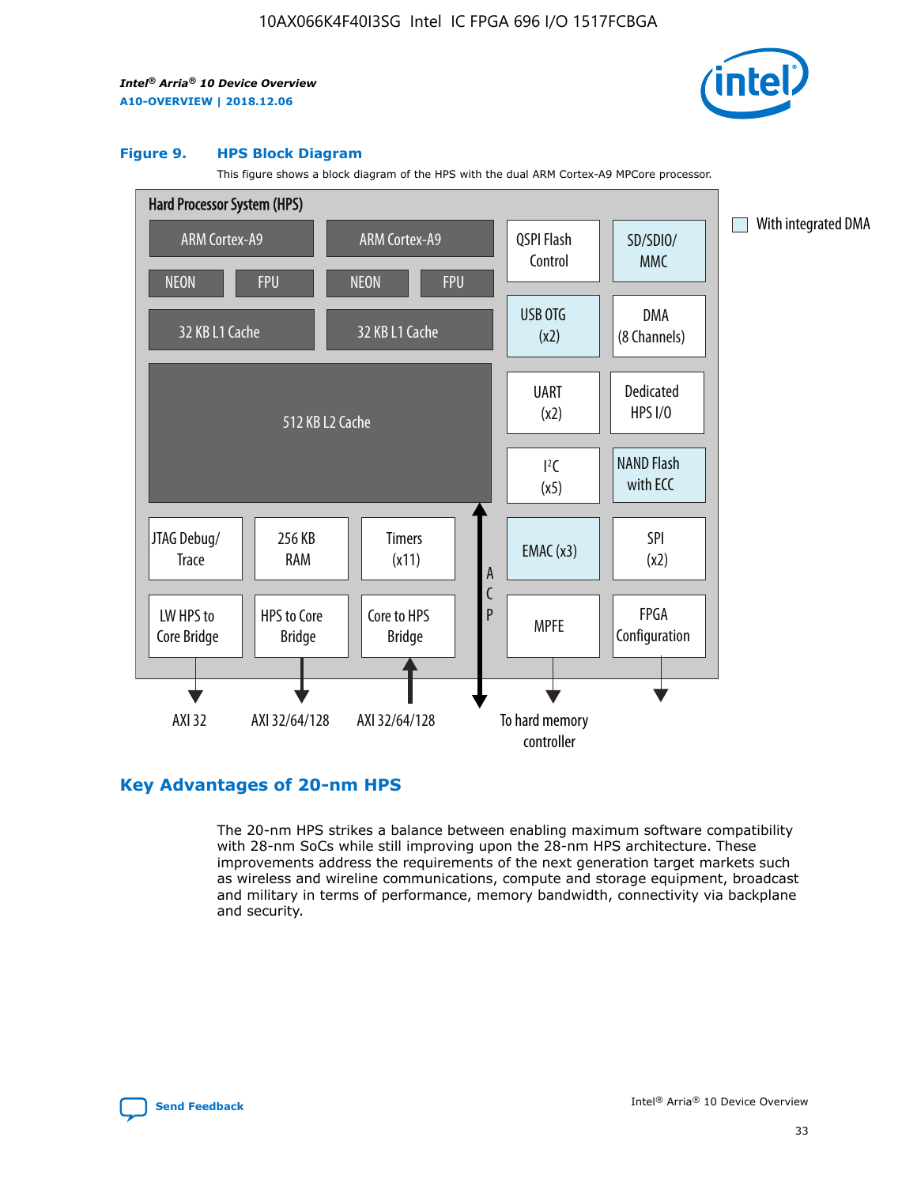#### Figure 9. HPS Block Diagram

This figure shows a block diagram of the HPS with the dual ARM Cortex-A9 MPCore processor.

Hard Processor System (HPS)

ARM Cortex-A9 | ARM Cortex-A9 | QSPI Flash Control | SD/SDIO/MMC | With integrated DMA

NEON | FPU | NEON | FPU

32 KB L1 Cache | 32 KB L1 Cache | USB OTG (x2) | DMA (8 Channels)

512 KB L2 Cache | UART (x2) | Dedicated HPS I/O | I²C (x5) | NAND Flash with ECC

JTAG Debug/Trace | 256 KB RAM | Timers (x11) | ACP | EMAC (x3) | SPI (x2)

LW HPS to Core Bridge | HPS to Core Bridge | Core to HPS Bridge | MPFE | FPGA Configuration

AXI 32 | AXI 32/64/128 | AXI 32/64/128 | To hard memory controller

## Key Advantages of 20-nm HPS

The 20-nm HPS strikes a balance between enabling maximum software compatibility with 28-nm SoCs while still improving upon the 28-nm HPS architecture. These improvements address the requirements of the next generation target markets such as wireless and wireline communications, compute and storage equipment, broadcast and military in terms of performance, memory bandwidth, connectivity via backplane and security.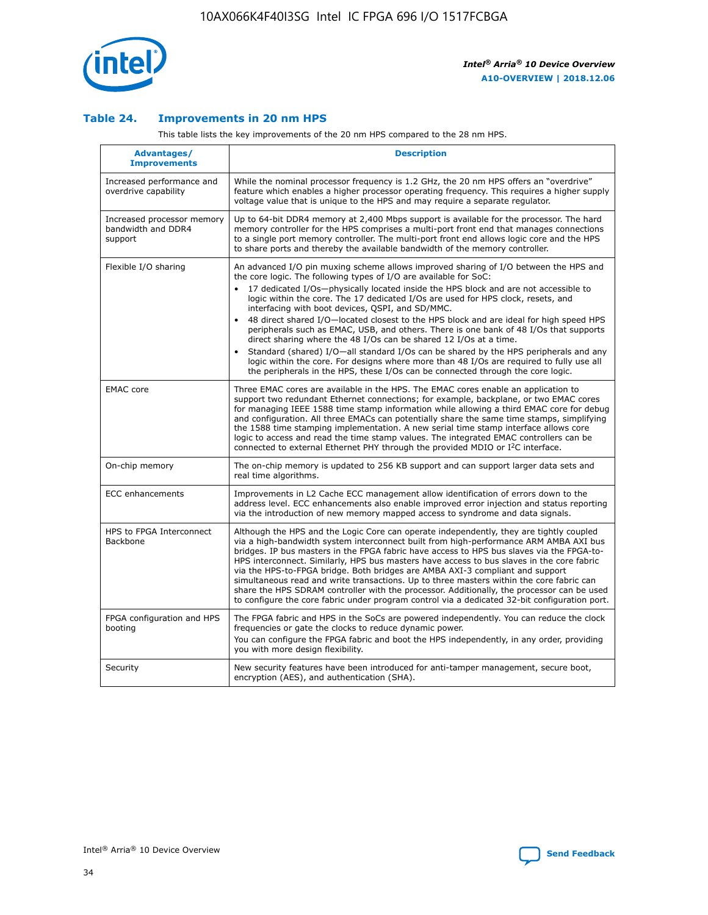### Table 24. Improvements in 20 nm HPS

This table lists the key improvements of the 20 nm HPS compared to the 28 nm HPS.

| Advantages/ Improvements | Description |
|---|---|
| Increased performance and overdrive capability | While the nominal processor frequency is 1.2 GHz, the 20 nm HPS offers an "overdrive" feature which enables a higher processor operating frequency. This requires a higher supply voltage value that is unique to the HPS and may require a separate regulator. |
| Increased processor memory bandwidth and DDR4 support | Up to 64-bit DDR4 memory at 2,400 Mbps support is available for the processor. The hard memory controller for the HPS comprises a multi-port front end that manages connections to a single port memory controller. The multi-port front end allows logic core and the HPS to share ports and thereby the available bandwidth of the memory controller. |
| Flexible I/O sharing | An advanced I/O pin muxing scheme allows improved sharing of I/O between the HPS and the core logic. The following types of I/O are available for SoC:<br>• 17 dedicated I/Os—physically located inside the HPS block and are not accessible to logic within the core. The 17 dedicated I/Os are used for HPS clock, resets, and interfacing with boot devices, QSPI, and SD/MMC.<br>• 48 direct shared I/O—located closest to the HPS block and are ideal for high speed HPS peripherals such as EMAC, USB, and others. There is one bank of 48 I/Os that supports direct sharing where the 48 I/Os can be shared 12 I/Os at a time.<br>• Standard (shared) I/O—all standard I/Os can be shared by the HPS peripherals and any logic within the core. For designs where more than 48 I/Os are required to fully use all the peripherals in the HPS, these I/Os can be connected through the core logic. |
| EMAC core | Three EMAC cores are available in the HPS. The EMAC cores enable an application to support two redundant Ethernet connections; for example, backplane, or two EMAC cores for managing IEEE 1588 time stamp information while allowing a third EMAC core for debug and configuration. All three EMACs can potentially share the same time stamps, simplifying the 1588 time stamping implementation. A new serial time stamp interface allows core logic to access and read the time stamp values. The integrated EMAC controllers can be connected to external Ethernet PHY through the provided MDIO or I$^2$C interface. |
| On-chip memory | The on-chip memory is updated to 256 KB support and can support larger data sets and real time algorithms. |
| ECC enhancements | Improvements in L2 Cache ECC management allow identification of errors down to the address level. ECC enhancements also enable improved error injection and status reporting via the introduction of new memory mapped access to syndrome and data signals. |
| HPS to FPGA Interconnect Backbone | Although the HPS and the Logic Core can operate independently, they are tightly coupled via a high-bandwidth system interconnect built from high-performance ARM AMBA AXI bus bridges. IP bus masters in the FPGA fabric have access to HPS bus slaves via the FPGA-to-HPS interconnect. Similarly, HPS bus masters have access to bus slaves in the core fabric via the HPS-to-FPGA bridge. Both bridges are AMBA AXI-3 compliant and support simultaneous read and write transactions. Up to three masters within the core fabric can share the HPS SDRAM controller with the processor. Additionally, the processor can be used to configure the core fabric under program control via a dedicated 32-bit configuration port. |
| FPGA configuration and HPS booting | The FPGA fabric and HPS in the SoCs are powered independently. You can reduce the clock frequencies or gate the clocks to reduce dynamic power.<br>You can configure the FPGA fabric and boot the HPS independently, in any order, providing you with more design flexibility. |
| Security | New security features have been introduced for anti-tamper management, secure boot, encryption (AES), and authentication (SHA). |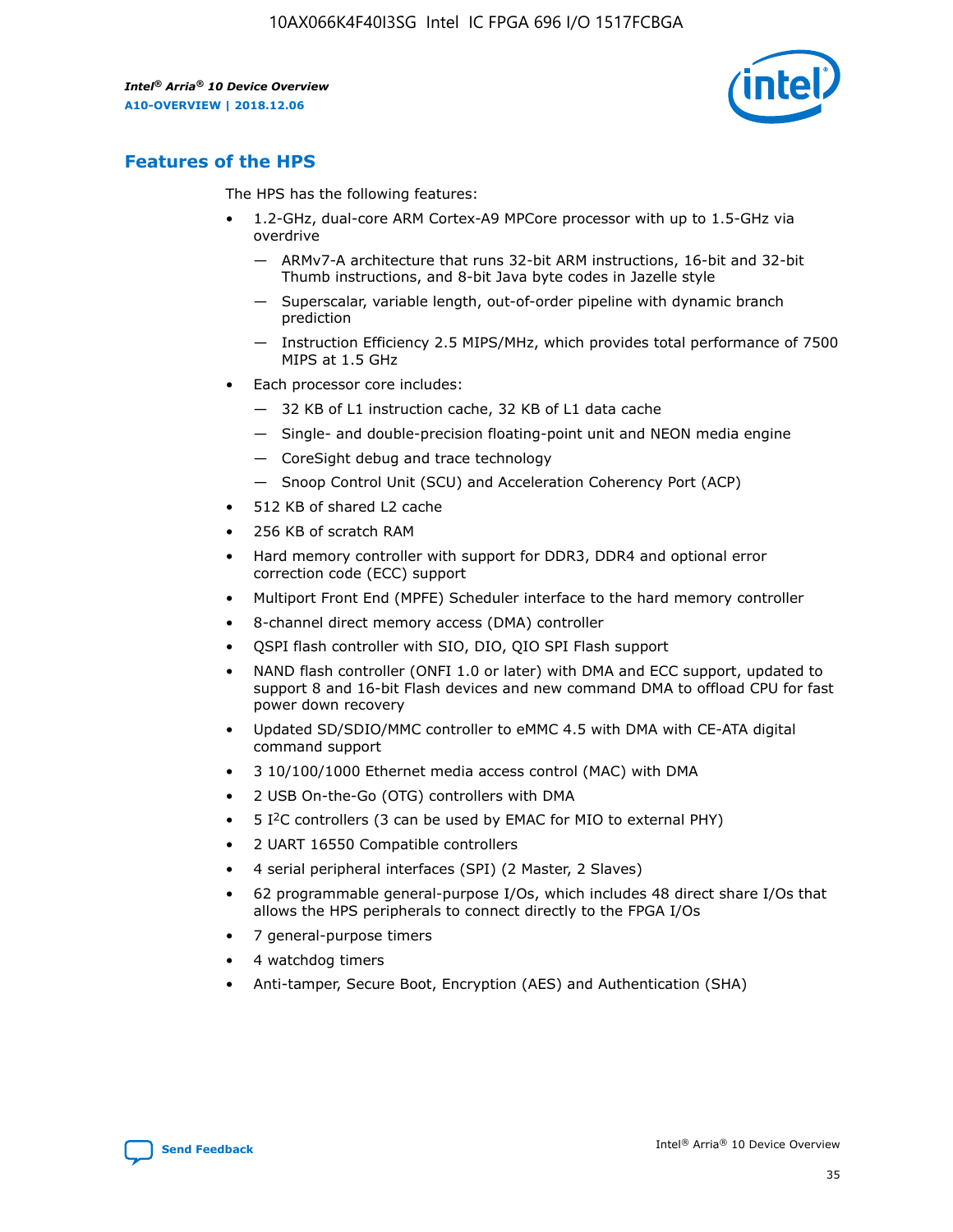## Features of the HPS

The HPS has the following features:

- 1.2-GHz, dual-core ARM Cortex-A9 MPCore processor with up to 1.5-GHz via overdrive
  - — ARMv7-A architecture that runs 32-bit ARM instructions, 16-bit and 32-bit Thumb instructions, and 8-bit Java byte codes in Jazelle style
  - — Superscalar, variable length, out-of-order pipeline with dynamic branch prediction
  - — Instruction Efficiency 2.5 MIPS/MHz, which provides total performance of 7500 MIPS at 1.5 GHz
- Each processor core includes:
  - — 32 KB of L1 instruction cache, 32 KB of L1 data cache
  - — Single- and double-precision floating-point unit and NEON media engine
  - — CoreSight debug and trace technology
  - — Snoop Control Unit (SCU) and Acceleration Coherency Port (ACP)
- 512 KB of shared L2 cache
- 256 KB of scratch RAM
- Hard memory controller with support for DDR3, DDR4 and optional error correction code (ECC) support
- Multiport Front End (MPFE) Scheduler interface to the hard memory controller
- 8-channel direct memory access (DMA) controller
- QSPI flash controller with SIO, DIO, QIO SPI Flash support
- NAND flash controller (ONFI 1.0 or later) with DMA and ECC support, updated to support 8 and 16-bit Flash devices and new command DMA to offload CPU for fast power down recovery
- Updated SD/SDIO/MMC controller to eMMC 4.5 with DMA with CE-ATA digital command support
- 3 10/100/1000 Ethernet media access control (MAC) with DMA
- 2 USB On-the-Go (OTG) controllers with DMA
- 5 I$^2$C controllers (3 can be used by EMAC for MIO to external PHY)
- 2 UART 16550 Compatible controllers
- 4 serial peripheral interfaces (SPI) (2 Master, 2 Slaves)
- 62 programmable general-purpose I/Os, which includes 48 direct share I/Os that allows the HPS peripherals to connect directly to the FPGA I/Os
- 7 general-purpose timers
- 4 watchdog timers
- Anti-tamper, Secure Boot, Encryption (AES) and Authentication (SHA)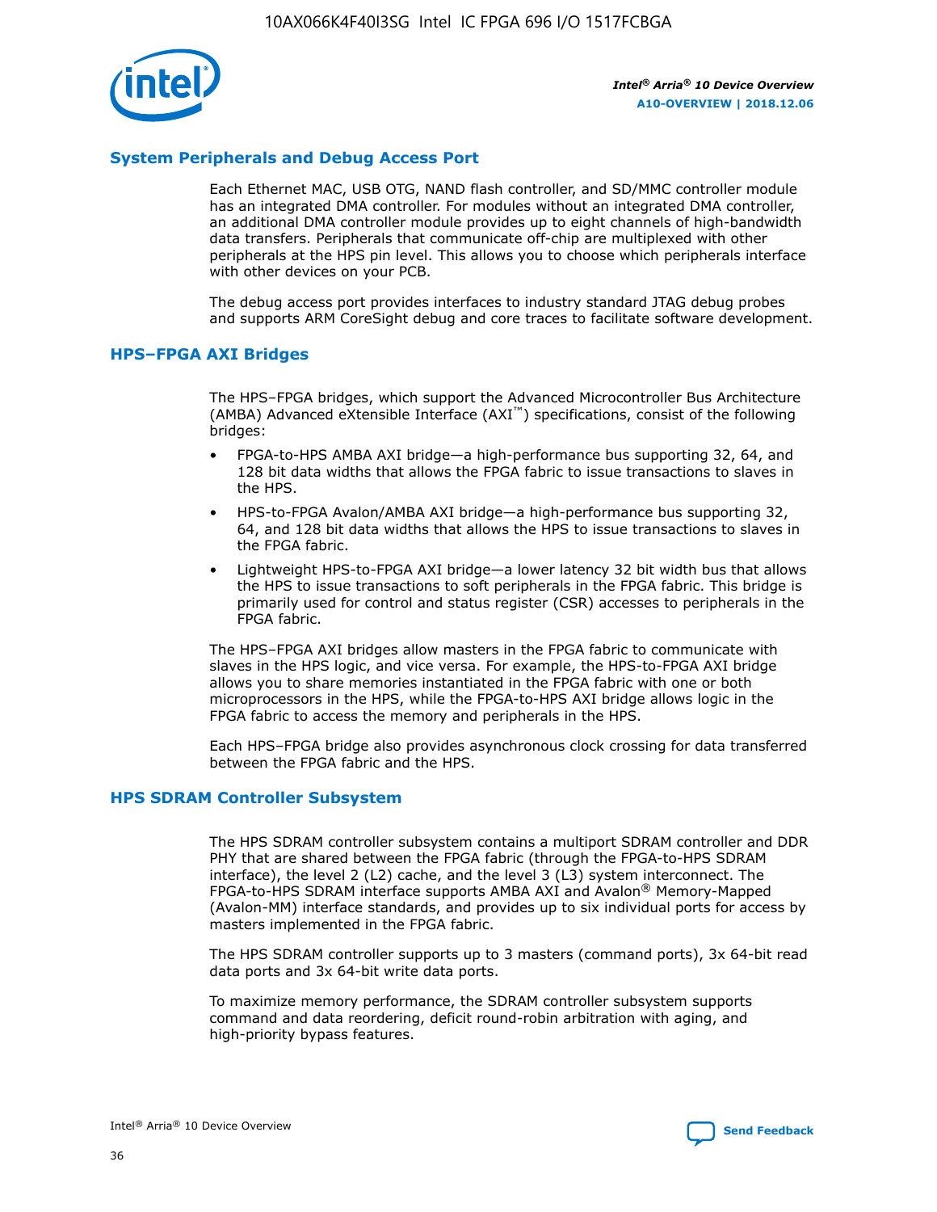## System Peripherals and Debug Access Port

Each Ethernet MAC, USB OTG, NAND flash controller, and SD/MMC controller module has an integrated DMA controller. For modules without an integrated DMA controller, an additional DMA controller module provides up to eight channels of high-bandwidth data transfers. Peripherals that communicate off-chip are multiplexed with other peripherals at the HPS pin level. This allows you to choose which peripherals interface with other devices on your PCB.

The debug access port provides interfaces to industry standard JTAG debug probes and supports ARM CoreSight debug and core traces to facilitate software development.

## HPS–FPGA AXI Bridges

The HPS–FPGA bridges, which support the Advanced Microcontroller Bus Architecture (AMBA) Advanced eXtensible Interface (AXI™) specifications, consist of the following bridges:

- FPGA-to-HPS AMBA AXI bridge—a high-performance bus supporting 32, 64, and 128 bit data widths that allows the FPGA fabric to issue transactions to slaves in the HPS.
- HPS-to-FPGA Avalon/AMBA AXI bridge—a high-performance bus supporting 32, 64, and 128 bit data widths that allows the HPS to issue transactions to slaves in the FPGA fabric.
- Lightweight HPS-to-FPGA AXI bridge—a lower latency 32 bit width bus that allows the HPS to issue transactions to soft peripherals in the FPGA fabric. This bridge is primarily used for control and status register (CSR) accesses to peripherals in the FPGA fabric.

The HPS–FPGA AXI bridges allow masters in the FPGA fabric to communicate with slaves in the HPS logic, and vice versa. For example, the HPS-to-FPGA AXI bridge allows you to share memories instantiated in the FPGA fabric with one or both microprocessors in the HPS, while the FPGA-to-HPS AXI bridge allows logic in the FPGA fabric to access the memory and peripherals in the HPS.

Each HPS–FPGA bridge also provides asynchronous clock crossing for data transferred between the FPGA fabric and the HPS.

## HPS SDRAM Controller Subsystem

The HPS SDRAM controller subsystem contains a multiport SDRAM controller and DDR PHY that are shared between the FPGA fabric (through the FPGA-to-HPS SDRAM interface), the level 2 (L2) cache, and the level 3 (L3) system interconnect. The FPGA-to-HPS SDRAM interface supports AMBA AXI and Avalon® Memory-Mapped (Avalon-MM) interface standards, and provides up to six individual ports for access by masters implemented in the FPGA fabric.

The HPS SDRAM controller supports up to 3 masters (command ports), 3x 64-bit read data ports and 3x 64-bit write data ports.

To maximize memory performance, the SDRAM controller subsystem supports command and data reordering, deficit round-robin arbitration with aging, and high-priority bypass features.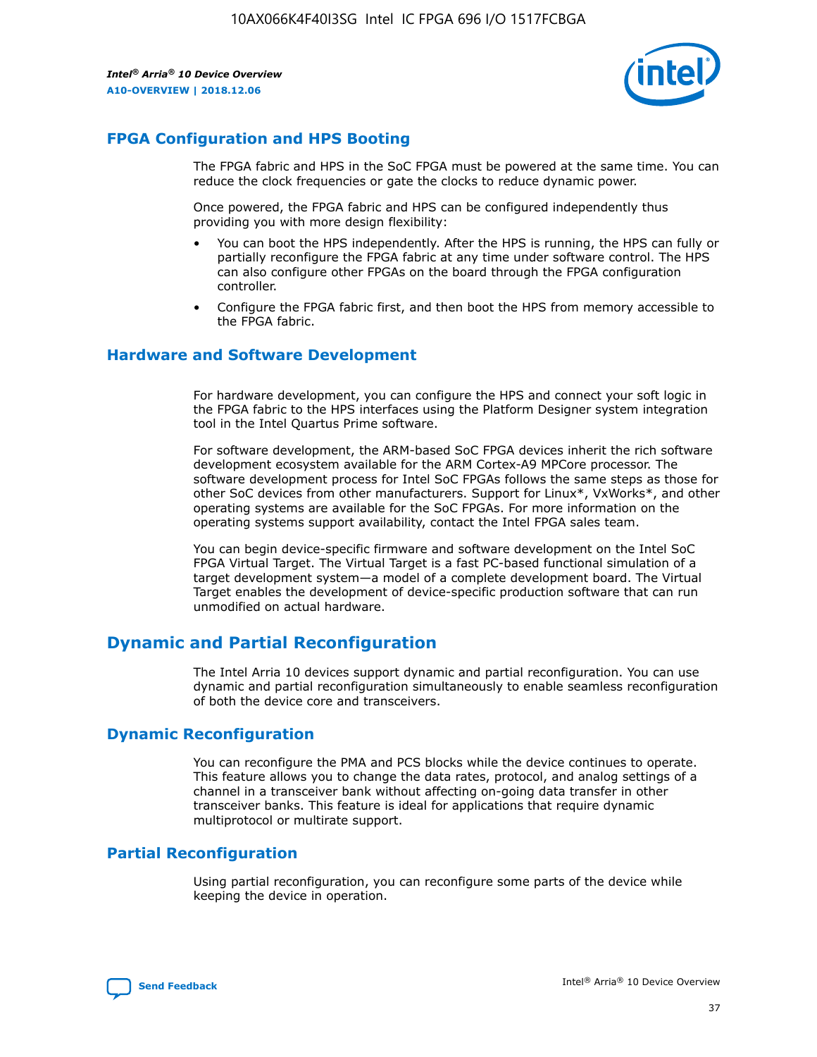## FPGA Configuration and HPS Booting

The FPGA fabric and HPS in the SoC FPGA must be powered at the same time. You can reduce the clock frequencies or gate the clocks to reduce dynamic power.

Once powered, the FPGA fabric and HPS can be configured independently thus providing you with more design flexibility:

- You can boot the HPS independently. After the HPS is running, the HPS can fully or partially reconfigure the FPGA fabric at any time under software control. The HPS can also configure other FPGAs on the board through the FPGA configuration controller.
- Configure the FPGA fabric first, and then boot the HPS from memory accessible to the FPGA fabric.

## Hardware and Software Development

For hardware development, you can configure the HPS and connect your soft logic in the FPGA fabric to the HPS interfaces using the Platform Designer system integration tool in the Intel Quartus Prime software.

For software development, the ARM-based SoC FPGA devices inherit the rich software development ecosystem available for the ARM Cortex-A9 MPCore processor. The software development process for Intel SoC FPGAs follows the same steps as those for other SoC devices from other manufacturers. Support for Linux*, VxWorks*, and other operating systems are available for the SoC FPGAs. For more information on the operating systems support availability, contact the Intel FPGA sales team.

You can begin device-specific firmware and software development on the Intel SoC FPGA Virtual Target. The Virtual Target is a fast PC-based functional simulation of a target development system—a model of a complete development board. The Virtual Target enables the development of device-specific production software that can run unmodified on actual hardware.

# Dynamic and Partial Reconfiguration

The Intel Arria 10 devices support dynamic and partial reconfiguration. You can use dynamic and partial reconfiguration simultaneously to enable seamless reconfiguration of both the device core and transceivers.

## Dynamic Reconfiguration

You can reconfigure the PMA and PCS blocks while the device continues to operate. This feature allows you to change the data rates, protocol, and analog settings of a channel in a transceiver bank without affecting on-going data transfer in other transceiver banks. This feature is ideal for applications that require dynamic multiprotocol or multirate support.

## Partial Reconfiguration

Using partial reconfiguration, you can reconfigure some parts of the device while keeping the device in operation.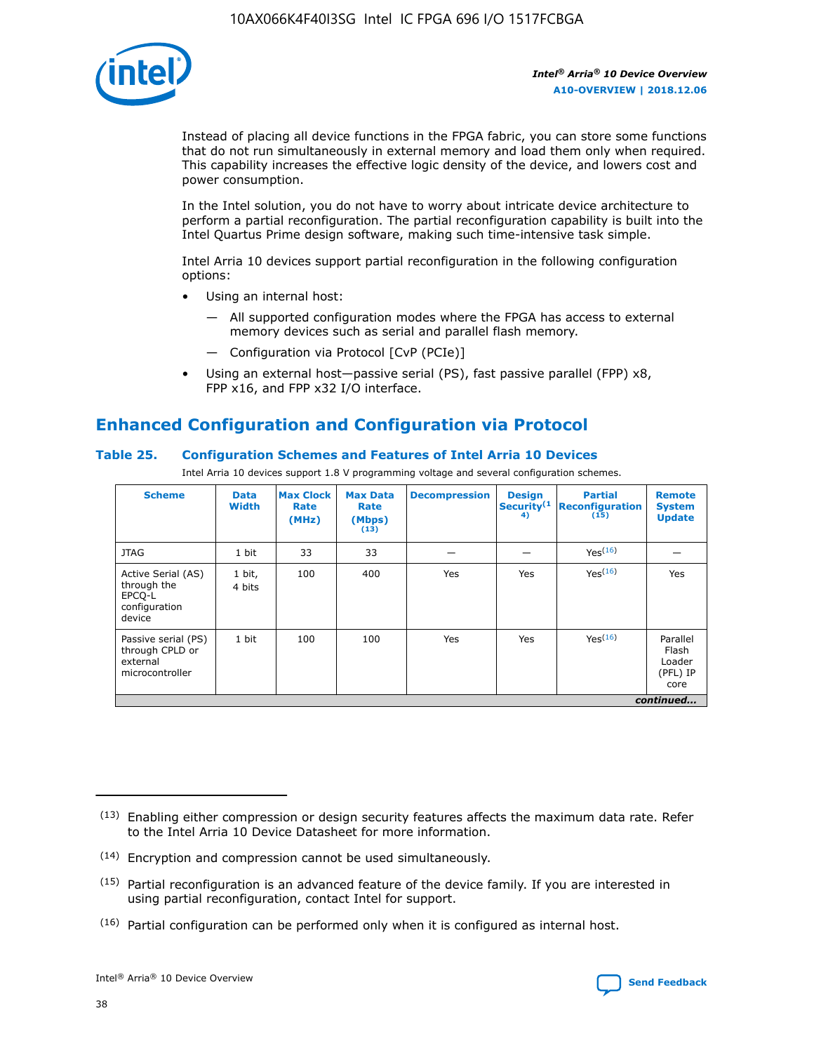Instead of placing all device functions in the FPGA fabric, you can store some functions that do not run simultaneously in external memory and load them only when required. This capability increases the effective logic density of the device, and lowers cost and power consumption.

In the Intel solution, you do not have to worry about intricate device architecture to perform a partial reconfiguration. The partial reconfiguration capability is built into the Intel Quartus Prime design software, making such time-intensive task simple.

Intel Arria 10 devices support partial reconfiguration in the following configuration options:

- Using an internal host:
  - All supported configuration modes where the FPGA has access to external memory devices such as serial and parallel flash memory.
  - Configuration via Protocol [CvP (PCIe)]
- Using an external host—passive serial (PS), fast passive parallel (FPP) x8, FPP x16, and FPP x32 I/O interface.

## Enhanced Configuration and Configuration via Protocol

### Table 25. Configuration Schemes and Features of Intel Arria 10 Devices

Intel Arria 10 devices support 1.8 V programming voltage and several configuration schemes.

| Scheme | Data Width | Max Clock Rate (MHz) | Max Data Rate (Mbps) (13) | Decompression | Design Security (14) | Partial Reconfiguration (15) | Remote System Update |
|---|---|---|---|---|---|---|---|
| JTAG | 1 bit | 33 | 33 | — | — | Yes(16) | — |
| Active Serial (AS) through the EPCQ-L configuration device | 1 bit, 4 bits | 100 | 400 | Yes | Yes | Yes(16) | Yes |
| Passive serial (PS) through CPLD or external microcontroller | 1 bit | 100 | 100 | Yes | Yes | Yes(16) | Parallel Flash Loader (PFL) IP core |

*continued...*

(13) Enabling either compression or design security features affects the maximum data rate. Refer to the Intel Arria 10 Device Datasheet for more information.

(14) Encryption and compression cannot be used simultaneously.

(15) Partial reconfiguration is an advanced feature of the device family. If you are interested in using partial reconfiguration, contact Intel for support.

(16) Partial configuration can be performed only when it is configured as internal host.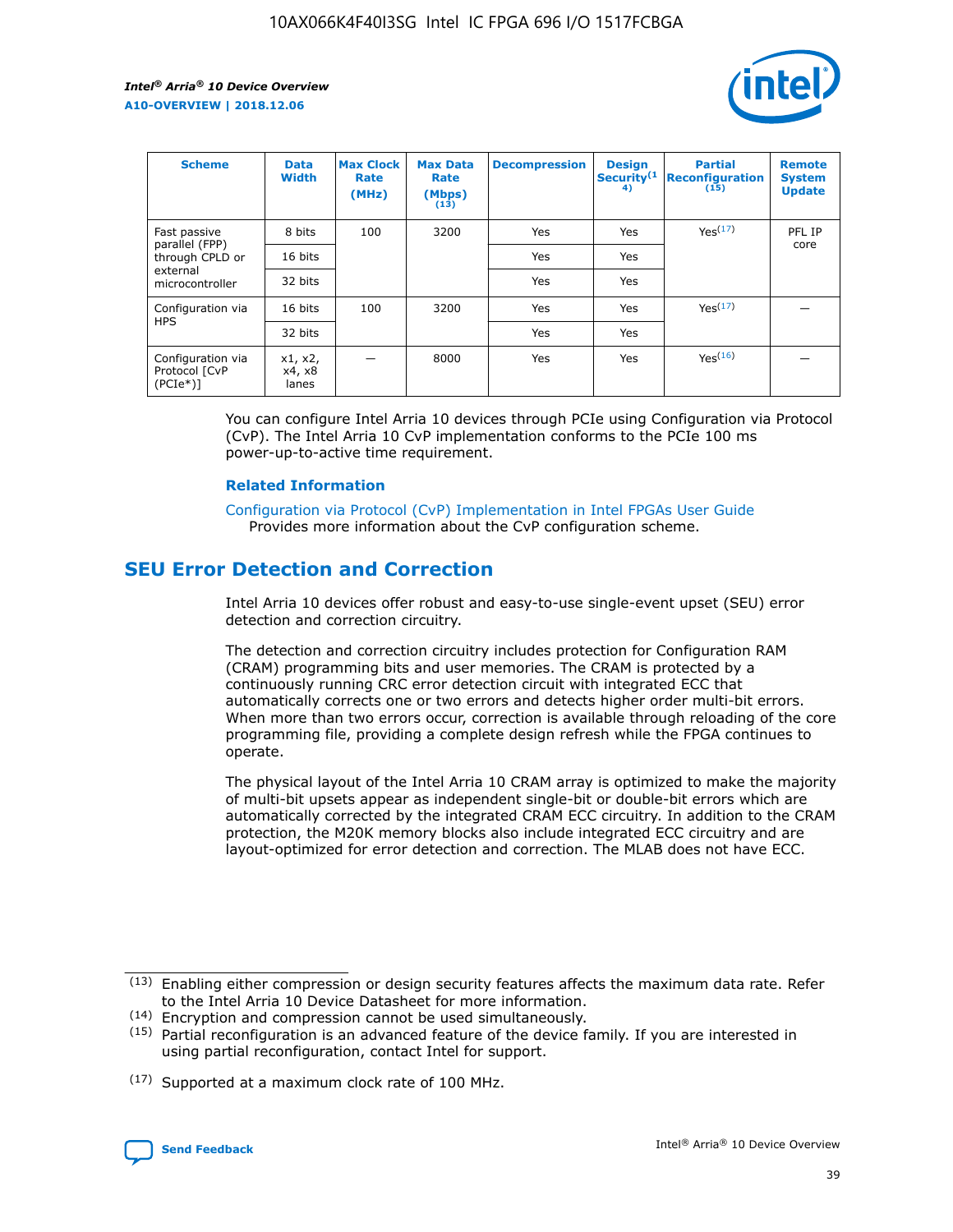| Scheme | Data Width | Max Clock Rate (MHz) | Max Data Rate (Mbps) (13) | Decompression | Design Security(14) | Partial Reconfiguration (15) | Remote System Update |
| --- | --- | --- | --- | --- | --- | --- | --- |
| Fast passive parallel (FPP) through CPLD or external microcontroller | 8 bits | 100 | 3200 | Yes | Yes | Yes(17) | PFL IP core |
| | 16 bits | | | Yes | Yes | | |
| | 32 bits | | | Yes | Yes | | |
| Configuration via HPS | 16 bits | 100 | 3200 | Yes | Yes | Yes(17) | — |
| | 32 bits | | | Yes | Yes | | |
| Configuration via Protocol [CvP (PCIe*)] | x1, x2, x4, x8 lanes | — | 8000 | Yes | Yes | Yes(16) | — |

You can configure Intel Arria 10 devices through PCIe using Configuration via Protocol (CvP). The Intel Arria 10 CvP implementation conforms to the PCIe 100 ms power-up-to-active time requirement.

### Related Information

Configuration via Protocol (CvP) Implementation in Intel FPGAs User Guide
Provides more information about the CvP configuration scheme.

## SEU Error Detection and Correction

Intel Arria 10 devices offer robust and easy-to-use single-event upset (SEU) error detection and correction circuitry.

The detection and correction circuitry includes protection for Configuration RAM (CRAM) programming bits and user memories. The CRAM is protected by a continuously running CRC error detection circuit with integrated ECC that automatically corrects one or two errors and detects higher order multi-bit errors. When more than two errors occur, correction is available through reloading of the core programming file, providing a complete design refresh while the FPGA continues to operate.

The physical layout of the Intel Arria 10 CRAM array is optimized to make the majority of multi-bit upsets appear as independent single-bit or double-bit errors which are automatically corrected by the integrated CRAM ECC circuitry. In addition to the CRAM protection, the M20K memory blocks also include integrated ECC circuitry and are layout-optimized for error detection and correction. The MLAB does not have ECC.

(13) Enabling either compression or design security features affects the maximum data rate. Refer to the Intel Arria 10 Device Datasheet for more information.

(14) Encryption and compression cannot be used simultaneously.

(15) Partial reconfiguration is an advanced feature of the device family. If you are interested in using partial reconfiguration, contact Intel for support.

(17) Supported at a maximum clock rate of 100 MHz.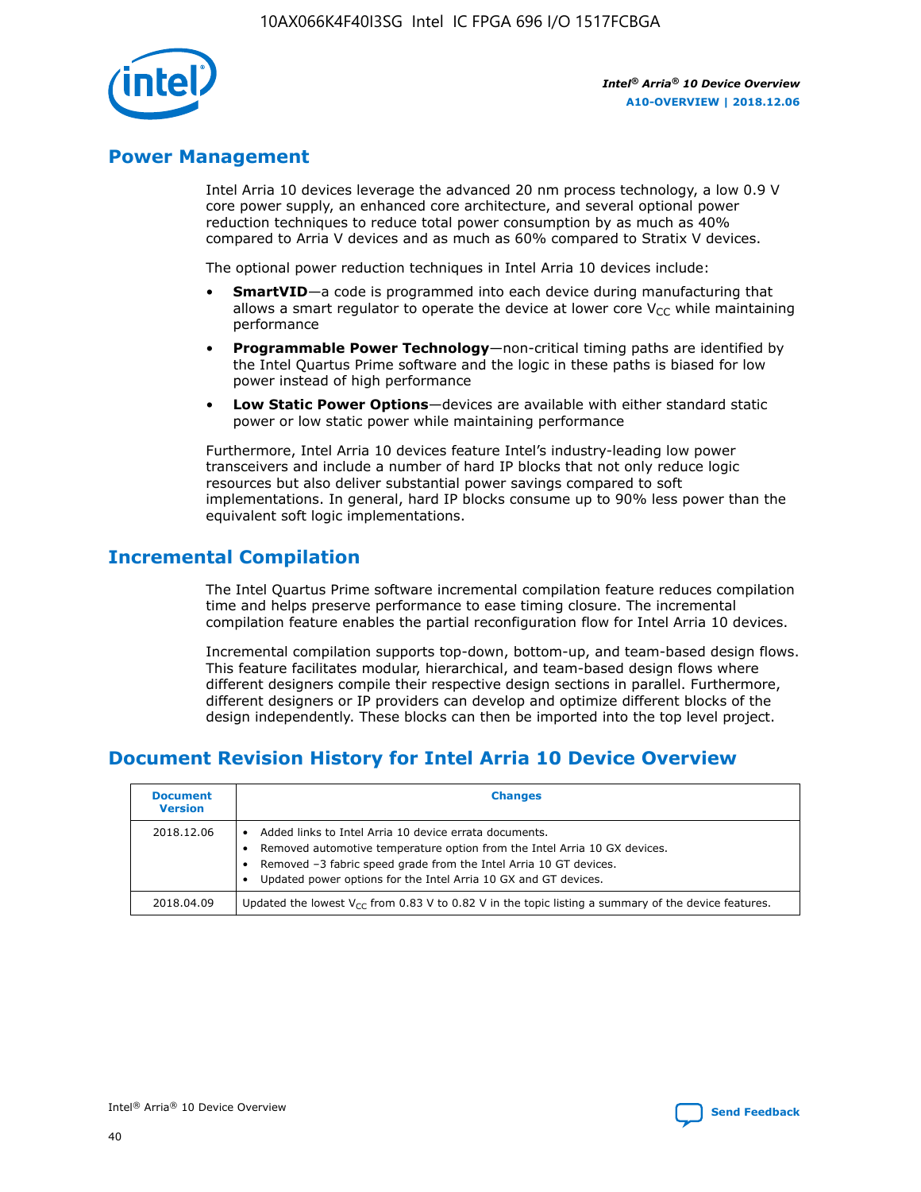## Power Management

Intel Arria 10 devices leverage the advanced 20 nm process technology, a low 0.9 V core power supply, an enhanced core architecture, and several optional power reduction techniques to reduce total power consumption by as much as 40% compared to Arria V devices and as much as 60% compared to Stratix V devices.

The optional power reduction techniques in Intel Arria 10 devices include:

- **SmartVID**—a code is programmed into each device during manufacturing that allows a smart regulator to operate the device at lower core $V_{CC}$ while maintaining performance
- **Programmable Power Technology**—non-critical timing paths are identified by the Intel Quartus Prime software and the logic in these paths is biased for low power instead of high performance
- **Low Static Power Options**—devices are available with either standard static power or low static power while maintaining performance

Furthermore, Intel Arria 10 devices feature Intel's industry-leading low power transceivers and include a number of hard IP blocks that not only reduce logic resources but also deliver substantial power savings compared to soft implementations. In general, hard IP blocks consume up to 90% less power than the equivalent soft logic implementations.

## Incremental Compilation

The Intel Quartus Prime software incremental compilation feature reduces compilation time and helps preserve performance to ease timing closure. The incremental compilation feature enables the partial reconfiguration flow for Intel Arria 10 devices.

Incremental compilation supports top-down, bottom-up, and team-based design flows. This feature facilitates modular, hierarchical, and team-based design flows where different designers compile their respective design sections in parallel. Furthermore, different designers or IP providers can develop and optimize different blocks of the design independently. These blocks can then be imported into the top level project.

## Document Revision History for Intel Arria 10 Device Overview

| Document Version | Changes |
| --- | --- |
| 2018.12.06 | • Added links to Intel Arria 10 device errata documents.<br>• Removed automotive temperature option from the Intel Arria 10 GX devices.<br>• Removed –3 fabric speed grade from the Intel Arria 10 GT devices.<br>• Updated power options for the Intel Arria 10 GX and GT devices. |
| 2018.04.09 | Updated the lowest $V_{CC}$ from 0.83 V to 0.82 V in the topic listing a summary of the device features. |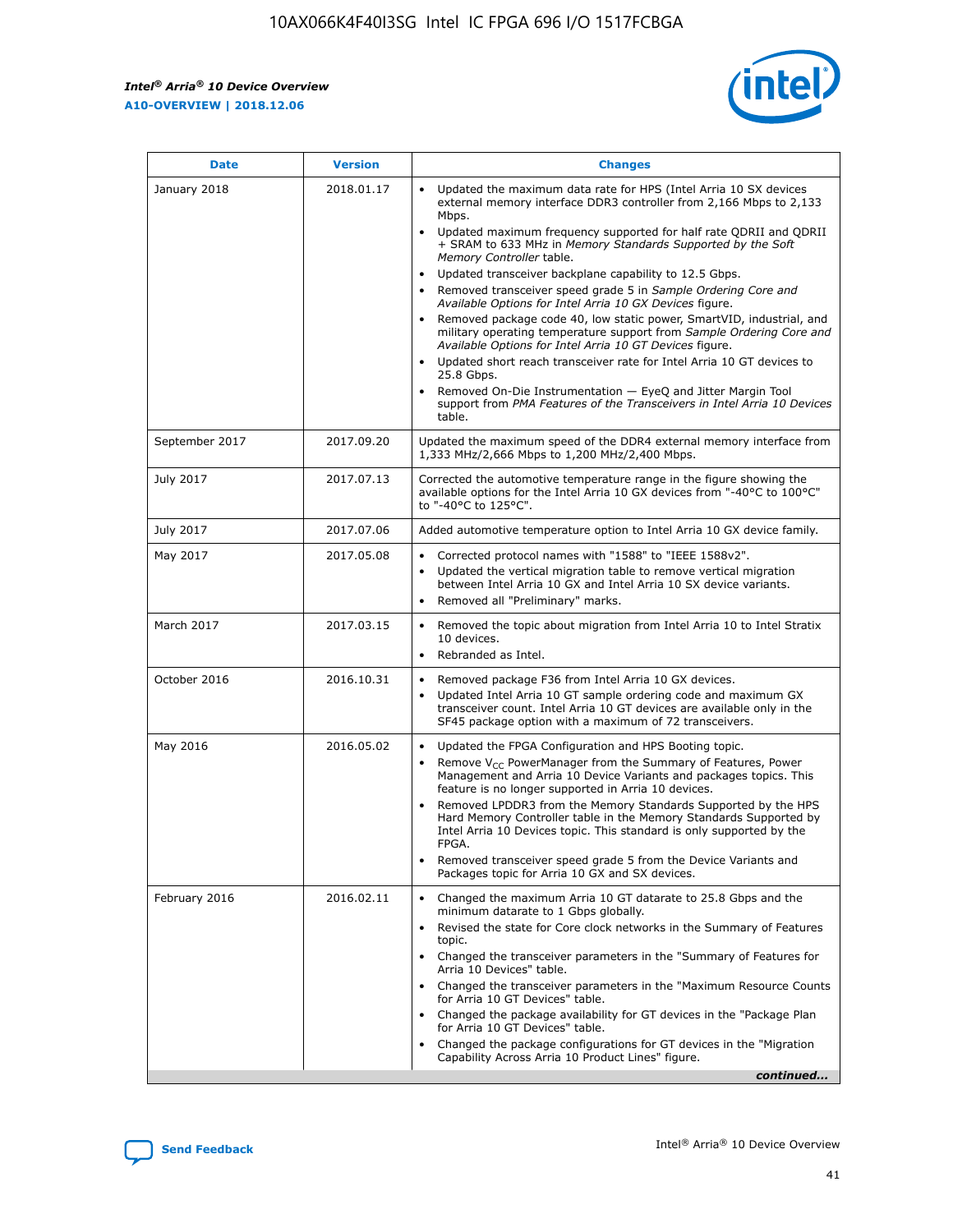| Date | Version | Changes |
| --- | --- | --- |
| January 2018 | 2018.01.17 | • Updated the maximum data rate for HPS (Intel Arria 10 SX devices external memory interface DDR3 controller from 2,166 Mbps to 2,133 Mbps.<br>• Updated maximum frequency supported for half rate QDRII and QDRII + SRAM to 633 MHz in *Memory Standards Supported by the Soft Memory Controller* table.<br>• Updated transceiver backplane capability to 12.5 Gbps.<br>• Removed transceiver speed grade 5 in *Sample Ordering Core and Available Options for Intel Arria 10 GX Devices* figure.<br>• Removed package code 40, low static power, SmartVID, industrial, and military operating temperature support from *Sample Ordering Core and Available Options for Intel Arria 10 GT Devices* figure.<br>• Updated short reach transceiver rate for Intel Arria 10 GT devices to 25.8 Gbps.<br>• Removed On-Die Instrumentation — EyeQ and Jitter Margin Tool support from *PMA Features of the Transceivers in Intel Arria 10 Devices* table. |
| September 2017 | 2017.09.20 | Updated the maximum speed of the DDR4 external memory interface from 1,333 MHz/2,666 Mbps to 1,200 MHz/2,400 Mbps. |
| July 2017 | 2017.07.13 | Corrected the automotive temperature range in the figure showing the available options for the Intel Arria 10 GX devices from "-40°C to 100°C" to "-40°C to 125°C". |
| July 2017 | 2017.07.06 | Added automotive temperature option to Intel Arria 10 GX device family. |
| May 2017 | 2017.05.08 | • Corrected protocol names with "1588" to "IEEE 1588v2".<br>• Updated the vertical migration table to remove vertical migration between Intel Arria 10 GX and Intel Arria 10 SX device variants.<br>• Removed all "Preliminary" marks. |
| March 2017 | 2017.03.15 | • Removed the topic about migration from Intel Arria 10 to Intel Stratix 10 devices.<br>• Rebranded as Intel. |
| October 2016 | 2016.10.31 | • Removed package F36 from Intel Arria 10 GX devices.<br>• Updated Intel Arria 10 GT sample ordering code and maximum GX transceiver count. Intel Arria 10 GT devices are available only in the SF45 package option with a maximum of 72 transceivers. |
| May 2016 | 2016.05.02 | • Updated the FPGA Configuration and HPS Booting topic.<br>• Remove $V_{CC}$ PowerManager from the Summary of Features, Power Management and Arria 10 Device Variants and packages topics. This feature is no longer supported in Arria 10 devices.<br>• Removed LPDDR3 from the Memory Standards Supported by the HPS Hard Memory Controller table in the Memory Standards Supported by Intel Arria 10 Devices topic. This standard is only supported by the FPGA.<br>• Removed transceiver speed grade 5 from the Device Variants and Packages topic for Arria 10 GX and SX devices. |
| February 2016 | 2016.02.11 | • Changed the maximum Arria 10 GT datarate to 25.8 Gbps and the minimum datarate to 1 Gbps globally.<br>• Revised the state for Core clock networks in the Summary of Features topic.<br>• Changed the transceiver parameters in the "Summary of Features for Arria 10 Devices" table.<br>• Changed the transceiver parameters in the "Maximum Resource Counts for Arria 10 GT Devices" table.<br>• Changed the package availability for GT devices in the "Package Plan for Arria 10 GT Devices" table.<br>• Changed the package configurations for GT devices in the "Migration Capability Across Arria 10 Product Lines" figure. |

*continued...*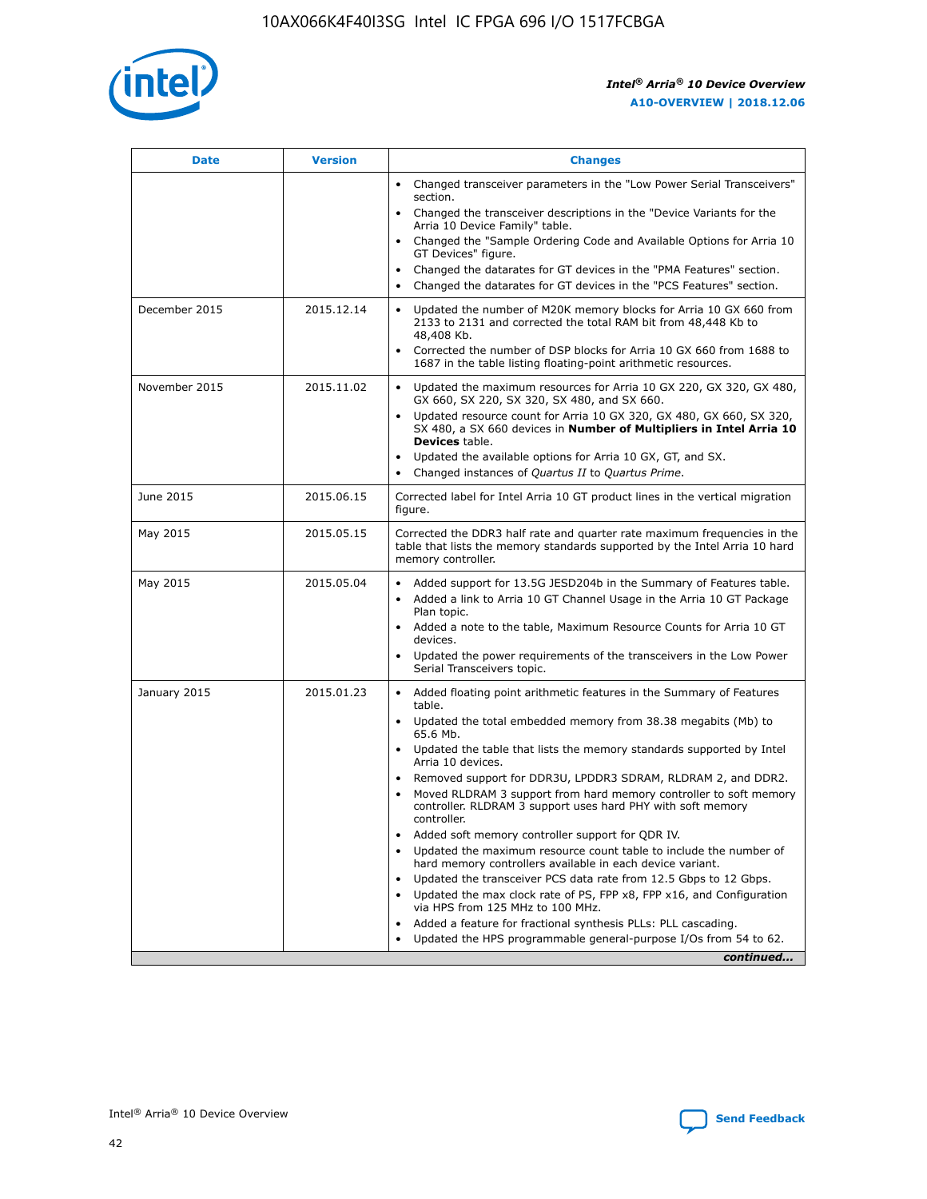| Date | Version | Changes |
| --- | --- | --- |
| | | • Changed transceiver parameters in the "Low Power Serial Transceivers" section.<br>• Changed the transceiver descriptions in the "Device Variants for the Arria 10 Device Family" table.<br>• Changed the "Sample Ordering Code and Available Options for Arria 10 GT Devices" figure.<br>• Changed the datarates for GT devices in the "PMA Features" section.<br>• Changed the datarates for GT devices in the "PCS Features" section. |
| December 2015 | 2015.12.14 | • Updated the number of M20K memory blocks for Arria 10 GX 660 from 2133 to 2131 and corrected the total RAM bit from 48,448 Kb to 48,408 Kb.<br>• Corrected the number of DSP blocks for Arria 10 GX 660 from 1688 to 1687 in the table listing floating-point arithmetic resources. |
| November 2015 | 2015.11.02 | • Updated the maximum resources for Arria 10 GX 220, GX 320, GX 480, GX 660, SX 220, SX 320, SX 480, and SX 660.<br>• Updated resource count for Arria 10 GX 320, GX 480, GX 660, SX 320, SX 480, a SX 660 devices in **Number of Multipliers in Intel Arria 10 Devices** table.<br>• Updated the available options for Arria 10 GX, GT, and SX.<br>• Changed instances of *Quartus II* to *Quartus Prime*. |
| June 2015 | 2015.06.15 | Corrected label for Intel Arria 10 GT product lines in the vertical migration figure. |
| May 2015 | 2015.05.15 | Corrected the DDR3 half rate and quarter rate maximum frequencies in the table that lists the memory standards supported by the Intel Arria 10 hard memory controller. |
| May 2015 | 2015.05.04 | • Added support for 13.5G JESD204b in the Summary of Features table.<br>• Added a link to Arria 10 GT Channel Usage in the Arria 10 GT Package Plan topic.<br>• Added a note to the table, Maximum Resource Counts for Arria 10 GT devices.<br>• Updated the power requirements of the transceivers in the Low Power Serial Transceivers topic. |
| January 2015 | 2015.01.23 | • Added floating point arithmetic features in the Summary of Features table.<br>• Updated the total embedded memory from 38.38 megabits (Mb) to 65.6 Mb.<br>• Updated the table that lists the memory standards supported by Intel Arria 10 devices.<br>• Removed support for DDR3U, LPDDR3 SDRAM, RLDRAM 2, and DDR2.<br>• Moved RLDRAM 3 support from hard memory controller to soft memory controller. RLDRAM 3 support uses hard PHY with soft memory controller.<br>• Added soft memory controller support for QDR IV.<br>• Updated the maximum resource count table to include the number of hard memory controllers available in each device variant.<br>• Updated the transceiver PCS data rate from 12.5 Gbps to 12 Gbps.<br>• Updated the max clock rate of PS, FPP x8, FPP x16, and Configuration via HPS from 125 MHz to 100 MHz.<br>• Added a feature for fractional synthesis PLLs: PLL cascading.<br>• Updated the HPS programmable general-purpose I/Os from 54 to 62. |

*continued...*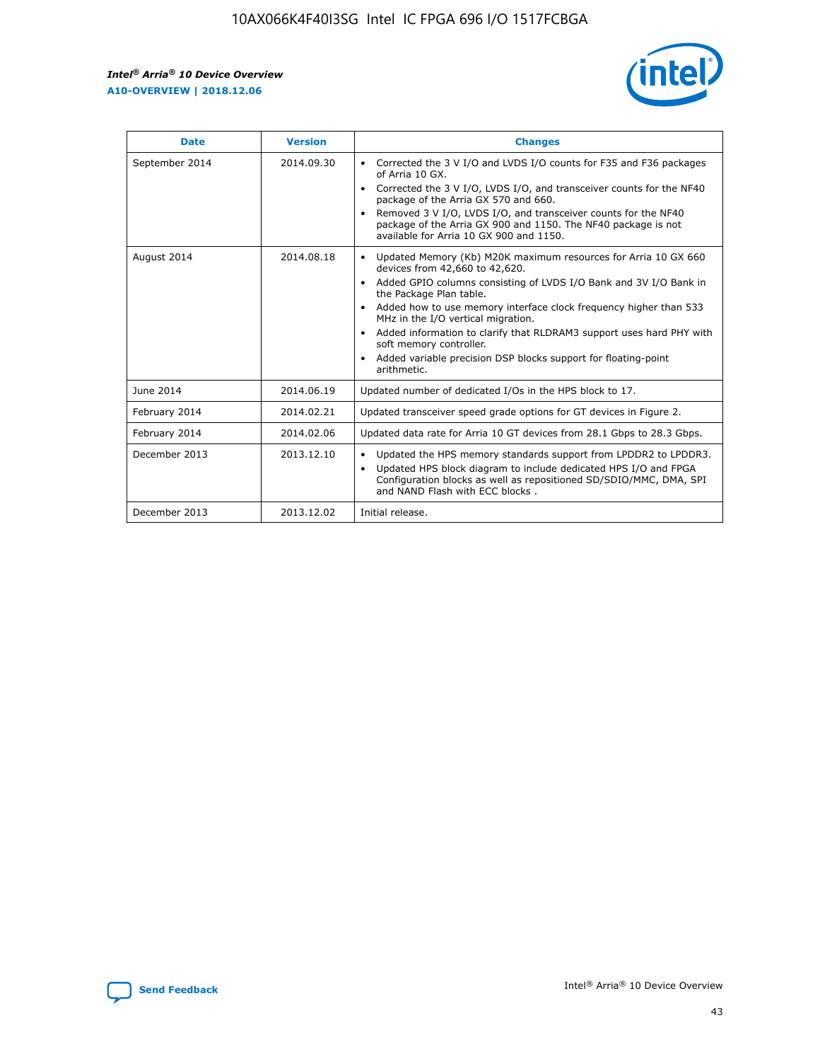| Date | Version | Changes |
| --- | --- | --- |
| September 2014 | 2014.09.30 | • Corrected the 3 V I/O and LVDS I/O counts for F35 and F36 packages of Arria 10 GX.<br>• Corrected the 3 V I/O, LVDS I/O, and transceiver counts for the NF40 package of the Arria GX 570 and 660.<br>• Removed 3 V I/O, LVDS I/O, and transceiver counts for the NF40 package of the Arria GX 900 and 1150. The NF40 package is not available for Arria 10 GX 900 and 1150. |
| August 2014 | 2014.08.18 | • Updated Memory (Kb) M20K maximum resources for Arria 10 GX 660 devices from 42,660 to 42,620.<br>• Added GPIO columns consisting of LVDS I/O Bank and 3V I/O Bank in the Package Plan table.<br>• Added how to use memory interface clock frequency higher than 533 MHz in the I/O vertical migration.<br>• Added information to clarify that RLDRAM3 support uses hard PHY with soft memory controller.<br>• Added variable precision DSP blocks support for floating-point arithmetic. |
| June 2014 | 2014.06.19 | Updated number of dedicated I/Os in the HPS block to 17. |
| February 2014 | 2014.02.21 | Updated transceiver speed grade options for GT devices in Figure 2. |
| February 2014 | 2014.02.06 | Updated data rate for Arria 10 GT devices from 28.1 Gbps to 28.3 Gbps. |
| December 2013 | 2013.12.10 | • Updated the HPS memory standards support from LPDDR2 to LPDDR3.<br>• Updated HPS block diagram to include dedicated HPS I/O and FPGA Configuration blocks as well as repositioned SD/SDIO/MMC, DMA, SPI and NAND Flash with ECC blocks . |
| December 2013 | 2013.12.02 | Initial release. |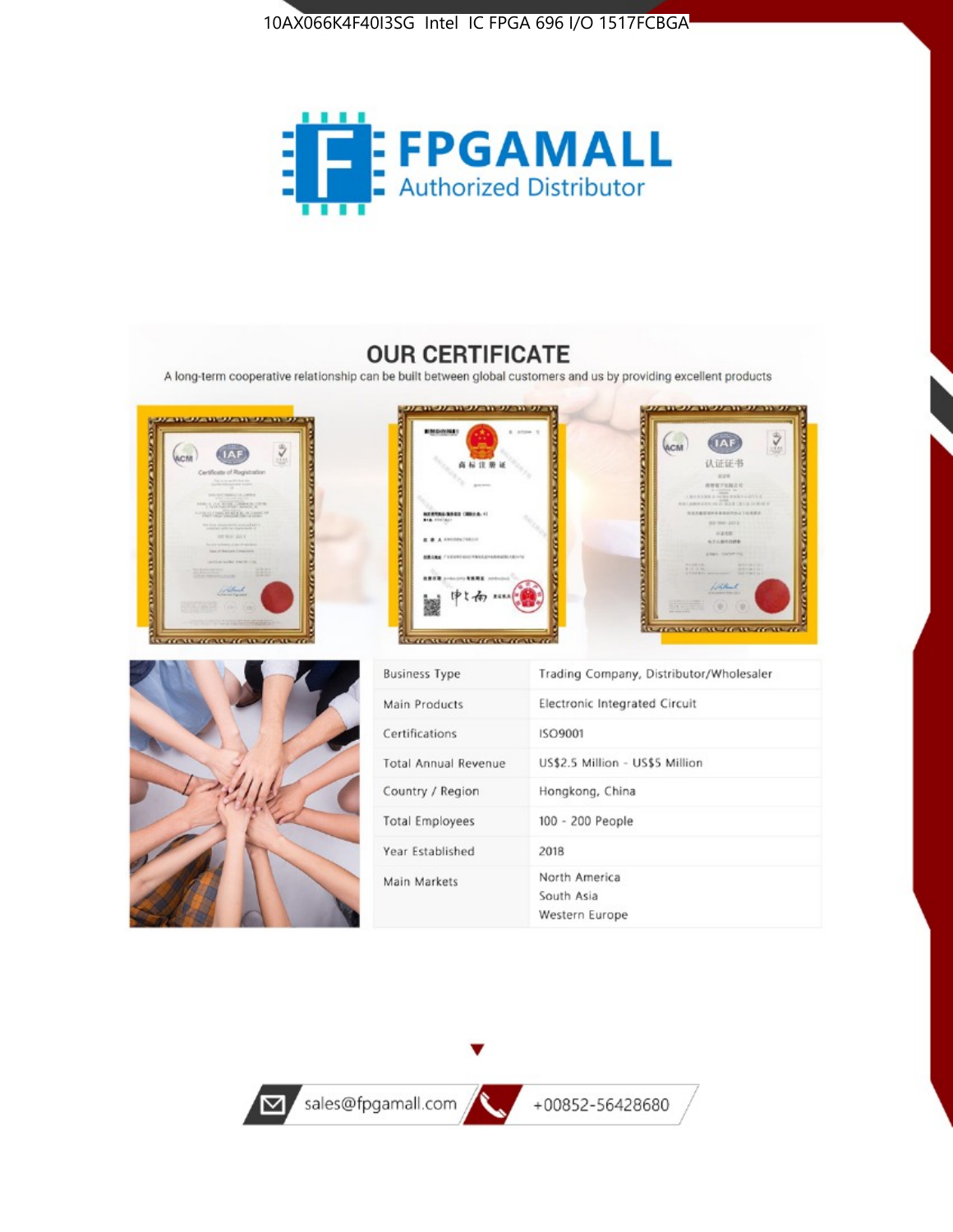FPGAMALL
Authorized Distributor

## OUR CERTIFICATE

A long-term cooperative relationship can be built between global customers and us by providing excellent products

| | |
|---|---|
| Business Type | Trading Company, Distributor/Wholesaler |
| Main Products | Electronic Integrated Circuit |
| Certifications | ISO9001 |
| Total Annual Revenue | US$2.5 Million - US$5 Million |
| Country / Region | Hongkong, China |
| Total Employees | 100 - 200 People |
| Year Established | 2018 |
| Main Markets | North America<br>South Asia<br>Western Europe |

sales@fpgamall.com

+00852-56428680